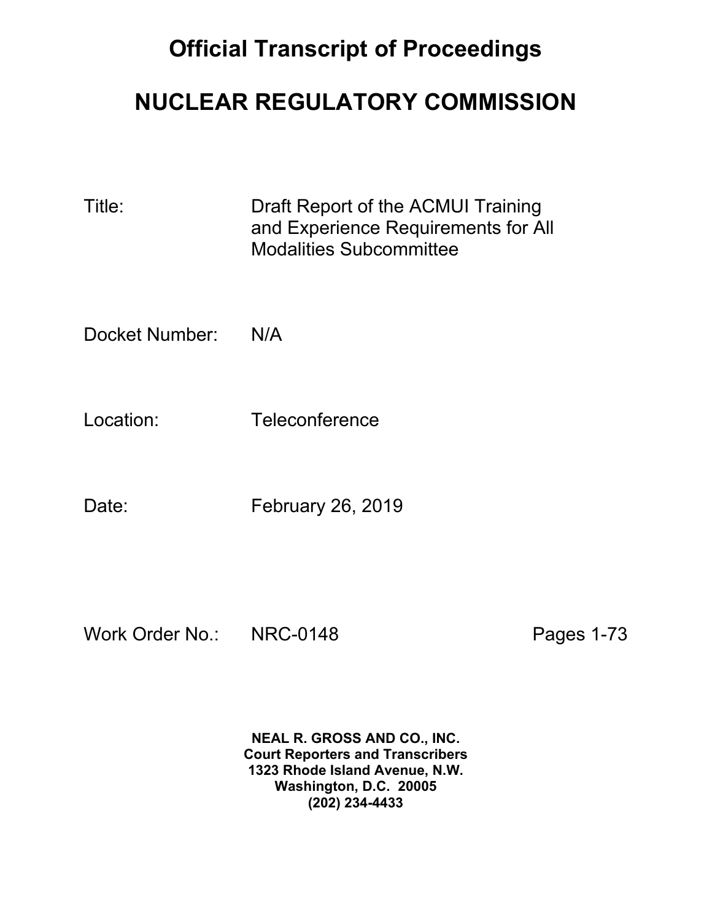# Official Transcript of Proceedings

# NUCLEAR REGULATORY COMMISSION

Title: Draft Report of the ACMUI Training and Experience Requirements for All Modalities Subcommittee

Docket Number: N/A

Location: Teleconference

Date: February 26, 2019

Work Order No.: NRC-0148 Pages 1-73

**NEAL R. GROSS AND CO., INC.**
**Court Reporters and Transcribers**
**1323 Rhode Island Avenue, N.W.**
**Washington, D.C. 20005**
**(202) 234-4433**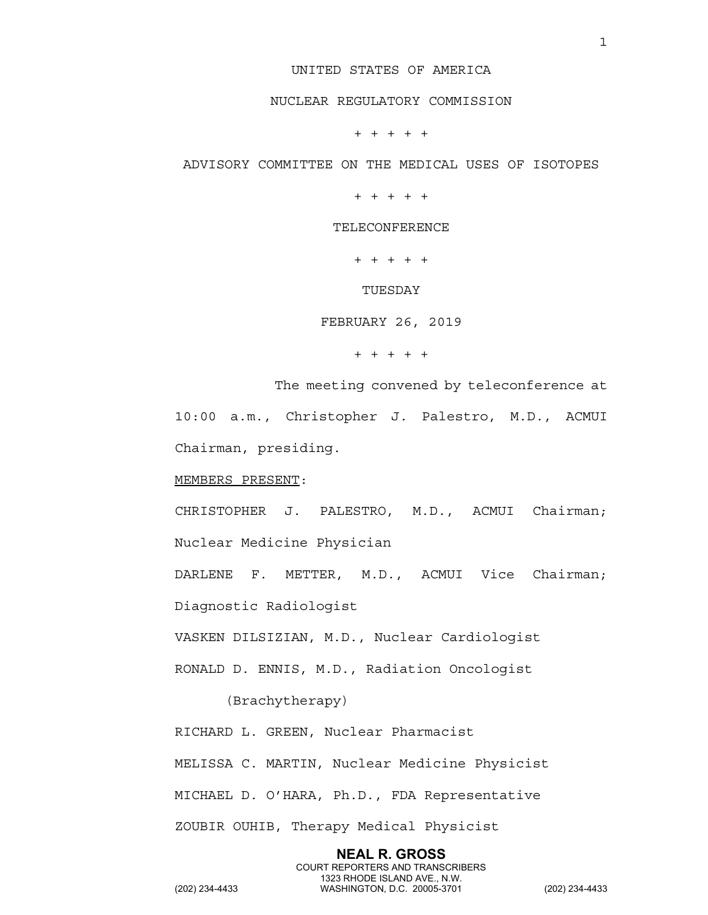UNITED STATES OF AMERICA

NUCLEAR REGULATORY COMMISSION

+ + + + +

ADVISORY COMMITTEE ON THE MEDICAL USES OF ISOTOPES

+ + + + +

TELECONFERENCE

+ + + + +

TUESDAY

FEBRUARY 26, 2019

+ + + + +

The meeting convened by teleconference at 10:00 a.m., Christopher J. Palestro, M.D., ACMUI Chairman, presiding.

MEMBERS PRESENT:

CHRISTOPHER J. PALESTRO, M.D., ACMUI Chairman; Nuclear Medicine Physician

DARLENE F. METTER, M.D., ACMUI Vice Chairman; Diagnostic Radiologist

VASKEN DILSIZIAN, M.D., Nuclear Cardiologist

RONALD D. ENNIS, M.D., Radiation Oncologist (Brachytherapy)

RICHARD L. GREEN, Nuclear Pharmacist

MELISSA C. MARTIN, Nuclear Medicine Physicist

MICHAEL D. O'HARA, Ph.D., FDA Representative

ZOUBIR OUHIB, Therapy Medical Physicist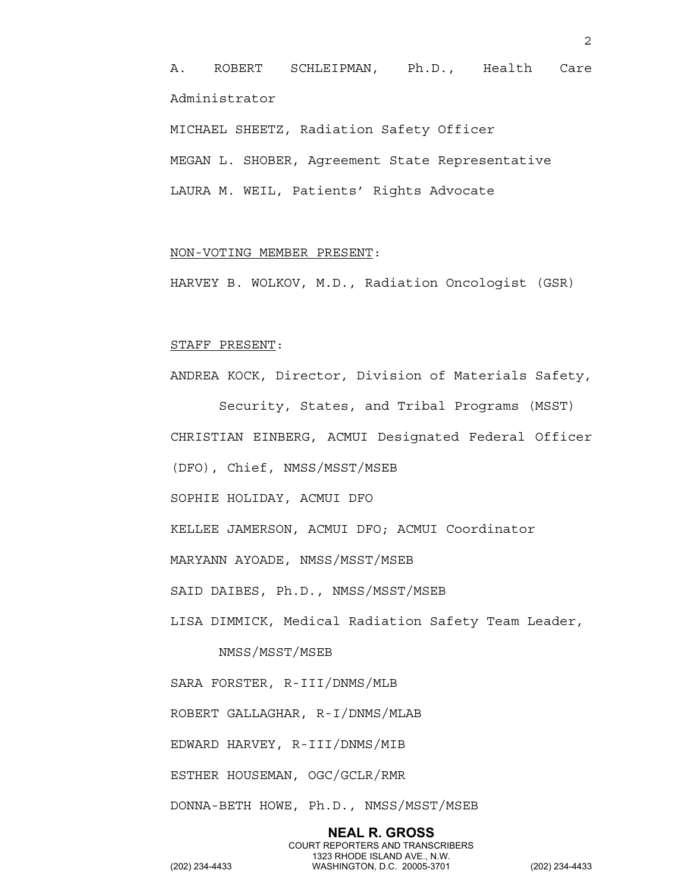A. ROBERT SCHLEIPMAN, Ph.D., Health Care Administrator

MICHAEL SHEETZ, Radiation Safety Officer

MEGAN L. SHOBER, Agreement State Representative

LAURA M. WEIL, Patients' Rights Advocate

<u>NON-VOTING MEMBER PRESENT</u>:

HARVEY B. WOLKOV, M.D., Radiation Oncologist (GSR)

<u>STAFF PRESENT</u>:

ANDREA KOCK, Director, Division of Materials Safety, Security, States, and Tribal Programs (MSST)

CHRISTIAN EINBERG, ACMUI Designated Federal Officer (DFO), Chief, NMSS/MSST/MSEB

SOPHIE HOLIDAY, ACMUI DFO

KELLEE JAMERSON, ACMUI DFO; ACMUI Coordinator

MARYANN AYOADE, NMSS/MSST/MSEB

SAID DAIBES, Ph.D., NMSS/MSST/MSEB

LISA DIMMICK, Medical Radiation Safety Team Leader, NMSS/MSST/MSEB

SARA FORSTER, R-III/DNMS/MLB

ROBERT GALLAGHAR, R-I/DNMS/MLAB

EDWARD HARVEY, R-III/DNMS/MIB

ESTHER HOUSEMAN, OGC/GCLR/RMR

DONNA-BETH HOWE, Ph.D., NMSS/MSST/MSEB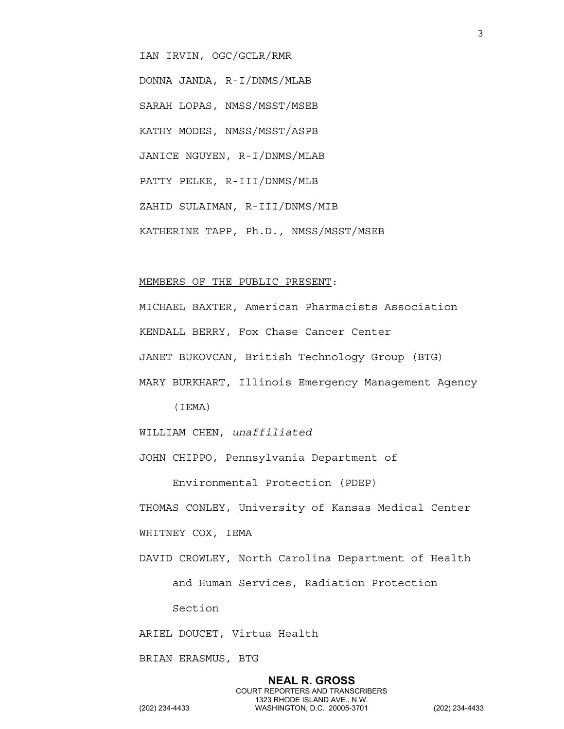IAN IRVIN, OGC/GCLR/RMR

DONNA JANDA, R-I/DNMS/MLAB

SARAH LOPAS, NMSS/MSST/MSEB

KATHY MODES, NMSS/MSST/ASPB

JANICE NGUYEN, R-I/DNMS/MLAB

PATTY PELKE, R-III/DNMS/MLB

ZAHID SULAIMAN, R-III/DNMS/MIB

KATHERINE TAPP, Ph.D., NMSS/MSST/MSEB

MEMBERS OF THE PUBLIC PRESENT:

MICHAEL BAXTER, American Pharmacists Association

KENDALL BERRY, Fox Chase Cancer Center

JANET BUKOVCAN, British Technology Group (BTG)

MARY BURKHART, Illinois Emergency Management Agency (IEMA)

WILLIAM CHEN, *unaffiliated*

JOHN CHIPPO, Pennsylvania Department of Environmental Protection (PDEP)

THOMAS CONLEY, University of Kansas Medical Center

WHITNEY COX, IEMA

DAVID CROWLEY, North Carolina Department of Health and Human Services, Radiation Protection Section

ARIEL DOUCET, Virtua Health

BRIAN ERASMUS, BTG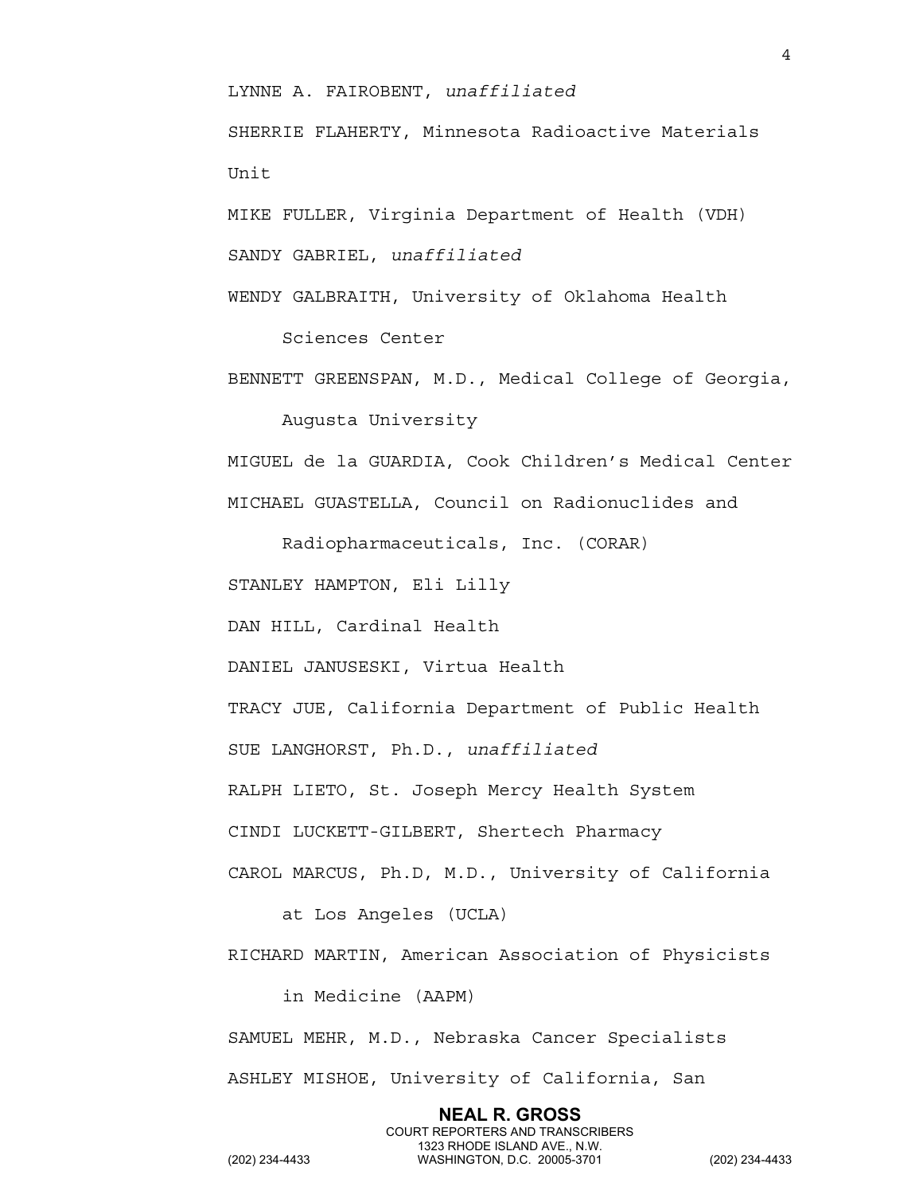LYNNE A. FAIROBENT, *unaffiliated*

SHERRIE FLAHERTY, Minnesota Radioactive Materials Unit

MIKE FULLER, Virginia Department of Health (VDH)

SANDY GABRIEL, *unaffiliated*

WENDY GALBRAITH, University of Oklahoma Health Sciences Center

BENNETT GREENSPAN, M.D., Medical College of Georgia, Augusta University

MIGUEL de la GUARDIA, Cook Children's Medical Center

MICHAEL GUASTELLA, Council on Radionuclides and Radiopharmaceuticals, Inc. (CORAR)

STANLEY HAMPTON, Eli Lilly

DAN HILL, Cardinal Health

DANIEL JANUSESKI, Virtua Health

TRACY JUE, California Department of Public Health

SUE LANGHORST, Ph.D., *unaffiliated*

RALPH LIETO, St. Joseph Mercy Health System

CINDI LUCKETT-GILBERT, Shertech Pharmacy

CAROL MARCUS, Ph.D, M.D., University of California at Los Angeles (UCLA)

RICHARD MARTIN, American Association of Physicists in Medicine (AAPM)

SAMUEL MEHR, M.D., Nebraska Cancer Specialists

ASHLEY MISHOE, University of California, San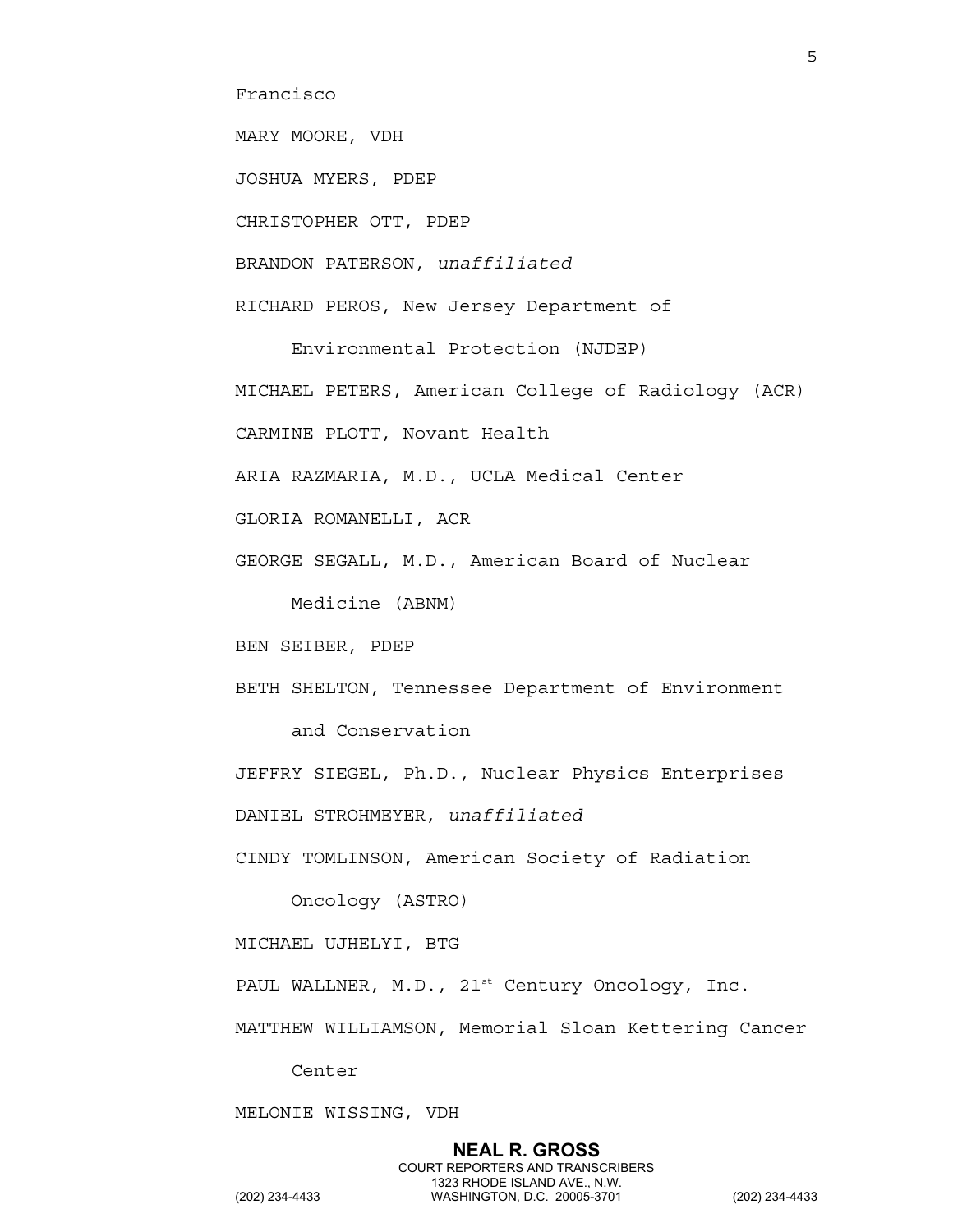Francisco

MARY MOORE, VDH

JOSHUA MYERS, PDEP

CHRISTOPHER OTT, PDEP

BRANDON PATERSON, *unaffiliated*

RICHARD PEROS, New Jersey Department of Environmental Protection (NJDEP)

MICHAEL PETERS, American College of Radiology (ACR)

CARMINE PLOTT, Novant Health

ARIA RAZMARIA, M.D., UCLA Medical Center

GLORIA ROMANELLI, ACR

GEORGE SEGALL, M.D., American Board of Nuclear Medicine (ABNM)

BEN SEIBER, PDEP

BETH SHELTON, Tennessee Department of Environment and Conservation

JEFFRY SIEGEL, Ph.D., Nuclear Physics Enterprises

DANIEL STROHMEYER, *unaffiliated*

CINDY TOMLINSON, American Society of Radiation Oncology (ASTRO)

MICHAEL UJHELYI, BTG

PAUL WALLNER, M.D., 21st Century Oncology, Inc.

MATTHEW WILLIAMSON, Memorial Sloan Kettering Cancer Center

MELONIE WISSING, VDH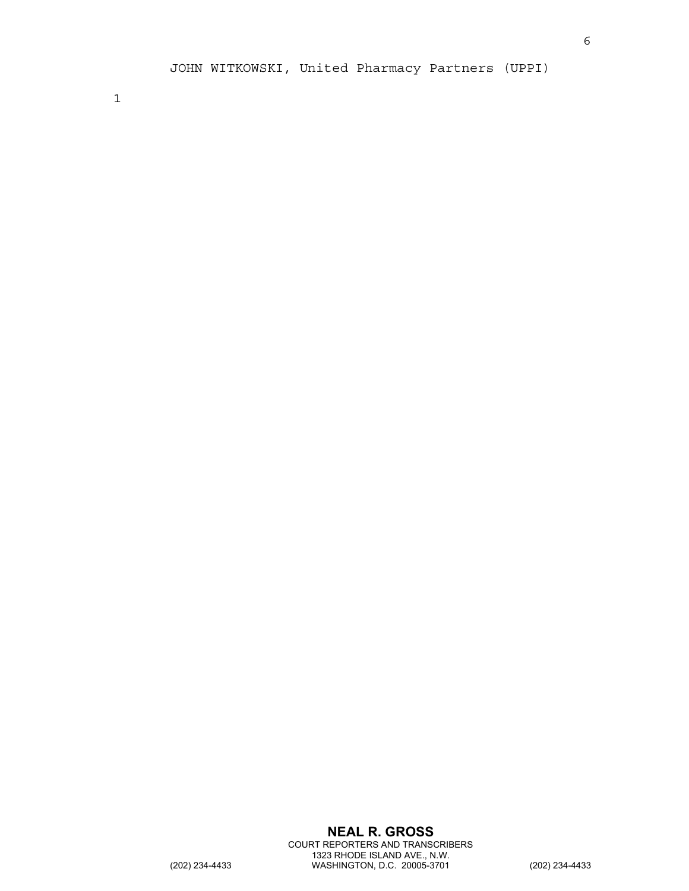JOHN WITKOWSKI, United Pharmacy Partners (UPPI)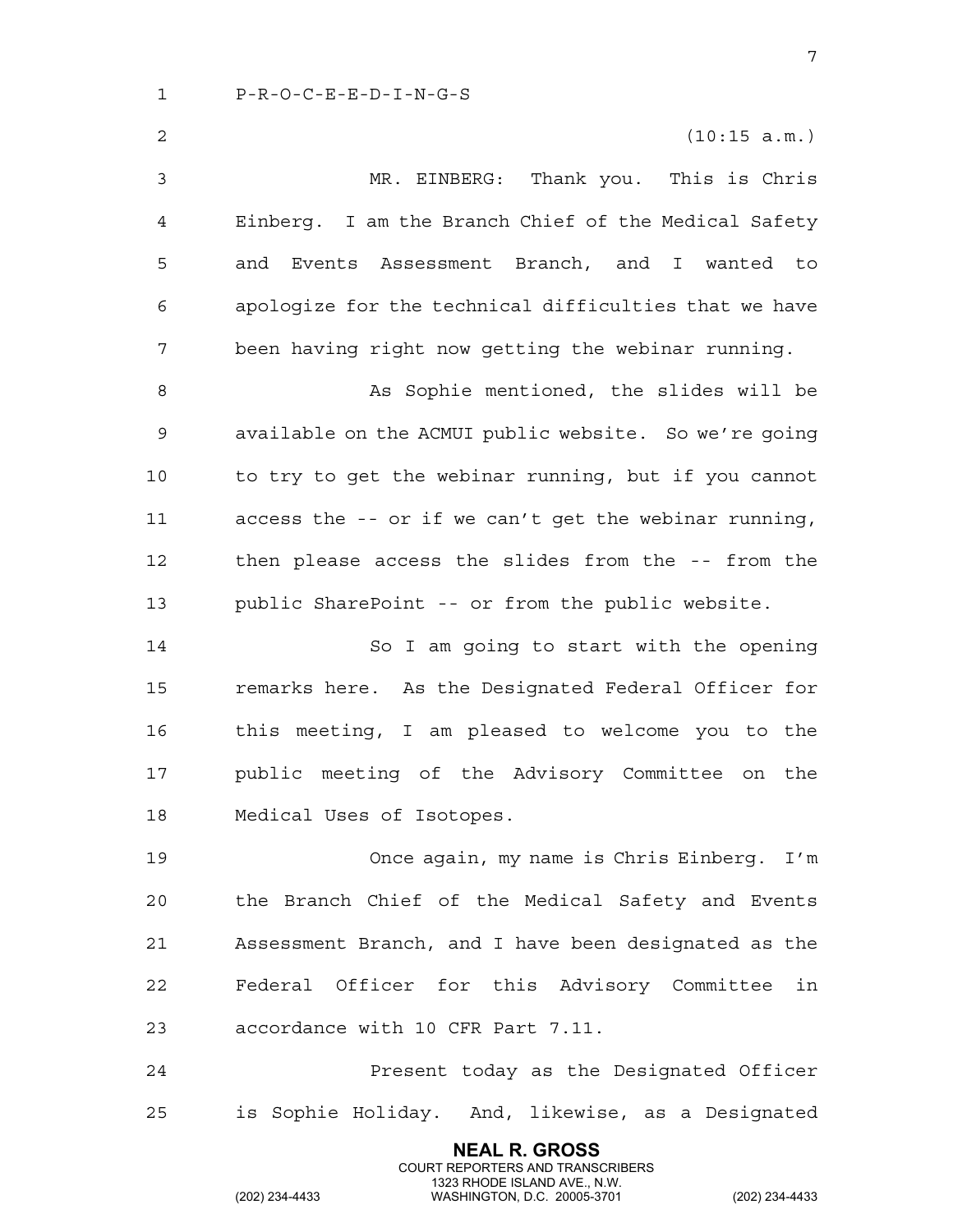P-R-O-C-E-E-D-I-N-G-S

(10:15 a.m.)

MR. EINBERG: Thank you. This is Chris Einberg. I am the Branch Chief of the Medical Safety and Events Assessment Branch, and I wanted to apologize for the technical difficulties that we have been having right now getting the webinar running.

As Sophie mentioned, the slides will be available on the ACMUI public website. So we're going to try to get the webinar running, but if you cannot access the -- or if we can't get the webinar running, then please access the slides from the -- from the public SharePoint -- or from the public website.

So I am going to start with the opening remarks here. As the Designated Federal Officer for this meeting, I am pleased to welcome you to the public meeting of the Advisory Committee on the Medical Uses of Isotopes.

Once again, my name is Chris Einberg. I'm the Branch Chief of the Medical Safety and Events Assessment Branch, and I have been designated as the Federal Officer for this Advisory Committee in accordance with 10 CFR Part 7.11.

Present today as the Designated Officer is Sophie Holiday. And, likewise, as a Designated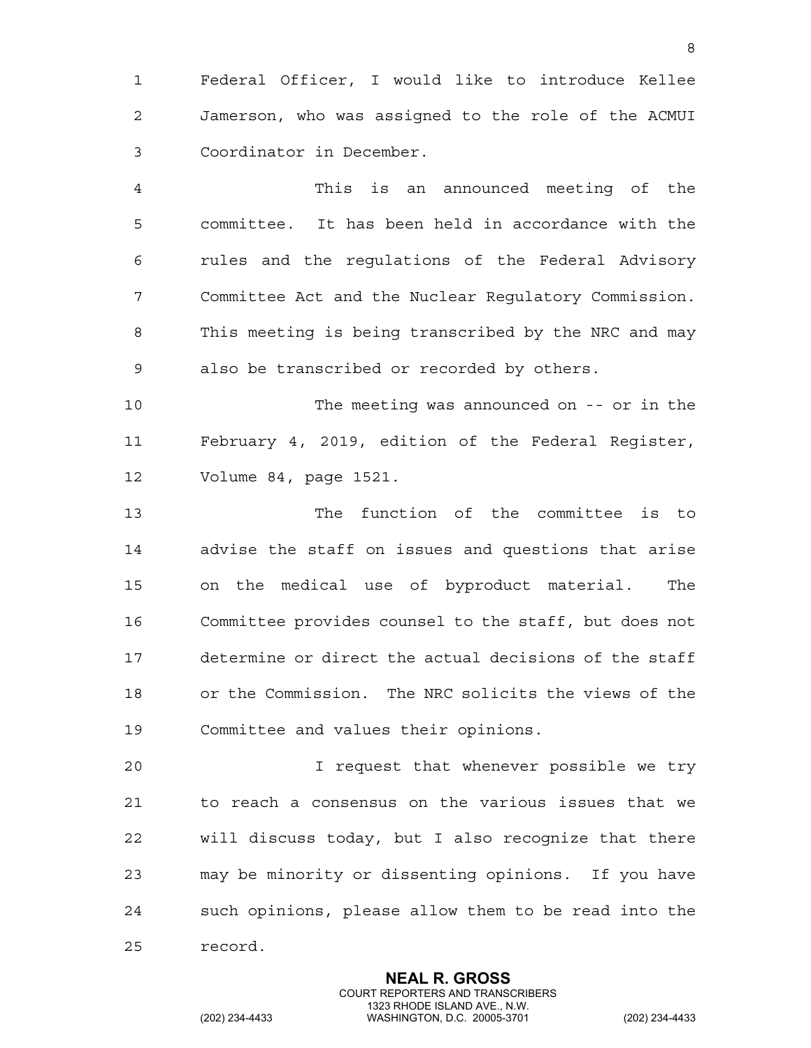Federal Officer, I would like to introduce Kellee Jamerson, who was assigned to the role of the ACMUI Coordinator in December.

This is an announced meeting of the committee. It has been held in accordance with the rules and the regulations of the Federal Advisory Committee Act and the Nuclear Regulatory Commission. This meeting is being transcribed by the NRC and may also be transcribed or recorded by others.

The meeting was announced on -- or in the February 4, 2019, edition of the Federal Register, Volume 84, page 1521.

The function of the committee is to advise the staff on issues and questions that arise on the medical use of byproduct material. The Committee provides counsel to the staff, but does not determine or direct the actual decisions of the staff or the Commission. The NRC solicits the views of the Committee and values their opinions.

I request that whenever possible we try to reach a consensus on the various issues that we will discuss today, but I also recognize that there may be minority or dissenting opinions. If you have such opinions, please allow them to be read into the record.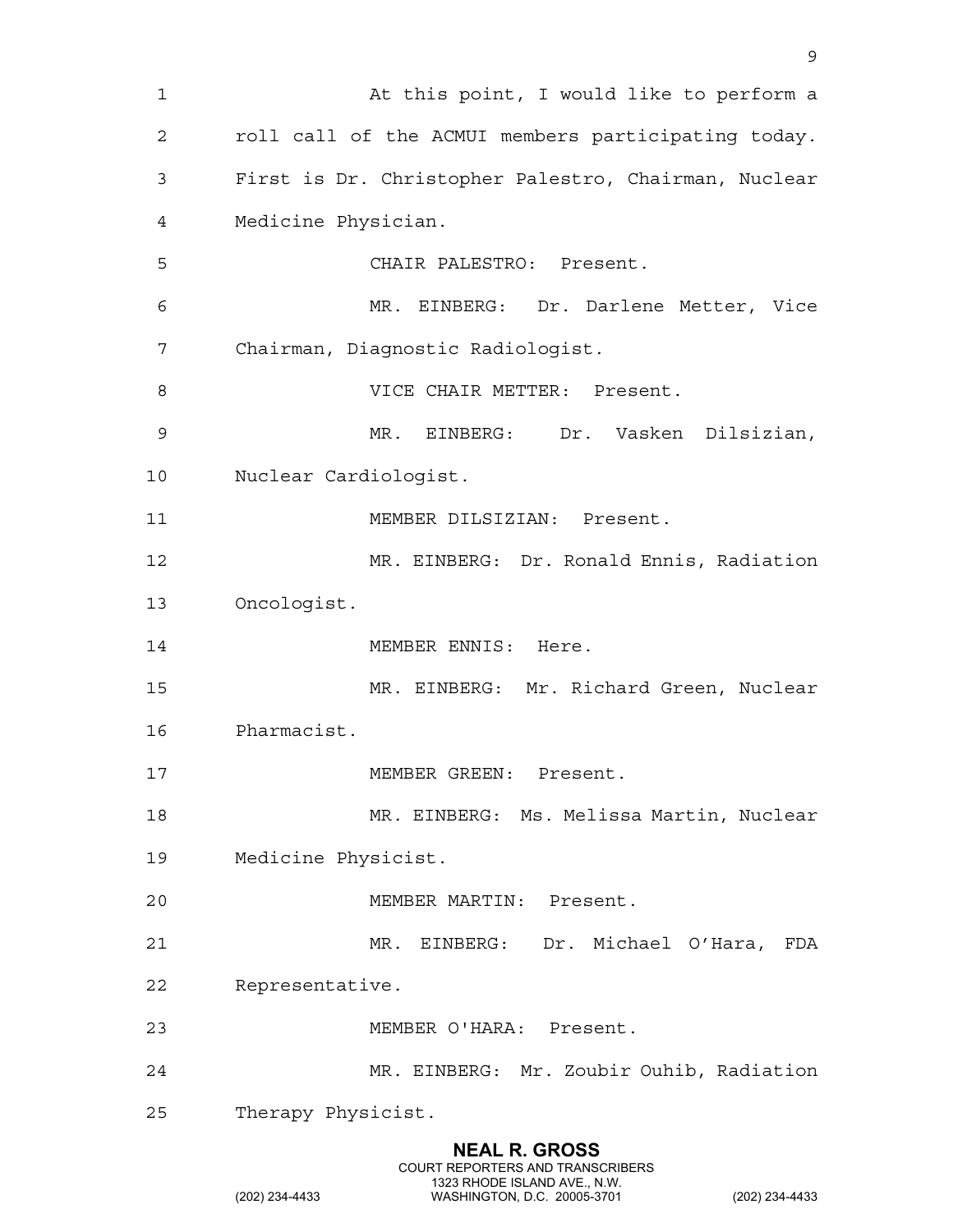At this point, I would like to perform a roll call of the ACMUI members participating today. First is Dr. Christopher Palestro, Chairman, Nuclear Medicine Physician.

CHAIR PALESTRO: Present.

MR. EINBERG: Dr. Darlene Metter, Vice Chairman, Diagnostic Radiologist.

VICE CHAIR METTER: Present.

MR. EINBERG: Dr. Vasken Dilsizian, Nuclear Cardiologist.

MEMBER DILSIZIAN: Present.

MR. EINBERG: Dr. Ronald Ennis, Radiation Oncologist.

MEMBER ENNIS: Here.

MR. EINBERG: Mr. Richard Green, Nuclear Pharmacist.

MEMBER GREEN: Present.

MR. EINBERG: Ms. Melissa Martin, Nuclear Medicine Physicist.

MEMBER MARTIN: Present.

MR. EINBERG: Dr. Michael O'Hara, FDA Representative.

MEMBER O'HARA: Present.

MR. EINBERG: Mr. Zoubir Ouhib, Radiation Therapy Physicist.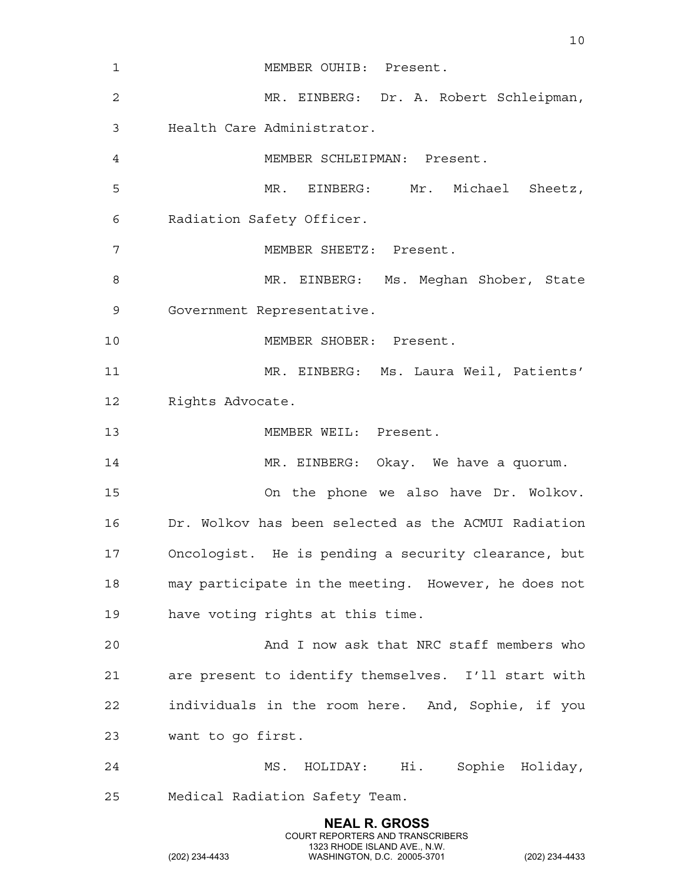MEMBER OUHIB: Present.

MR. EINBERG: Dr. A. Robert Schleipman, Health Care Administrator.

MEMBER SCHLEIPMAN: Present.

MR. EINBERG: Mr. Michael Sheetz, Radiation Safety Officer.

MEMBER SHEETZ: Present.

MR. EINBERG: Ms. Meghan Shober, State Government Representative.

MEMBER SHOBER: Present.

MR. EINBERG: Ms. Laura Weil, Patients' Rights Advocate.

MEMBER WEIL: Present.

MR. EINBERG: Okay. We have a quorum.

On the phone we also have Dr. Wolkov. Dr. Wolkov has been selected as the ACMUI Radiation Oncologist. He is pending a security clearance, but may participate in the meeting. However, he does not have voting rights at this time.

And I now ask that NRC staff members who are present to identify themselves. I'll start with individuals in the room here. And, Sophie, if you want to go first.

MS. HOLIDAY: Hi. Sophie Holiday, Medical Radiation Safety Team.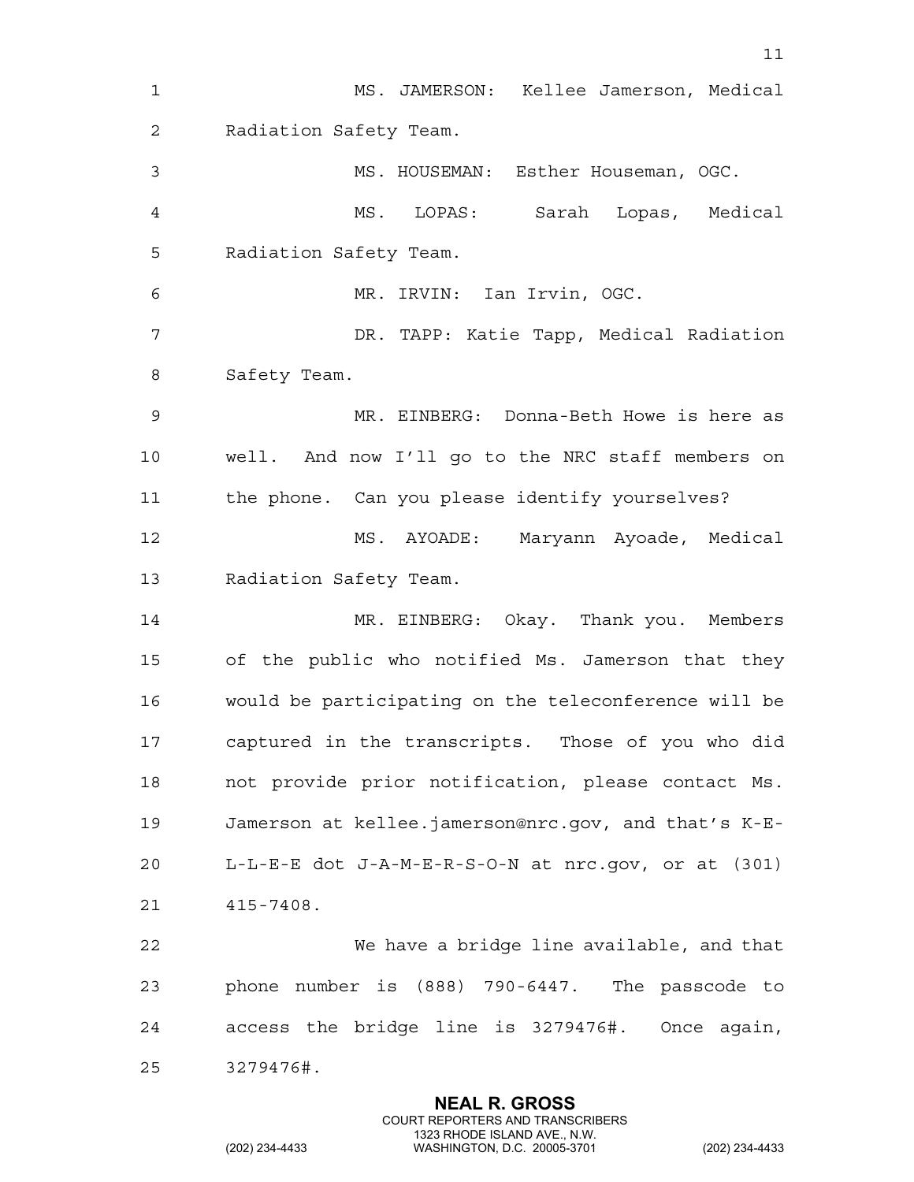MS. JAMERSON: Kellee Jamerson, Medical Radiation Safety Team.

MS. HOUSEMAN: Esther Houseman, OGC.

MS. LOPAS: Sarah Lopas, Medical Radiation Safety Team.

MR. IRVIN: Ian Irvin, OGC.

DR. TAPP: Katie Tapp, Medical Radiation Safety Team.

MR. EINBERG: Donna-Beth Howe is here as well. And now I'll go to the NRC staff members on the phone. Can you please identify yourselves?

MS. AYOADE: Maryann Ayoade, Medical Radiation Safety Team.

MR. EINBERG: Okay. Thank you. Members of the public who notified Ms. Jamerson that they would be participating on the teleconference will be captured in the transcripts. Those of you who did not provide prior notification, please contact Ms. Jamerson at kellee.jamerson@nrc.gov, and that's K-E-L-L-E-E dot J-A-M-E-R-S-O-N at nrc.gov, or at (301) 415-7408.

We have a bridge line available, and that phone number is (888) 790-6447. The passcode to access the bridge line is 3279476#. Once again, 3279476#.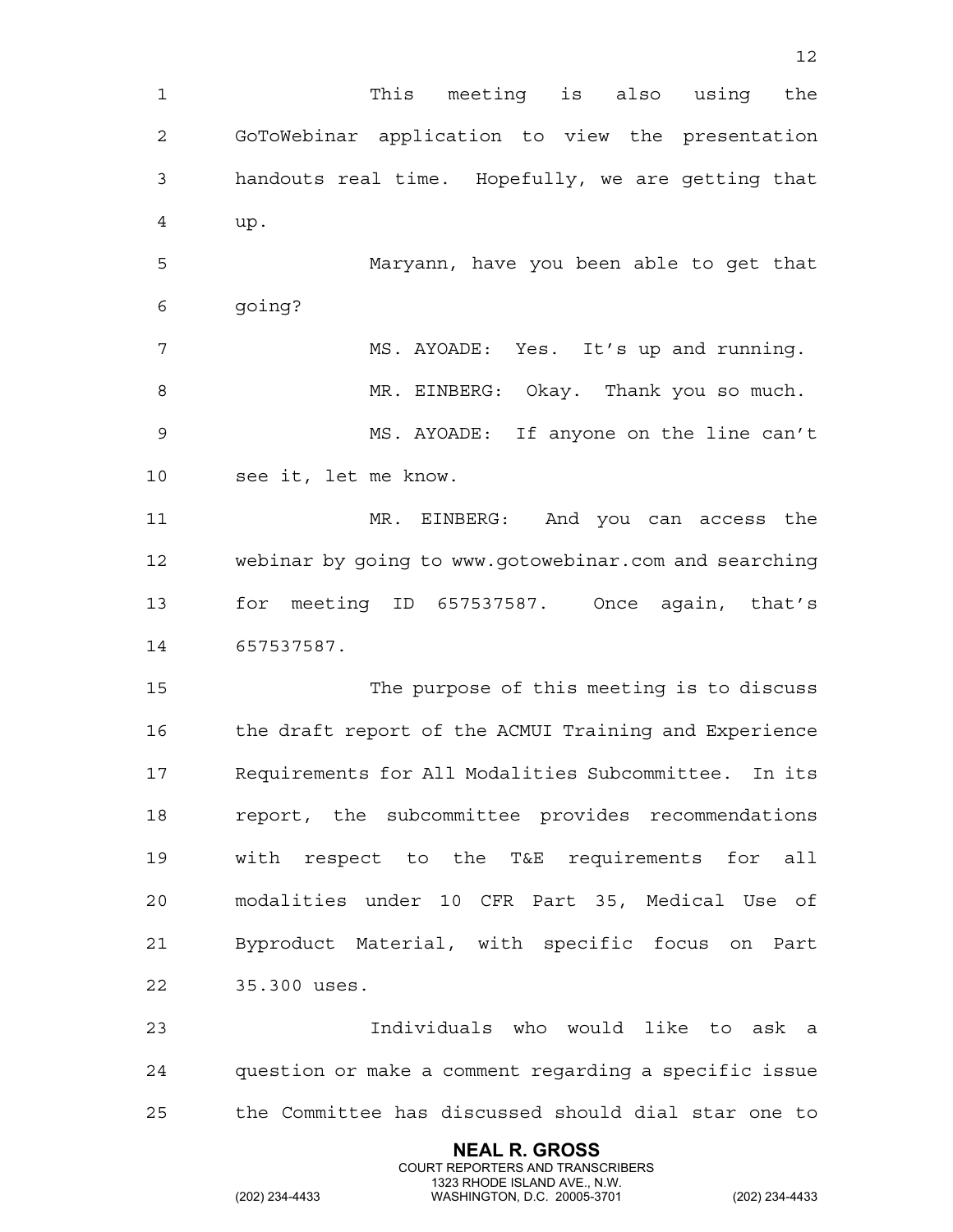This meeting is also using the GoToWebinar application to view the presentation handouts real time. Hopefully, we are getting that up.

Maryann, have you been able to get that going?

MS. AYOADE: Yes. It's up and running.

MR. EINBERG: Okay. Thank you so much.

MS. AYOADE: If anyone on the line can't see it, let me know.

MR. EINBERG: And you can access the webinar by going to www.gotowebinar.com and searching for meeting ID 657537587. Once again, that's 657537587.

The purpose of this meeting is to discuss the draft report of the ACMUI Training and Experience Requirements for All Modalities Subcommittee. In its report, the subcommittee provides recommendations with respect to the T&E requirements for all modalities under 10 CFR Part 35, Medical Use of Byproduct Material, with specific focus on Part 35.300 uses.

Individuals who would like to ask a question or make a comment regarding a specific issue the Committee has discussed should dial star one to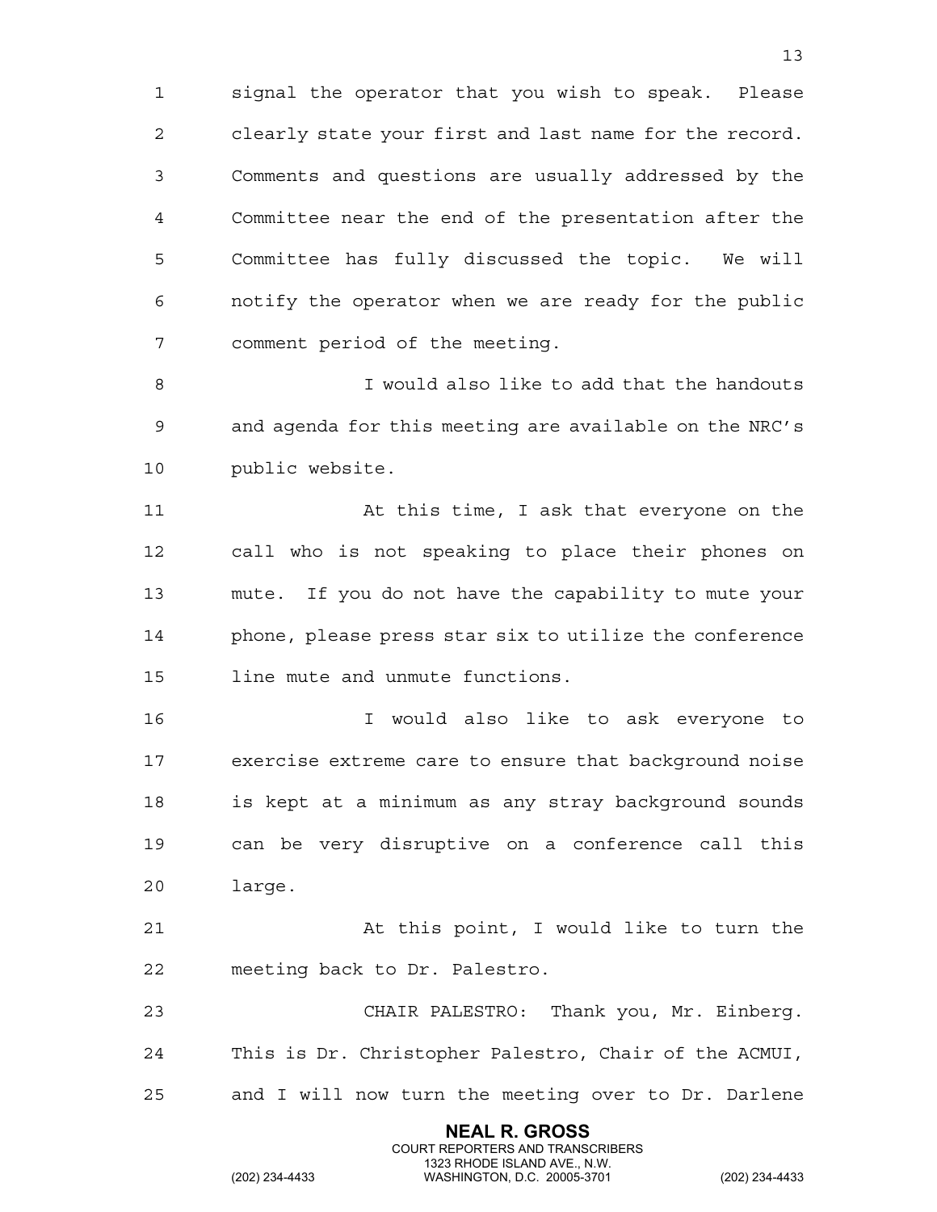signal the operator that you wish to speak. Please clearly state your first and last name for the record. Comments and questions are usually addressed by the Committee near the end of the presentation after the Committee has fully discussed the topic. We will notify the operator when we are ready for the public comment period of the meeting.

I would also like to add that the handouts and agenda for this meeting are available on the NRC's public website.

At this time, I ask that everyone on the call who is not speaking to place their phones on mute. If you do not have the capability to mute your phone, please press star six to utilize the conference line mute and unmute functions.

I would also like to ask everyone to exercise extreme care to ensure that background noise is kept at a minimum as any stray background sounds can be very disruptive on a conference call this large.

At this point, I would like to turn the meeting back to Dr. Palestro.

CHAIR PALESTRO: Thank you, Mr. Einberg. This is Dr. Christopher Palestro, Chair of the ACMUI, and I will now turn the meeting over to Dr. Darlene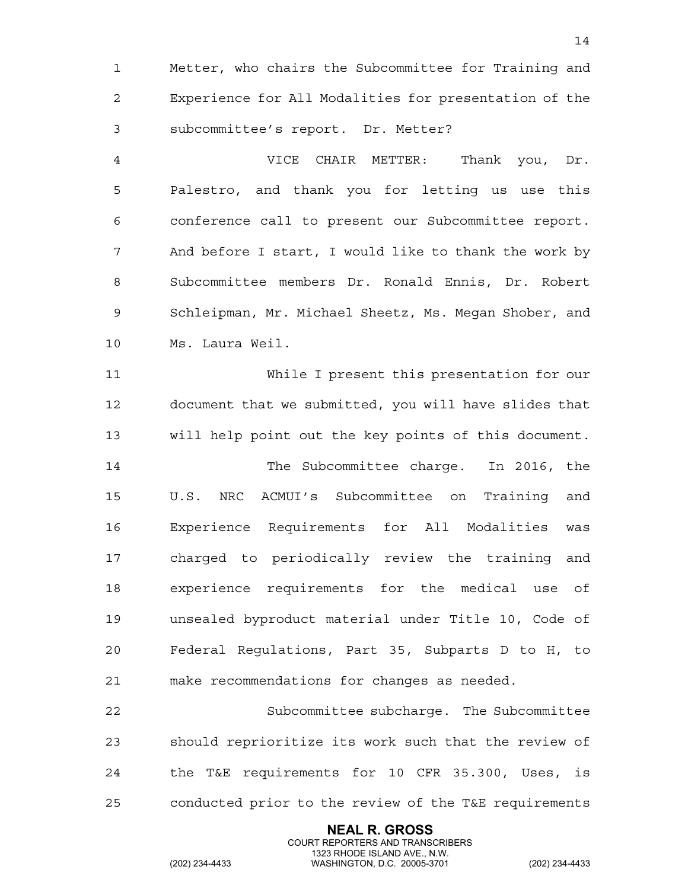Metter, who chairs the Subcommittee for Training and Experience for All Modalities for presentation of the subcommittee's report. Dr. Metter?

VICE CHAIR METTER: Thank you, Dr. Palestro, and thank you for letting us use this conference call to present our Subcommittee report. And before I start, I would like to thank the work by Subcommittee members Dr. Ronald Ennis, Dr. Robert Schleipman, Mr. Michael Sheetz, Ms. Megan Shober, and Ms. Laura Weil.

While I present this presentation for our document that we submitted, you will have slides that will help point out the key points of this document.

The Subcommittee charge. In 2016, the U.S. NRC ACMUI's Subcommittee on Training and Experience Requirements for All Modalities was charged to periodically review the training and experience requirements for the medical use of unsealed byproduct material under Title 10, Code of Federal Regulations, Part 35, Subparts D to H, to make recommendations for changes as needed.

Subcommittee subcharge. The Subcommittee should reprioritize its work such that the review of the T&E requirements for 10 CFR 35.300, Uses, is conducted prior to the review of the T&E requirements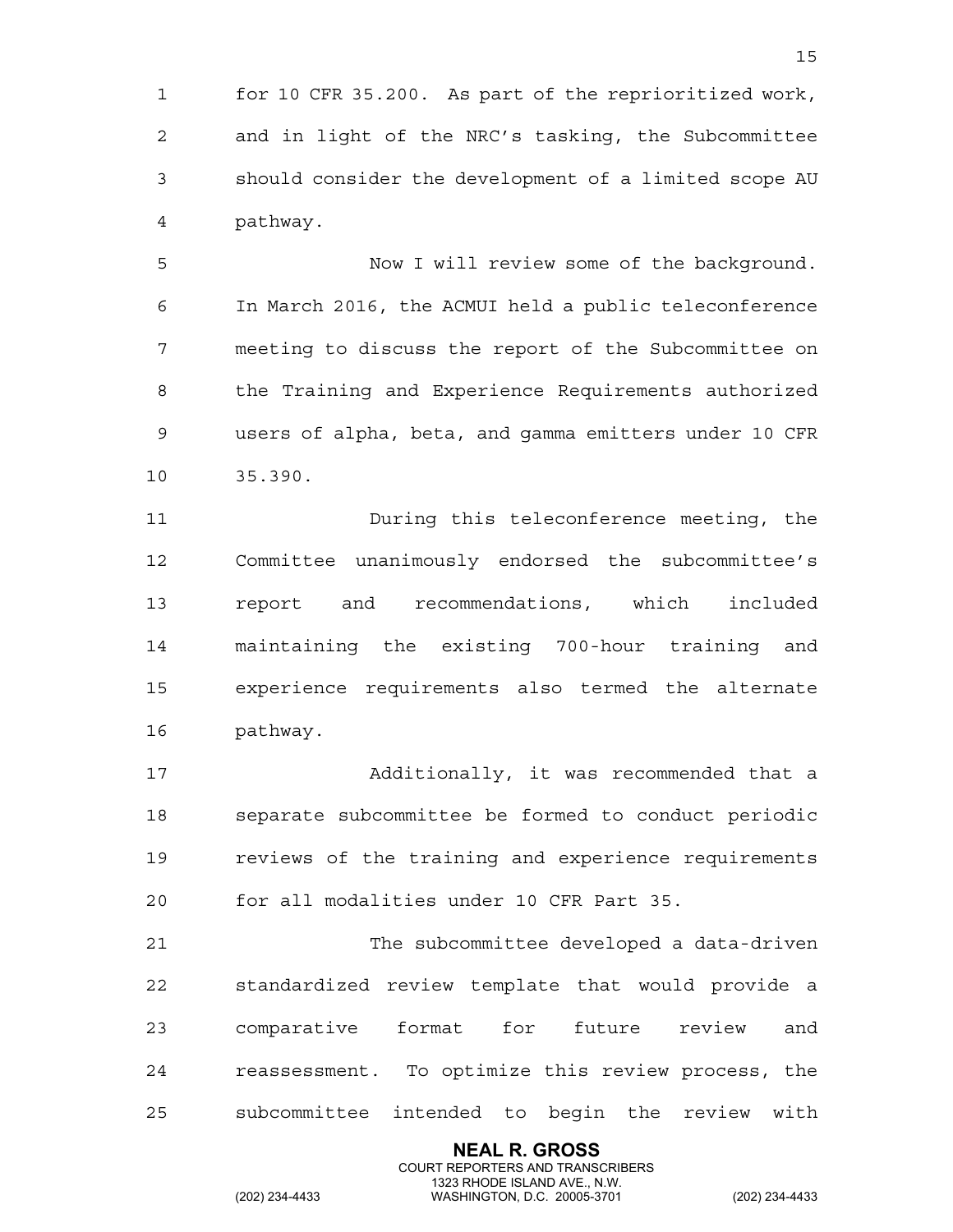for 10 CFR 35.200. As part of the reprioritized work, and in light of the NRC's tasking, the Subcommittee should consider the development of a limited scope AU pathway.

Now I will review some of the background. In March 2016, the ACMUI held a public teleconference meeting to discuss the report of the Subcommittee on the Training and Experience Requirements authorized users of alpha, beta, and gamma emitters under 10 CFR 35.390.

During this teleconference meeting, the Committee unanimously endorsed the subcommittee's report and recommendations, which included maintaining the existing 700-hour training and experience requirements also termed the alternate pathway.

Additionally, it was recommended that a separate subcommittee be formed to conduct periodic reviews of the training and experience requirements for all modalities under 10 CFR Part 35.

The subcommittee developed a data-driven standardized review template that would provide a comparative format for future review and reassessment. To optimize this review process, the subcommittee intended to begin the review with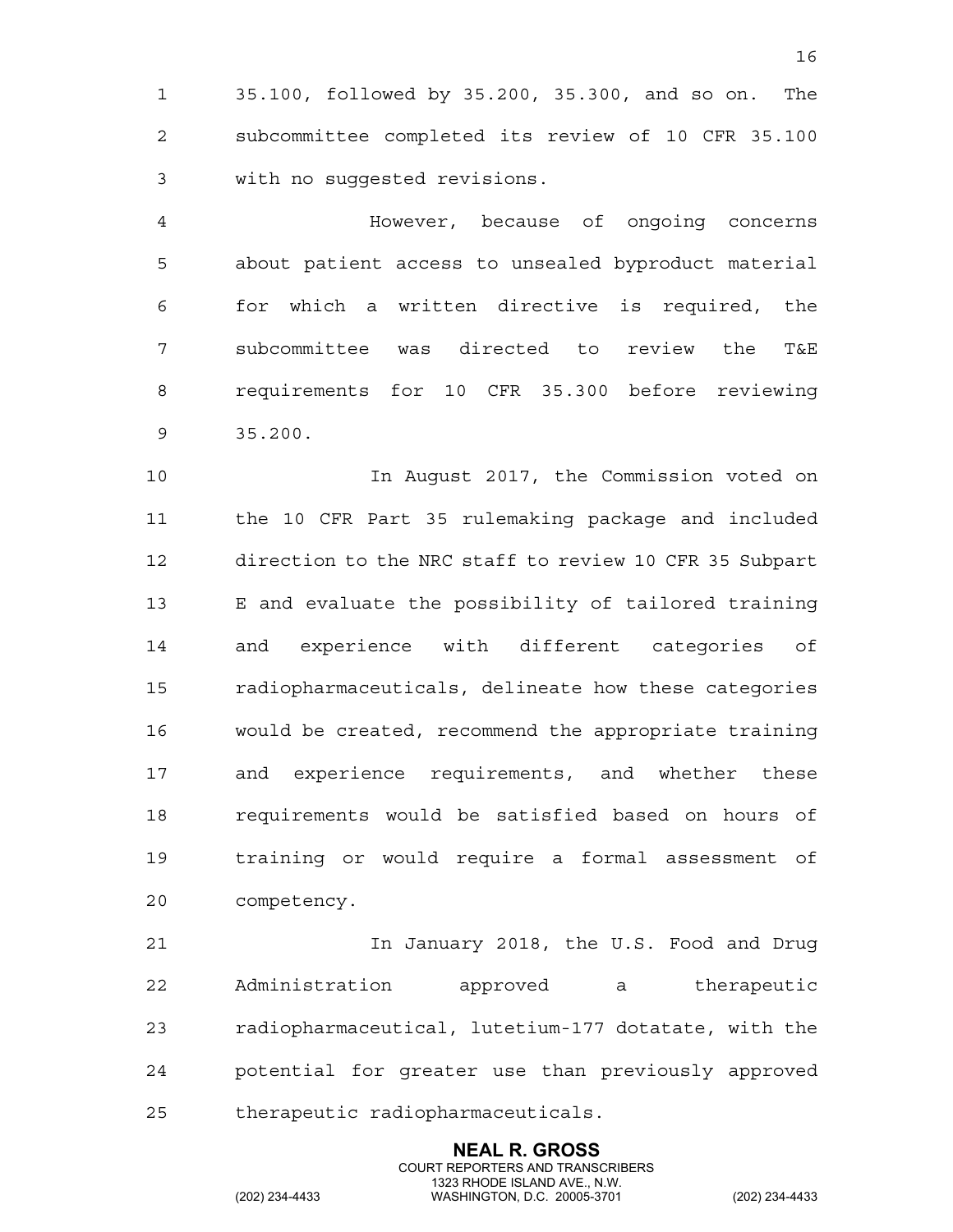35.100, followed by 35.200, 35.300, and so on. The subcommittee completed its review of 10 CFR 35.100 with no suggested revisions.

However, because of ongoing concerns about patient access to unsealed byproduct material for which a written directive is required, the subcommittee was directed to review the T&E requirements for 10 CFR 35.300 before reviewing 35.200.

In August 2017, the Commission voted on the 10 CFR Part 35 rulemaking package and included direction to the NRC staff to review 10 CFR 35 Subpart E and evaluate the possibility of tailored training and experience with different categories of radiopharmaceuticals, delineate how these categories would be created, recommend the appropriate training and experience requirements, and whether these requirements would be satisfied based on hours of training or would require a formal assessment of competency.

In January 2018, the U.S. Food and Drug Administration approved a therapeutic radiopharmaceutical, lutetium-177 dotatate, with the potential for greater use than previously approved therapeutic radiopharmaceuticals.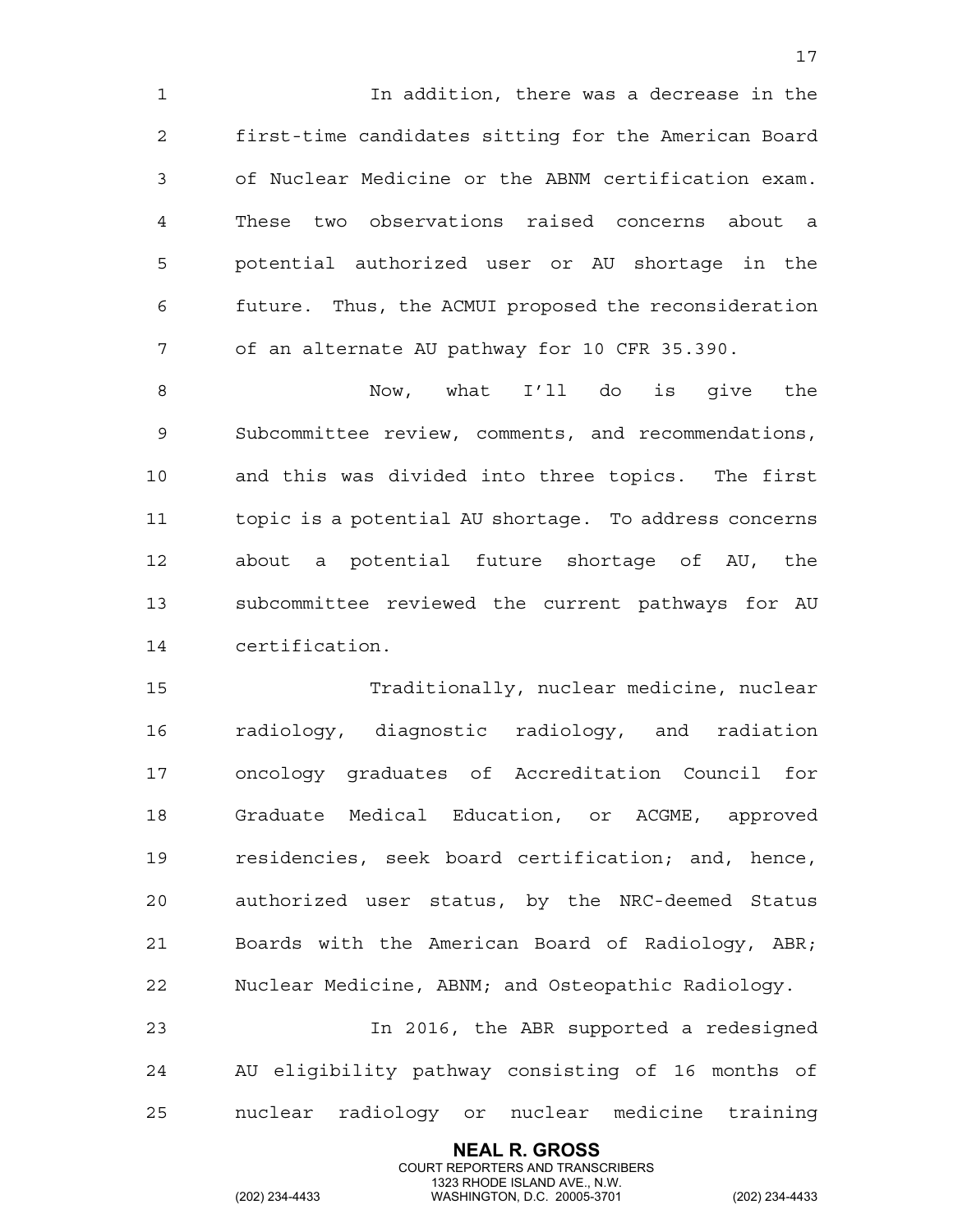In addition, there was a decrease in the first-time candidates sitting for the American Board of Nuclear Medicine or the ABNM certification exam. These two observations raised concerns about a potential authorized user or AU shortage in the future. Thus, the ACMUI proposed the reconsideration of an alternate AU pathway for 10 CFR 35.390.

Now, what I'll do is give the Subcommittee review, comments, and recommendations, and this was divided into three topics. The first topic is a potential AU shortage. To address concerns about a potential future shortage of AU, the subcommittee reviewed the current pathways for AU certification.

Traditionally, nuclear medicine, nuclear radiology, diagnostic radiology, and radiation oncology graduates of Accreditation Council for Graduate Medical Education, or ACGME, approved residencies, seek board certification; and, hence, authorized user status, by the NRC-deemed Status Boards with the American Board of Radiology, ABR; Nuclear Medicine, ABNM; and Osteopathic Radiology.

In 2016, the ABR supported a redesigned AU eligibility pathway consisting of 16 months of nuclear radiology or nuclear medicine training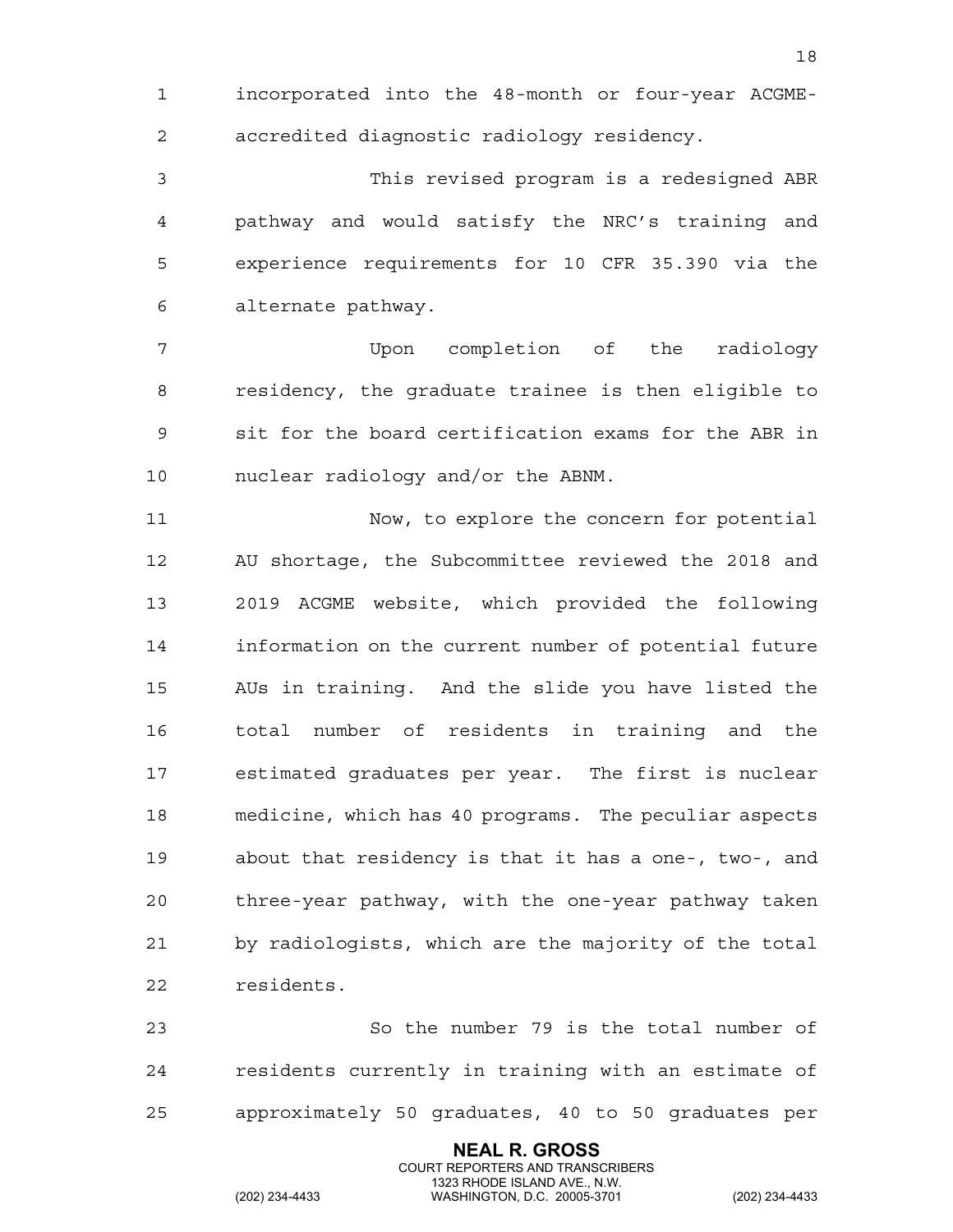incorporated into the 48-month or four-year ACGME-accredited diagnostic radiology residency.

This revised program is a redesigned ABR pathway and would satisfy the NRC's training and experience requirements for 10 CFR 35.390 via the alternate pathway.

Upon completion of the radiology residency, the graduate trainee is then eligible to sit for the board certification exams for the ABR in nuclear radiology and/or the ABNM.

Now, to explore the concern for potential AU shortage, the Subcommittee reviewed the 2018 and 2019 ACGME website, which provided the following information on the current number of potential future AUs in training. And the slide you have listed the total number of residents in training and the estimated graduates per year. The first is nuclear medicine, which has 40 programs. The peculiar aspects about that residency is that it has a one-, two-, and three-year pathway, with the one-year pathway taken by radiologists, which are the majority of the total residents.

So the number 79 is the total number of residents currently in training with an estimate of approximately 50 graduates, 40 to 50 graduates per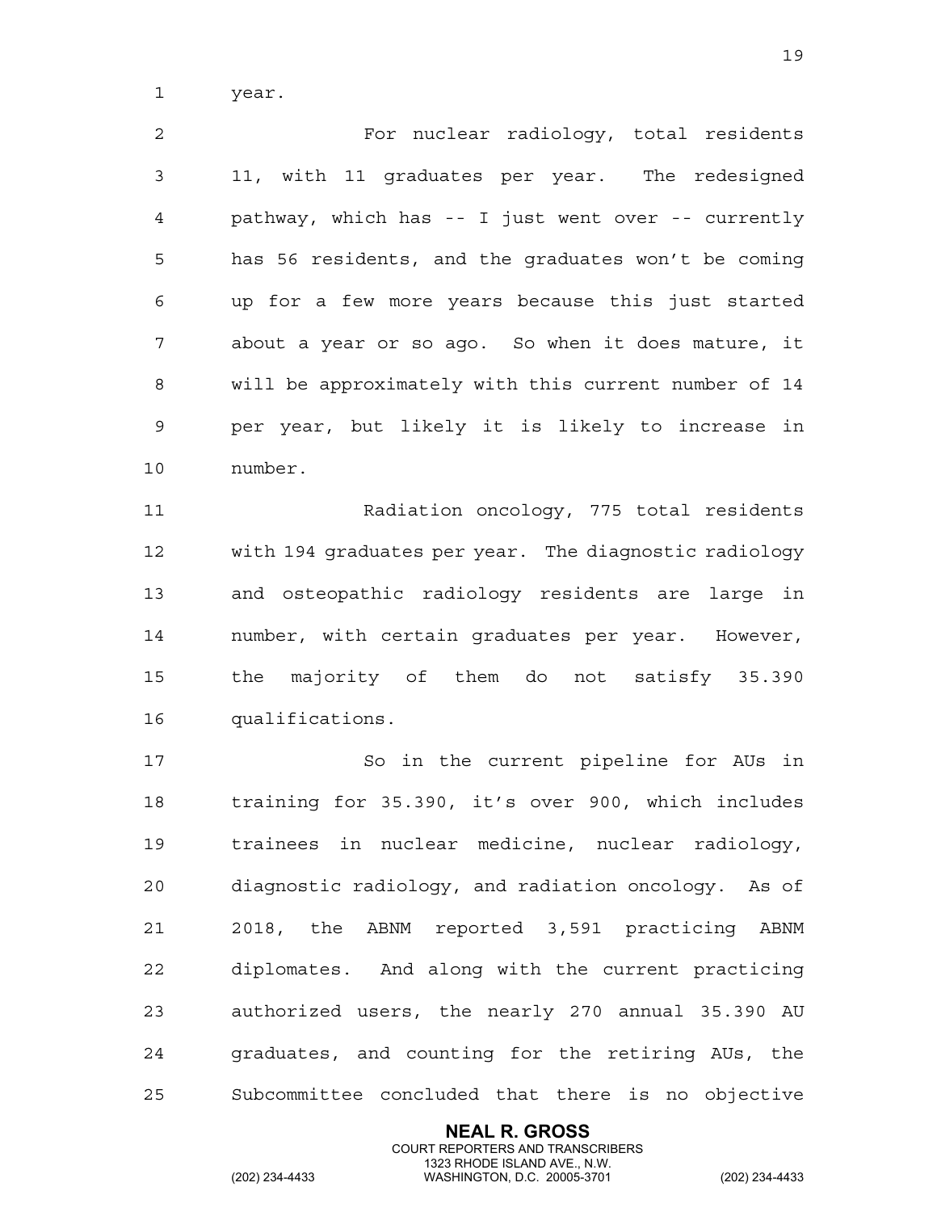year.

For nuclear radiology, total residents 11, with 11 graduates per year. The redesigned pathway, which has -- I just went over -- currently has 56 residents, and the graduates won't be coming up for a few more years because this just started about a year or so ago. So when it does mature, it will be approximately with this current number of 14 per year, but likely it is likely to increase in number.

Radiation oncology, 775 total residents with 194 graduates per year. The diagnostic radiology and osteopathic radiology residents are large in number, with certain graduates per year. However, the majority of them do not satisfy 35.390 qualifications.

So in the current pipeline for AUs in training for 35.390, it's over 900, which includes trainees in nuclear medicine, nuclear radiology, diagnostic radiology, and radiation oncology. As of 2018, the ABNM reported 3,591 practicing ABNM diplomates. And along with the current practicing authorized users, the nearly 270 annual 35.390 AU graduates, and counting for the retiring AUs, the Subcommittee concluded that there is no objective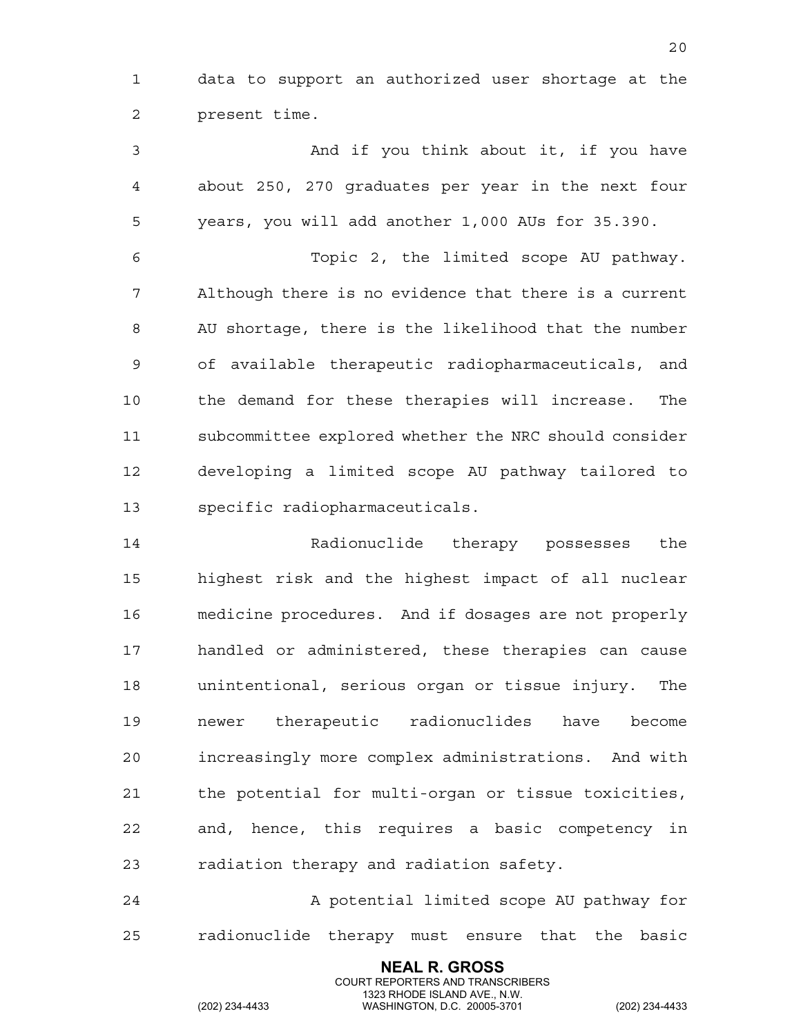data to support an authorized user shortage at the present time.

And if you think about it, if you have about 250, 270 graduates per year in the next four years, you will add another 1,000 AUs for 35.390.

Topic 2, the limited scope AU pathway. Although there is no evidence that there is a current AU shortage, there is the likelihood that the number of available therapeutic radiopharmaceuticals, and the demand for these therapies will increase. The subcommittee explored whether the NRC should consider developing a limited scope AU pathway tailored to specific radiopharmaceuticals.

Radionuclide therapy possesses the highest risk and the highest impact of all nuclear medicine procedures. And if dosages are not properly handled or administered, these therapies can cause unintentional, serious organ or tissue injury. The newer therapeutic radionuclides have become increasingly more complex administrations. And with the potential for multi-organ or tissue toxicities, and, hence, this requires a basic competency in radiation therapy and radiation safety.

A potential limited scope AU pathway for radionuclide therapy must ensure that the basic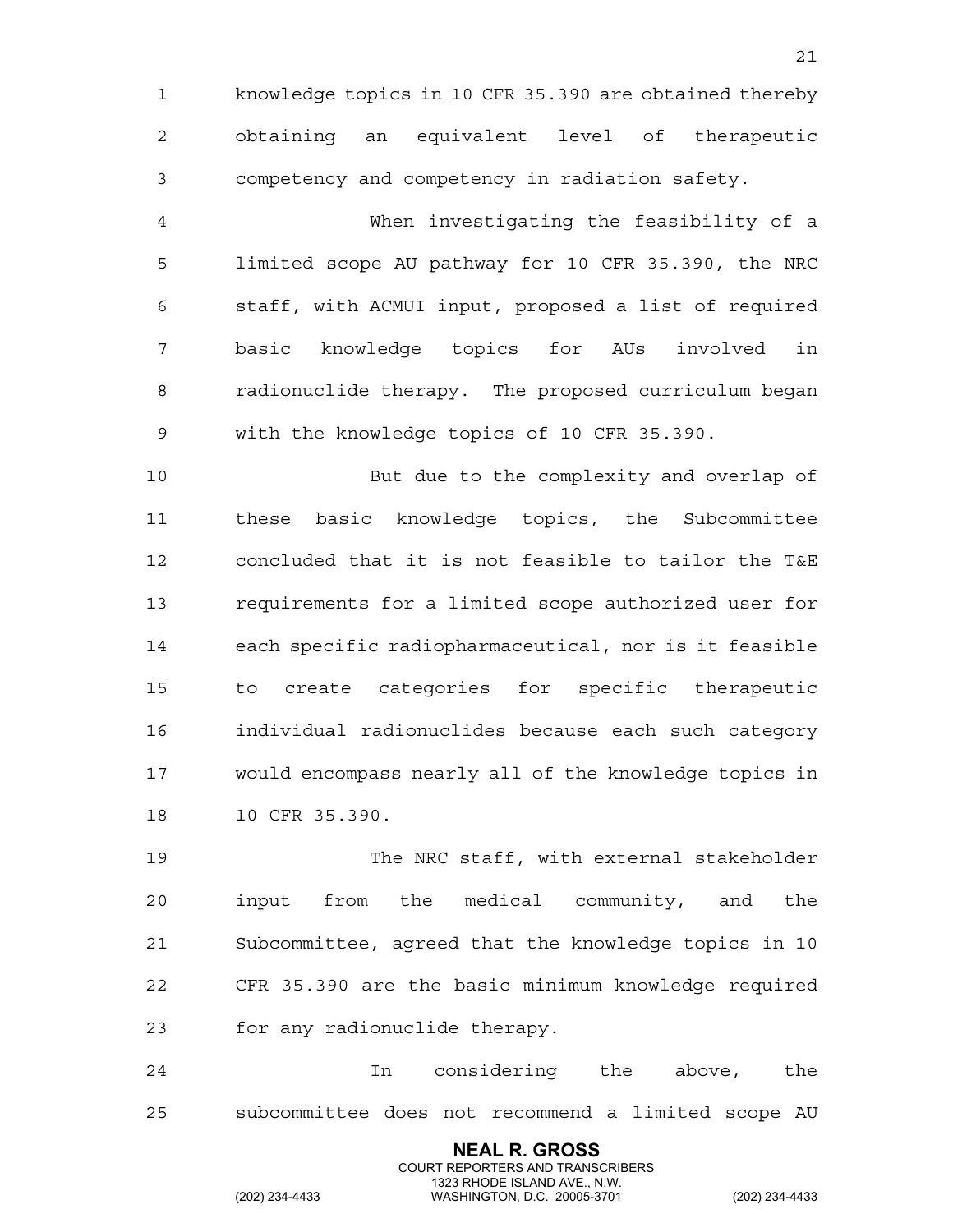knowledge topics in 10 CFR 35.390 are obtained thereby obtaining an equivalent level of therapeutic competency and competency in radiation safety.

When investigating the feasibility of a limited scope AU pathway for 10 CFR 35.390, the NRC staff, with ACMUI input, proposed a list of required basic knowledge topics for AUs involved in radionuclide therapy. The proposed curriculum began with the knowledge topics of 10 CFR 35.390.

But due to the complexity and overlap of these basic knowledge topics, the Subcommittee concluded that it is not feasible to tailor the T&E requirements for a limited scope authorized user for each specific radiopharmaceutical, nor is it feasible to create categories for specific therapeutic individual radionuclides because each such category would encompass nearly all of the knowledge topics in 10 CFR 35.390.

The NRC staff, with external stakeholder input from the medical community, and the Subcommittee, agreed that the knowledge topics in 10 CFR 35.390 are the basic minimum knowledge required for any radionuclide therapy.

In considering the above, the subcommittee does not recommend a limited scope AU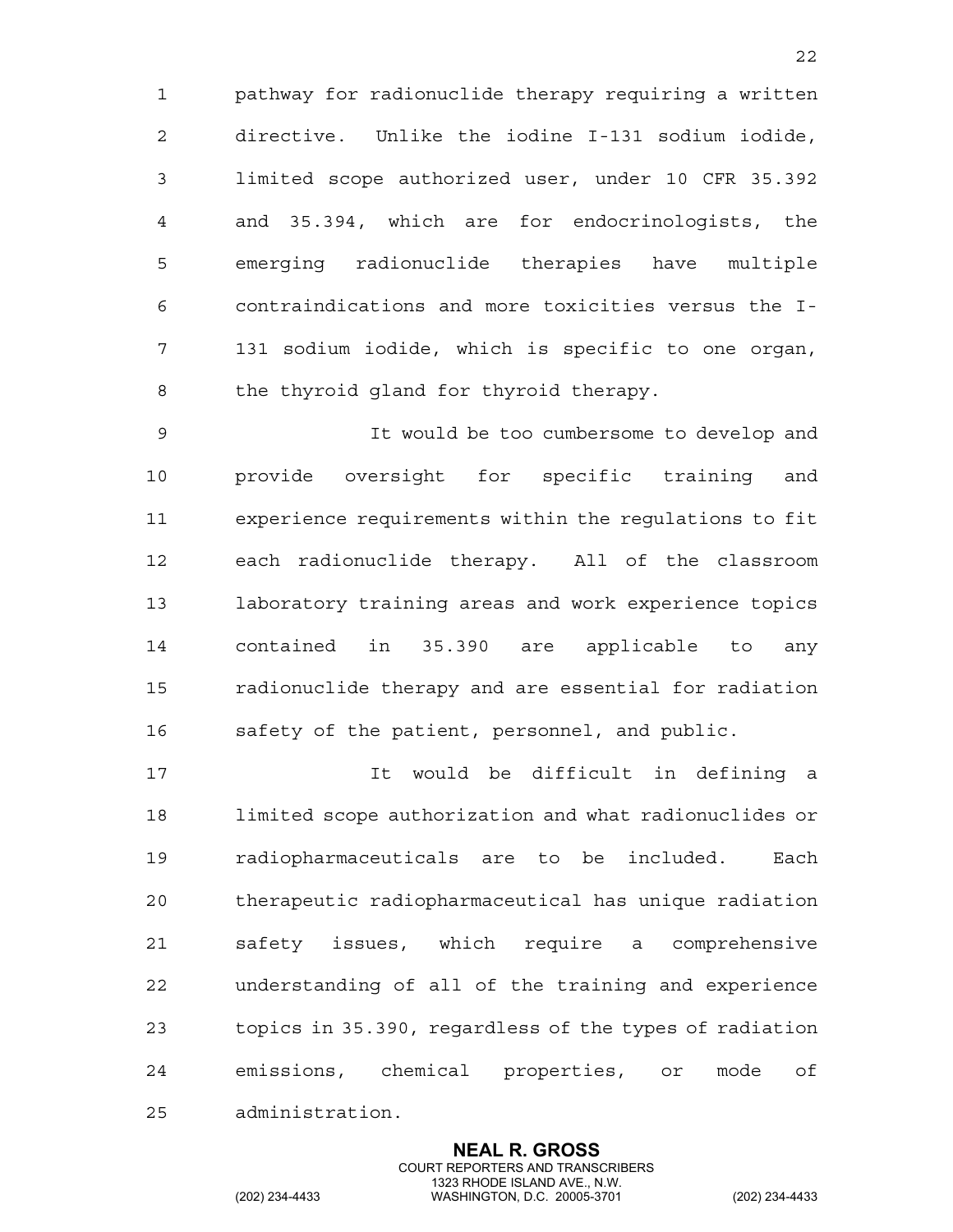pathway for radionuclide therapy requiring a written directive. Unlike the iodine I-131 sodium iodide, limited scope authorized user, under 10 CFR 35.392 and 35.394, which are for endocrinologists, the emerging radionuclide therapies have multiple contraindications and more toxicities versus the I-131 sodium iodide, which is specific to one organ, the thyroid gland for thyroid therapy.

It would be too cumbersome to develop and provide oversight for specific training and experience requirements within the regulations to fit each radionuclide therapy. All of the classroom laboratory training areas and work experience topics contained in 35.390 are applicable to any radionuclide therapy and are essential for radiation safety of the patient, personnel, and public.

It would be difficult in defining a limited scope authorization and what radionuclides or radiopharmaceuticals are to be included. Each therapeutic radiopharmaceutical has unique radiation safety issues, which require a comprehensive understanding of all of the training and experience topics in 35.390, regardless of the types of radiation emissions, chemical properties, or mode of administration.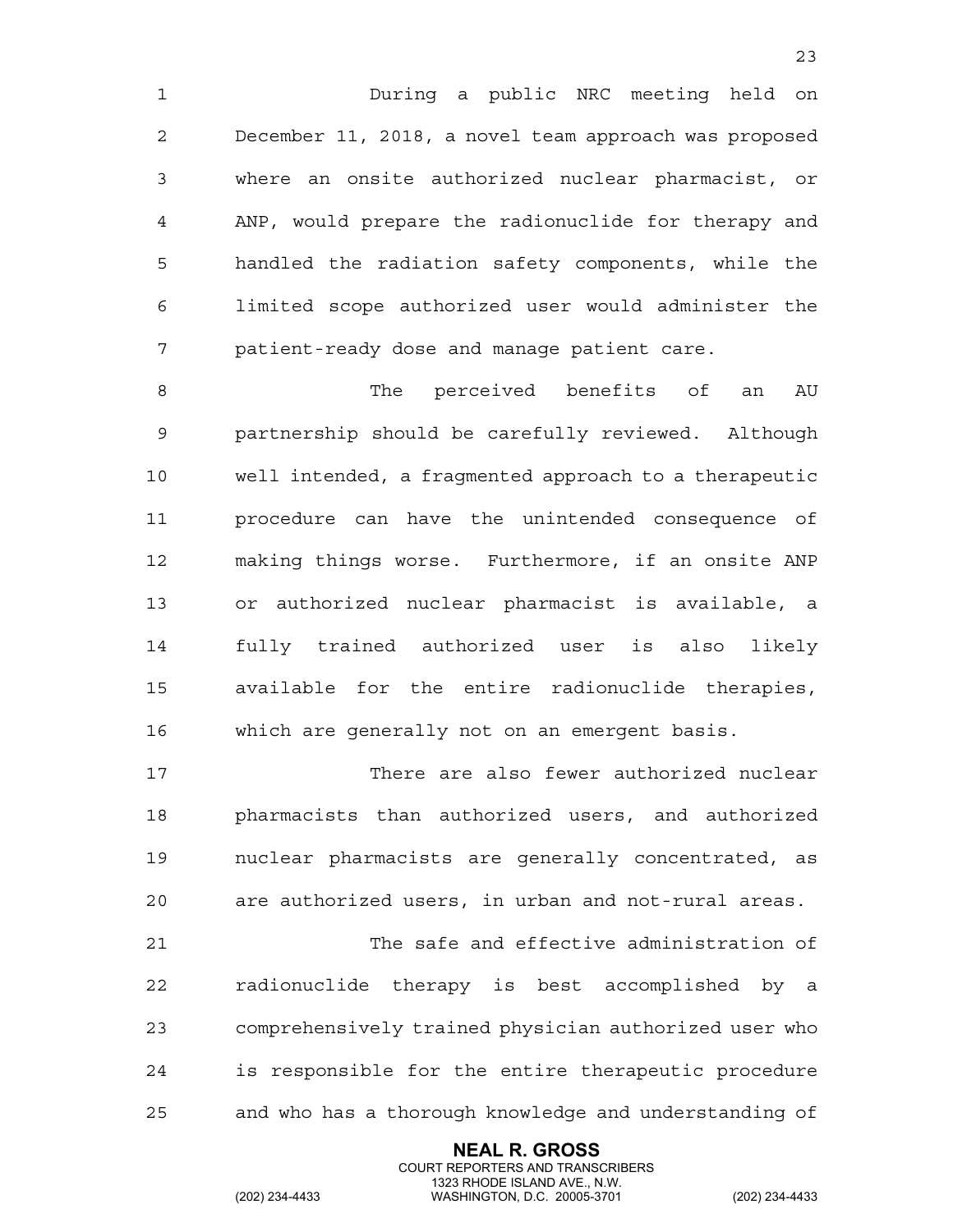During a public NRC meeting held on December 11, 2018, a novel team approach was proposed where an onsite authorized nuclear pharmacist, or ANP, would prepare the radionuclide for therapy and handled the radiation safety components, while the limited scope authorized user would administer the patient-ready dose and manage patient care.

The perceived benefits of an AU partnership should be carefully reviewed. Although well intended, a fragmented approach to a therapeutic procedure can have the unintended consequence of making things worse. Furthermore, if an onsite ANP or authorized nuclear pharmacist is available, a fully trained authorized user is also likely available for the entire radionuclide therapies, which are generally not on an emergent basis.

There are also fewer authorized nuclear pharmacists than authorized users, and authorized nuclear pharmacists are generally concentrated, as are authorized users, in urban and not-rural areas.

The safe and effective administration of radionuclide therapy is best accomplished by a comprehensively trained physician authorized user who is responsible for the entire therapeutic procedure and who has a thorough knowledge and understanding of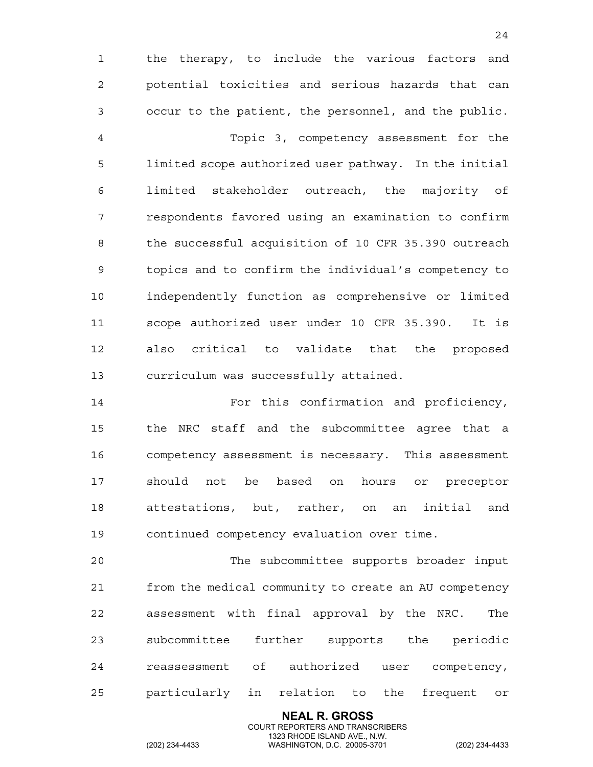the therapy, to include the various factors and potential toxicities and serious hazards that can occur to the patient, the personnel, and the public.

Topic 3, competency assessment for the limited scope authorized user pathway. In the initial limited stakeholder outreach, the majority of respondents favored using an examination to confirm the successful acquisition of 10 CFR 35.390 outreach topics and to confirm the individual's competency to independently function as comprehensive or limited scope authorized user under 10 CFR 35.390. It is also critical to validate that the proposed curriculum was successfully attained.

For this confirmation and proficiency, the NRC staff and the subcommittee agree that a competency assessment is necessary. This assessment should not be based on hours or preceptor attestations, but, rather, on an initial and continued competency evaluation over time.

The subcommittee supports broader input from the medical community to create an AU competency assessment with final approval by the NRC. The subcommittee further supports the periodic reassessment of authorized user competency, particularly in relation to the frequent or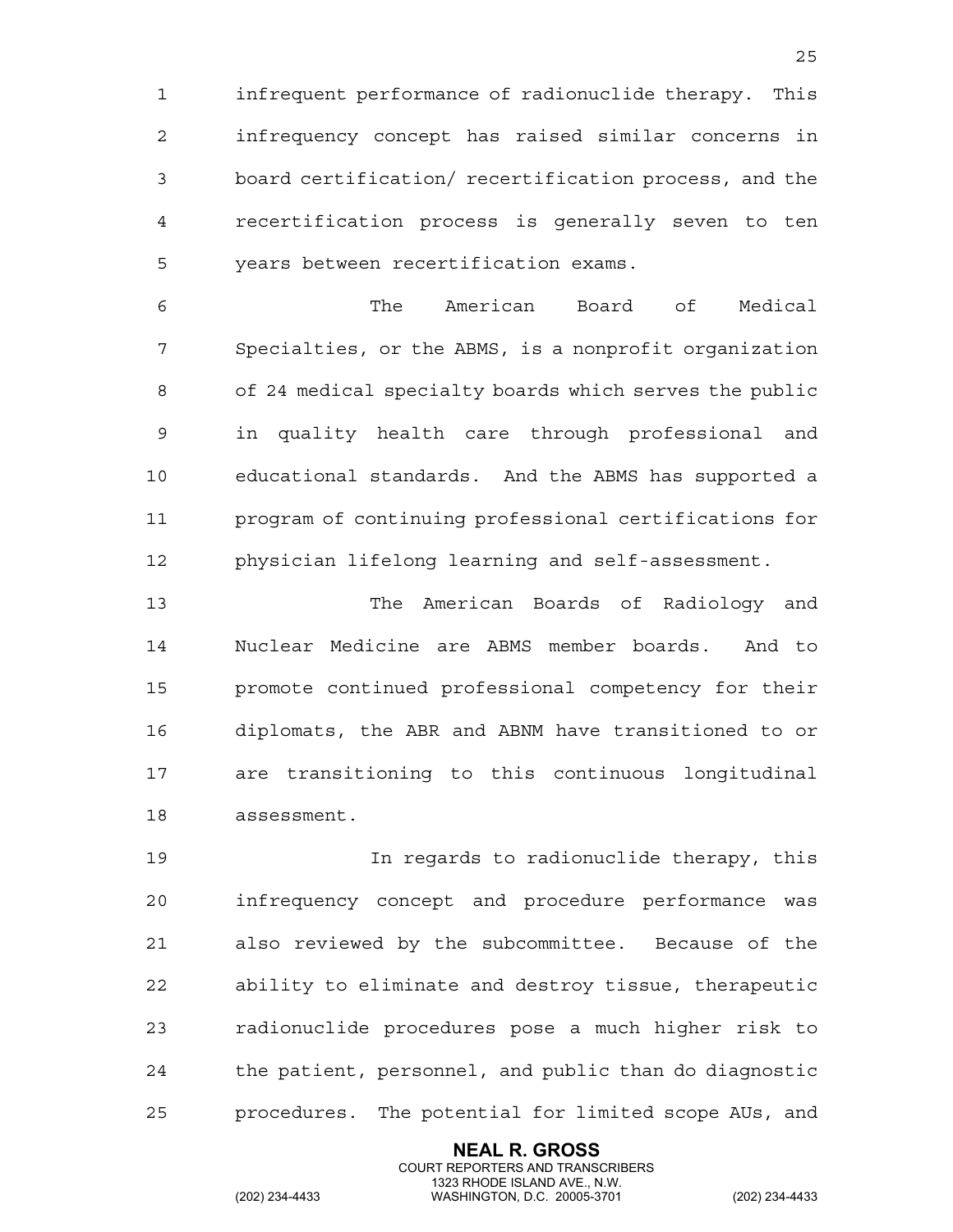infrequent performance of radionuclide therapy. This infrequency concept has raised similar concerns in board certification/ recertification process, and the recertification process is generally seven to ten years between recertification exams.

The American Board of Medical Specialties, or the ABMS, is a nonprofit organization of 24 medical specialty boards which serves the public in quality health care through professional and educational standards. And the ABMS has supported a program of continuing professional certifications for physician lifelong learning and self-assessment.

The American Boards of Radiology and Nuclear Medicine are ABMS member boards. And to promote continued professional competency for their diplomats, the ABR and ABNM have transitioned to or are transitioning to this continuous longitudinal assessment.

In regards to radionuclide therapy, this infrequency concept and procedure performance was also reviewed by the subcommittee. Because of the ability to eliminate and destroy tissue, therapeutic radionuclide procedures pose a much higher risk to the patient, personnel, and public than do diagnostic procedures. The potential for limited scope AUs, and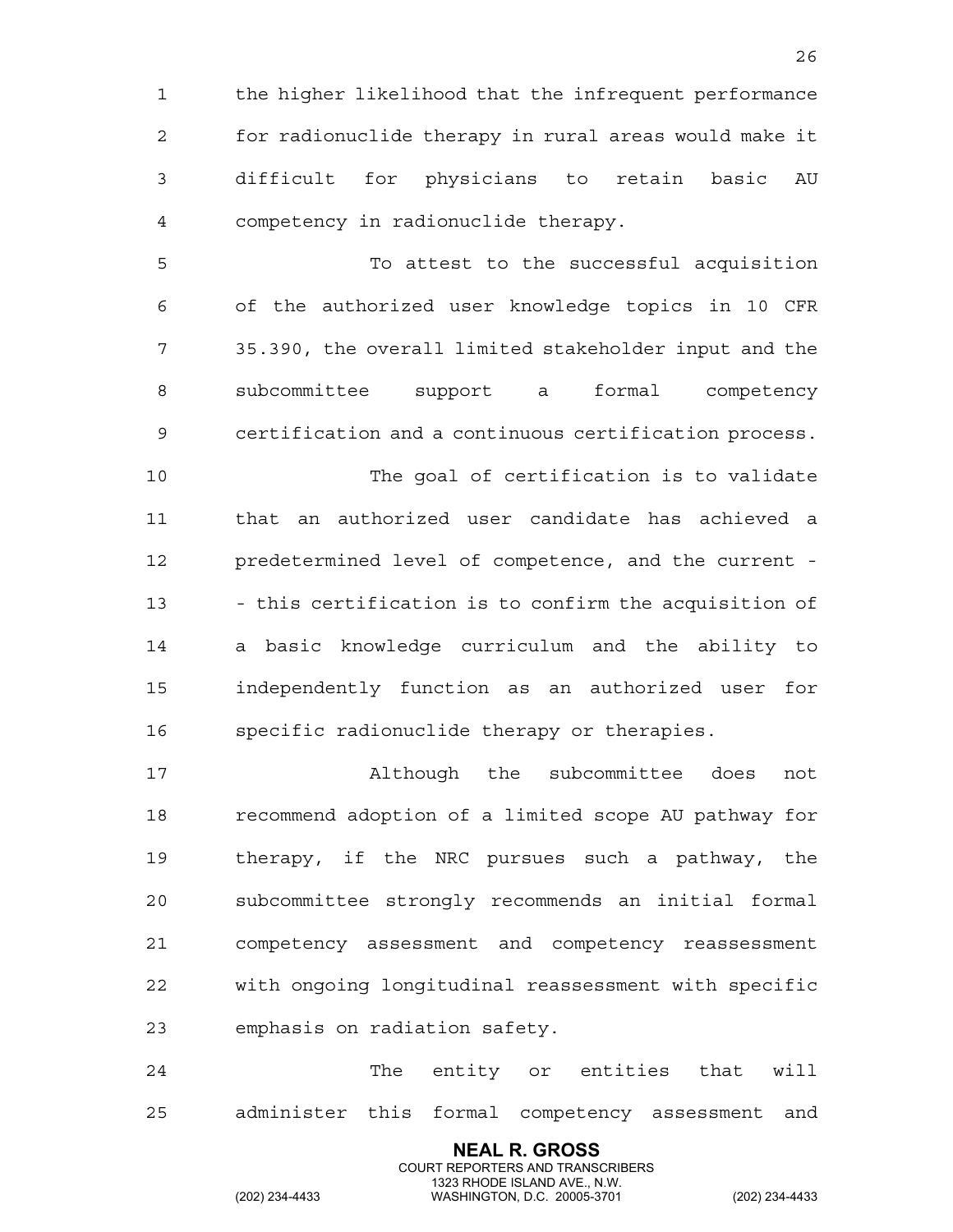the higher likelihood that the infrequent performance for radionuclide therapy in rural areas would make it difficult for physicians to retain basic AU competency in radionuclide therapy.

To attest to the successful acquisition of the authorized user knowledge topics in 10 CFR 35.390, the overall limited stakeholder input and the subcommittee support a formal competency certification and a continuous certification process.

The goal of certification is to validate that an authorized user candidate has achieved a predetermined level of competence, and the current -- this certification is to confirm the acquisition of a basic knowledge curriculum and the ability to independently function as an authorized user for specific radionuclide therapy or therapies.

Although the subcommittee does not recommend adoption of a limited scope AU pathway for therapy, if the NRC pursues such a pathway, the subcommittee strongly recommends an initial formal competency assessment and competency reassessment with ongoing longitudinal reassessment with specific emphasis on radiation safety.

The entity or entities that will administer this formal competency assessment and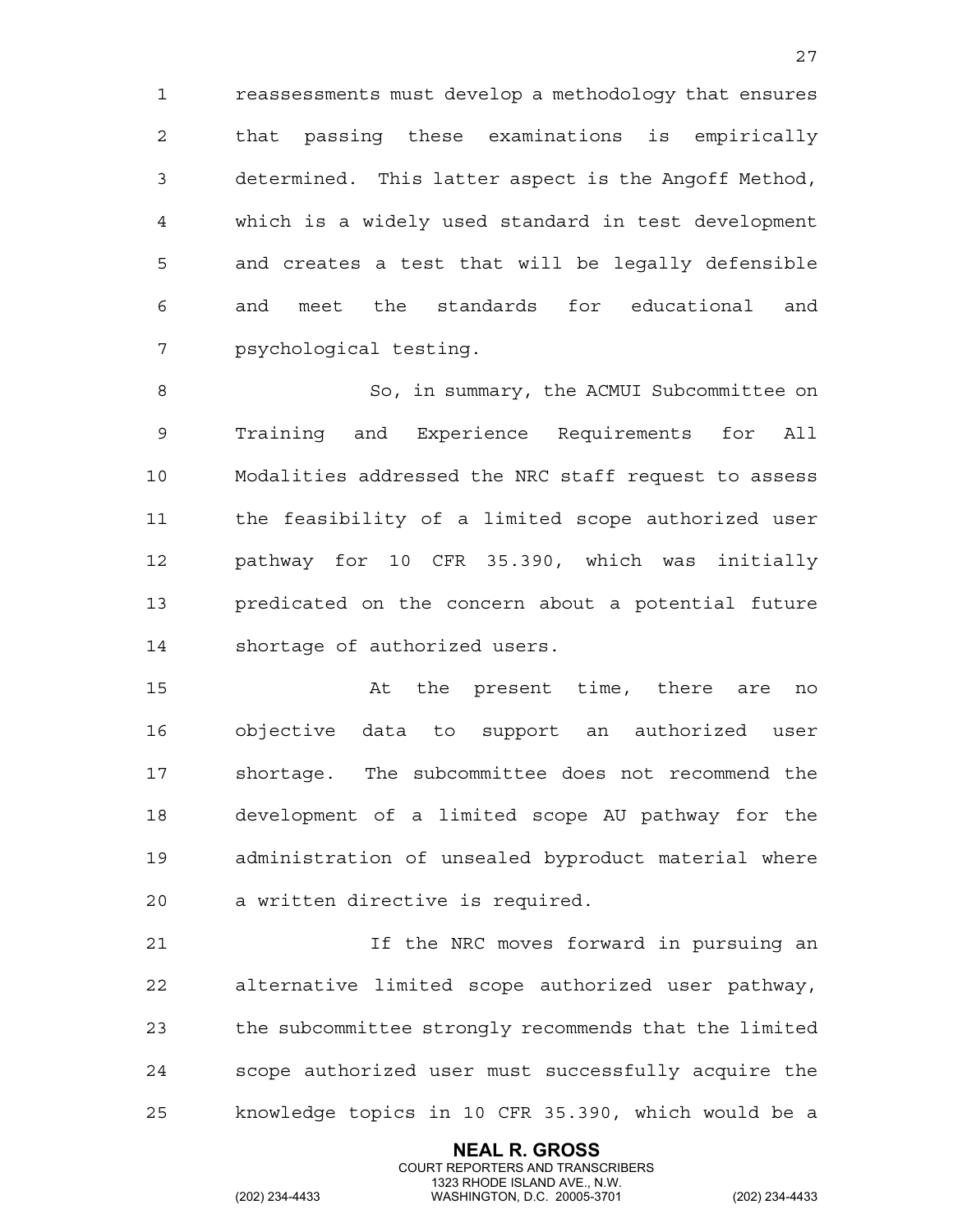reassessments must develop a methodology that ensures that passing these examinations is empirically determined. This latter aspect is the Angoff Method, which is a widely used standard in test development and creates a test that will be legally defensible and meet the standards for educational and psychological testing.

So, in summary, the ACMUI Subcommittee on Training and Experience Requirements for All Modalities addressed the NRC staff request to assess the feasibility of a limited scope authorized user pathway for 10 CFR 35.390, which was initially predicated on the concern about a potential future shortage of authorized users.

At the present time, there are no objective data to support an authorized user shortage. The subcommittee does not recommend the development of a limited scope AU pathway for the administration of unsealed byproduct material where a written directive is required.

If the NRC moves forward in pursuing an alternative limited scope authorized user pathway, the subcommittee strongly recommends that the limited scope authorized user must successfully acquire the knowledge topics in 10 CFR 35.390, which would be a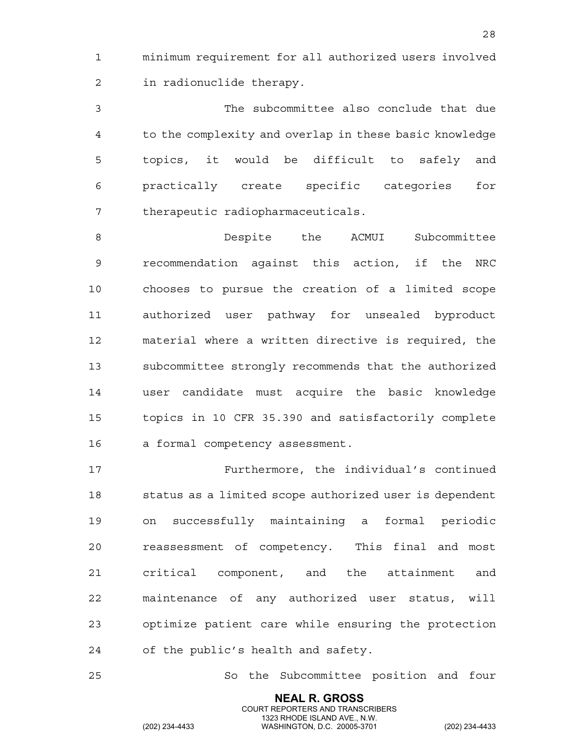minimum requirement for all authorized users involved in radionuclide therapy.

The subcommittee also conclude that due to the complexity and overlap in these basic knowledge topics, it would be difficult to safely and practically create specific categories for therapeutic radiopharmaceuticals.

Despite the ACMUI Subcommittee recommendation against this action, if the NRC chooses to pursue the creation of a limited scope authorized user pathway for unsealed byproduct material where a written directive is required, the subcommittee strongly recommends that the authorized user candidate must acquire the basic knowledge topics in 10 CFR 35.390 and satisfactorily complete a formal competency assessment.

Furthermore, the individual's continued status as a limited scope authorized user is dependent on successfully maintaining a formal periodic reassessment of competency. This final and most critical component, and the attainment and maintenance of any authorized user status, will optimize patient care while ensuring the protection of the public's health and safety.

So the Subcommittee position and four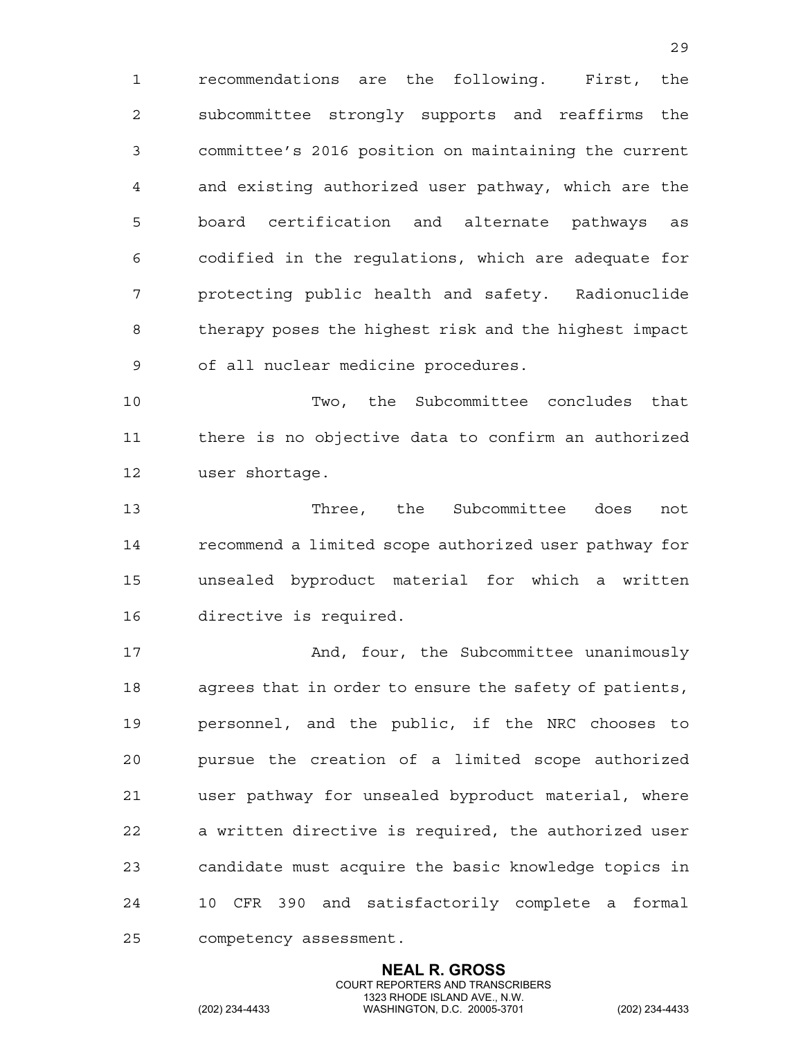recommendations are the following. First, the subcommittee strongly supports and reaffirms the committee's 2016 position on maintaining the current and existing authorized user pathway, which are the board certification and alternate pathways as codified in the regulations, which are adequate for protecting public health and safety. Radionuclide therapy poses the highest risk and the highest impact of all nuclear medicine procedures.

Two, the Subcommittee concludes that there is no objective data to confirm an authorized user shortage.

Three, the Subcommittee does not recommend a limited scope authorized user pathway for unsealed byproduct material for which a written directive is required.

And, four, the Subcommittee unanimously agrees that in order to ensure the safety of patients, personnel, and the public, if the NRC chooses to pursue the creation of a limited scope authorized user pathway for unsealed byproduct material, where a written directive is required, the authorized user candidate must acquire the basic knowledge topics in 10 CFR 390 and satisfactorily complete a formal competency assessment.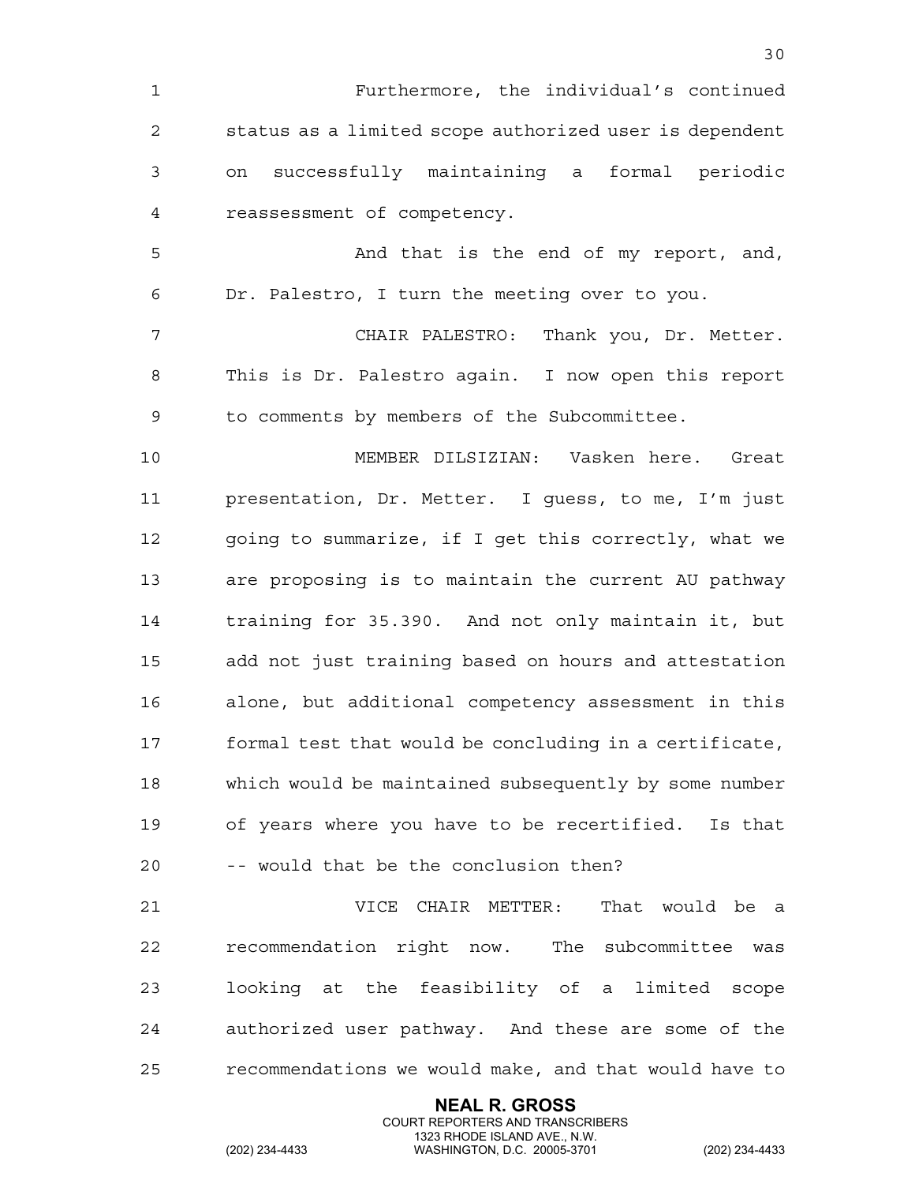Furthermore, the individual's continued status as a limited scope authorized user is dependent on successfully maintaining a formal periodic reassessment of competency.

And that is the end of my report, and, Dr. Palestro, I turn the meeting over to you.

CHAIR PALESTRO: Thank you, Dr. Metter. This is Dr. Palestro again. I now open this report to comments by members of the Subcommittee.

MEMBER DILSIZIAN: Vasken here. Great presentation, Dr. Metter. I guess, to me, I'm just going to summarize, if I get this correctly, what we are proposing is to maintain the current AU pathway training for 35.390. And not only maintain it, but add not just training based on hours and attestation alone, but additional competency assessment in this formal test that would be concluding in a certificate, which would be maintained subsequently by some number of years where you have to be recertified. Is that -- would that be the conclusion then?

VICE CHAIR METTER: That would be a recommendation right now. The subcommittee was looking at the feasibility of a limited scope authorized user pathway. And these are some of the recommendations we would make, and that would have to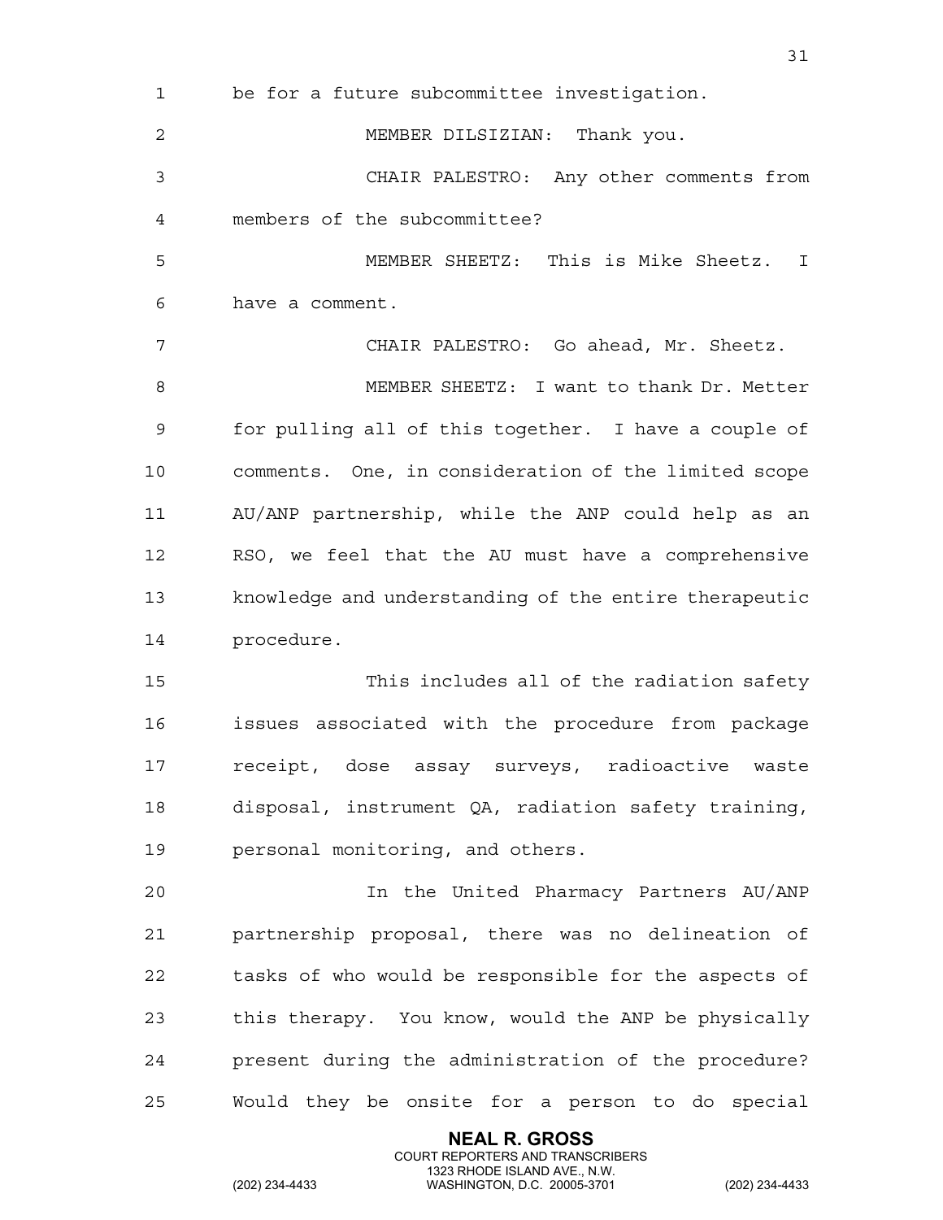be for a future subcommittee investigation.

MEMBER DILSIZIAN: Thank you.

CHAIR PALESTRO: Any other comments from members of the subcommittee?

MEMBER SHEETZ: This is Mike Sheetz. I have a comment.

CHAIR PALESTRO: Go ahead, Mr. Sheetz.

MEMBER SHEETZ: I want to thank Dr. Metter for pulling all of this together. I have a couple of comments. One, in consideration of the limited scope AU/ANP partnership, while the ANP could help as an RSO, we feel that the AU must have a comprehensive knowledge and understanding of the entire therapeutic procedure.

This includes all of the radiation safety issues associated with the procedure from package receipt, dose assay surveys, radioactive waste disposal, instrument QA, radiation safety training, personal monitoring, and others.

In the United Pharmacy Partners AU/ANP partnership proposal, there was no delineation of tasks of who would be responsible for the aspects of this therapy. You know, would the ANP be physically present during the administration of the procedure? Would they be onsite for a person to do special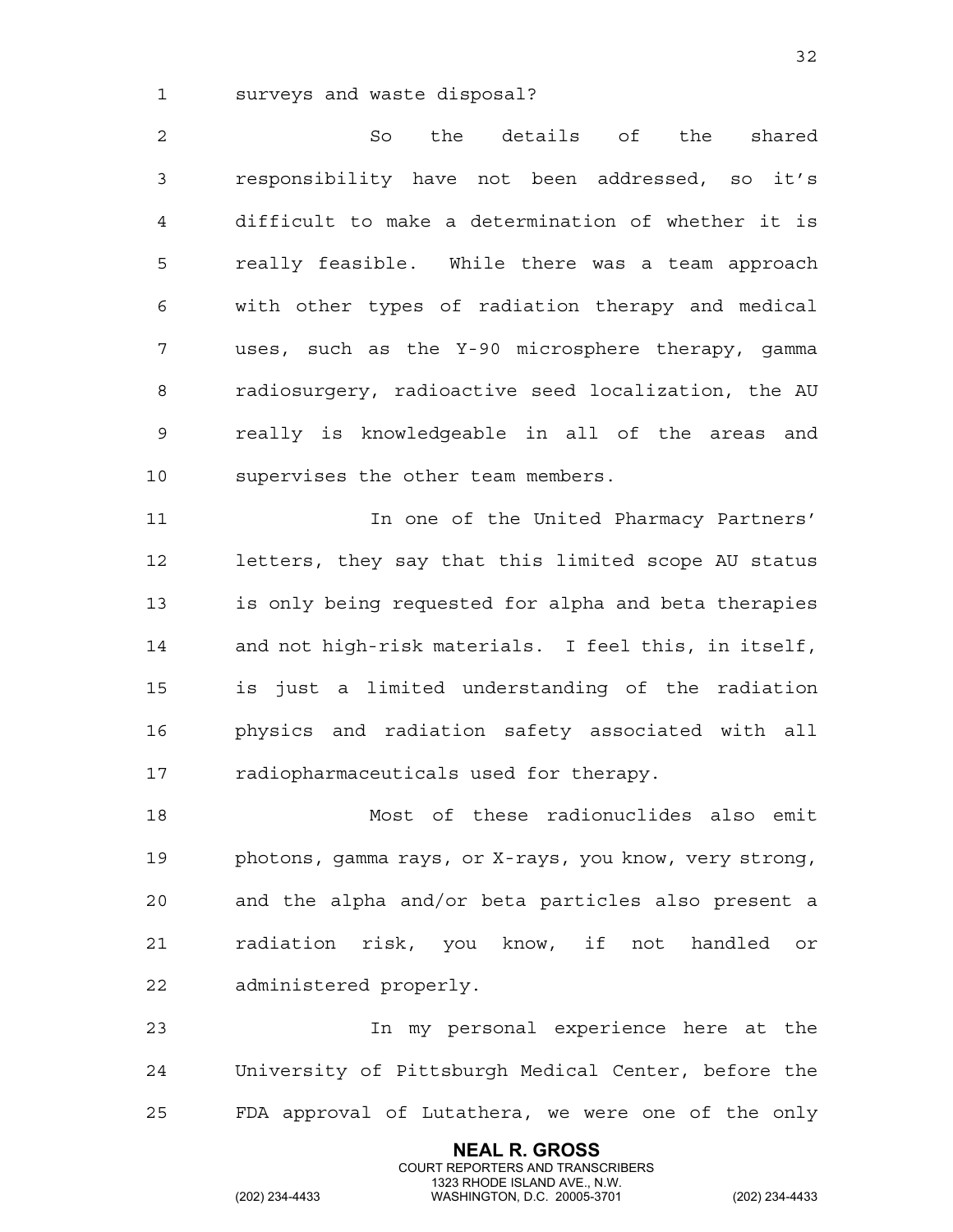surveys and waste disposal?

So the details of the shared responsibility have not been addressed, so it’s difficult to make a determination of whether it is really feasible. While there was a team approach with other types of radiation therapy and medical uses, such as the Y-90 microsphere therapy, gamma radiosurgery, radioactive seed localization, the AU really is knowledgeable in all of the areas and supervises the other team members.

In one of the United Pharmacy Partners’ letters, they say that this limited scope AU status is only being requested for alpha and beta therapies and not high-risk materials. I feel this, in itself, is just a limited understanding of the radiation physics and radiation safety associated with all radiopharmaceuticals used for therapy.

Most of these radionuclides also emit photons, gamma rays, or X-rays, you know, very strong, and the alpha and/or beta particles also present a radiation risk, you know, if not handled or administered properly.

In my personal experience here at the University of Pittsburgh Medical Center, before the FDA approval of Lutathera, we were one of the only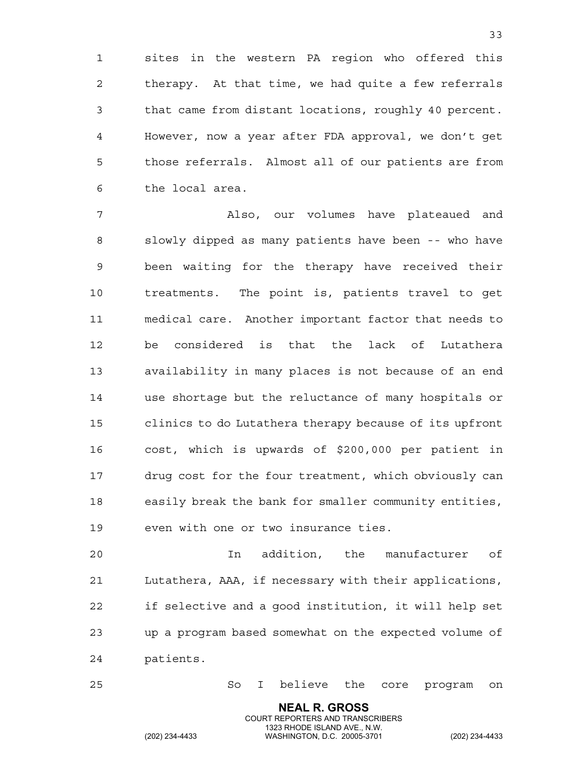sites in the western PA region who offered this therapy. At that time, we had quite a few referrals that came from distant locations, roughly 40 percent. However, now a year after FDA approval, we don't get those referrals. Almost all of our patients are from the local area.

Also, our volumes have plateaued and slowly dipped as many patients have been -- who have been waiting for the therapy have received their treatments. The point is, patients travel to get medical care. Another important factor that needs to be considered is that the lack of Lutathera availability in many places is not because of an end use shortage but the reluctance of many hospitals or clinics to do Lutathera therapy because of its upfront cost, which is upwards of $200,000 per patient in drug cost for the four treatment, which obviously can easily break the bank for smaller community entities, even with one or two insurance ties.

In addition, the manufacturer of Lutathera, AAA, if necessary with their applications, if selective and a good institution, it will help set up a program based somewhat on the expected volume of patients.

So I believe the core program on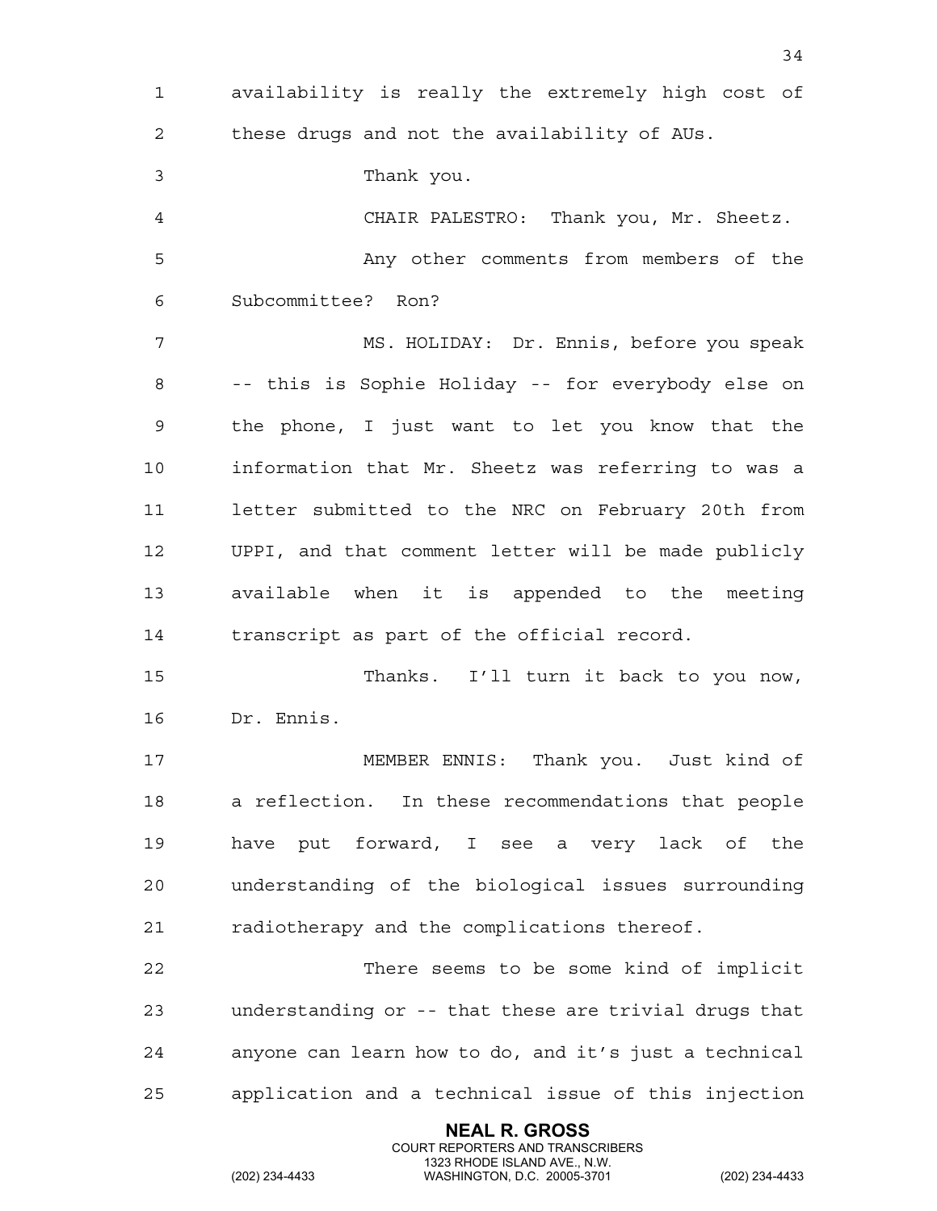availability is really the extremely high cost of these drugs and not the availability of AUs.

Thank you.

CHAIR PALESTRO: Thank you, Mr. Sheetz.

Any other comments from members of the Subcommittee? Ron?

MS. HOLIDAY: Dr. Ennis, before you speak -- this is Sophie Holiday -- for everybody else on the phone, I just want to let you know that the information that Mr. Sheetz was referring to was a letter submitted to the NRC on February 20th from UPPI, and that comment letter will be made publicly available when it is appended to the meeting transcript as part of the official record.

Thanks. I'll turn it back to you now, Dr. Ennis.

MEMBER ENNIS: Thank you. Just kind of a reflection. In these recommendations that people have put forward, I see a very lack of the understanding of the biological issues surrounding radiotherapy and the complications thereof.

There seems to be some kind of implicit understanding or -- that these are trivial drugs that anyone can learn how to do, and it's just a technical application and a technical issue of this injection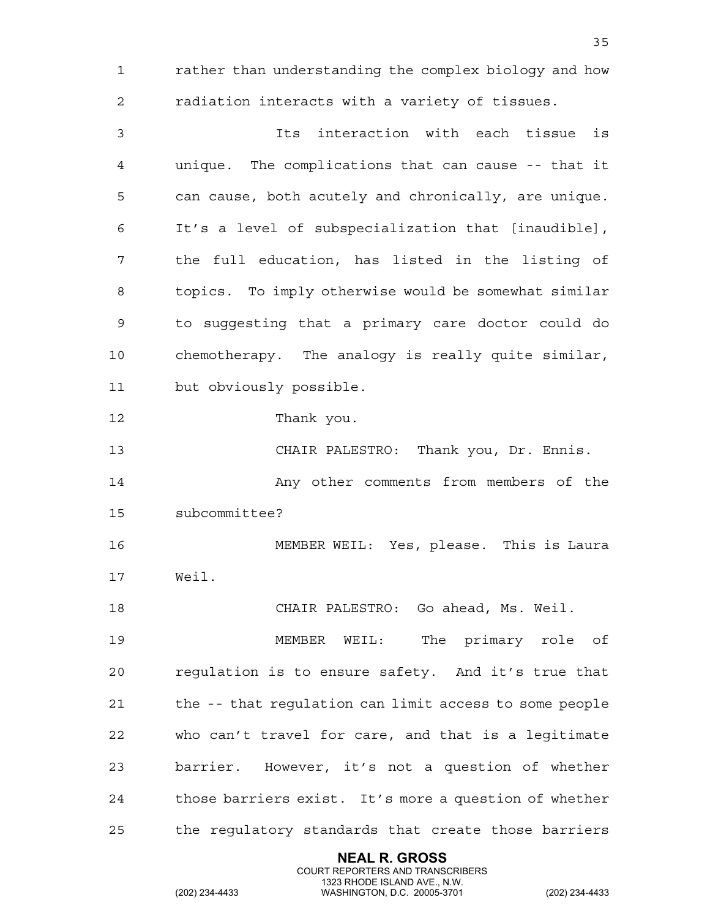rather than understanding the complex biology and how radiation interacts with a variety of tissues.

Its interaction with each tissue is unique. The complications that can cause -- that it can cause, both acutely and chronically, are unique. It's a level of subspecialization that [inaudible], the full education, has listed in the listing of topics. To imply otherwise would be somewhat similar to suggesting that a primary care doctor could do chemotherapy. The analogy is really quite similar, but obviously possible.

Thank you.

CHAIR PALESTRO: Thank you, Dr. Ennis.

Any other comments from members of the subcommittee?

MEMBER WEIL: Yes, please. This is Laura Weil.

CHAIR PALESTRO: Go ahead, Ms. Weil.

MEMBER WEIL: The primary role of regulation is to ensure safety. And it's true that the -- that regulation can limit access to some people who can't travel for care, and that is a legitimate barrier. However, it's not a question of whether those barriers exist. It's more a question of whether the regulatory standards that create those barriers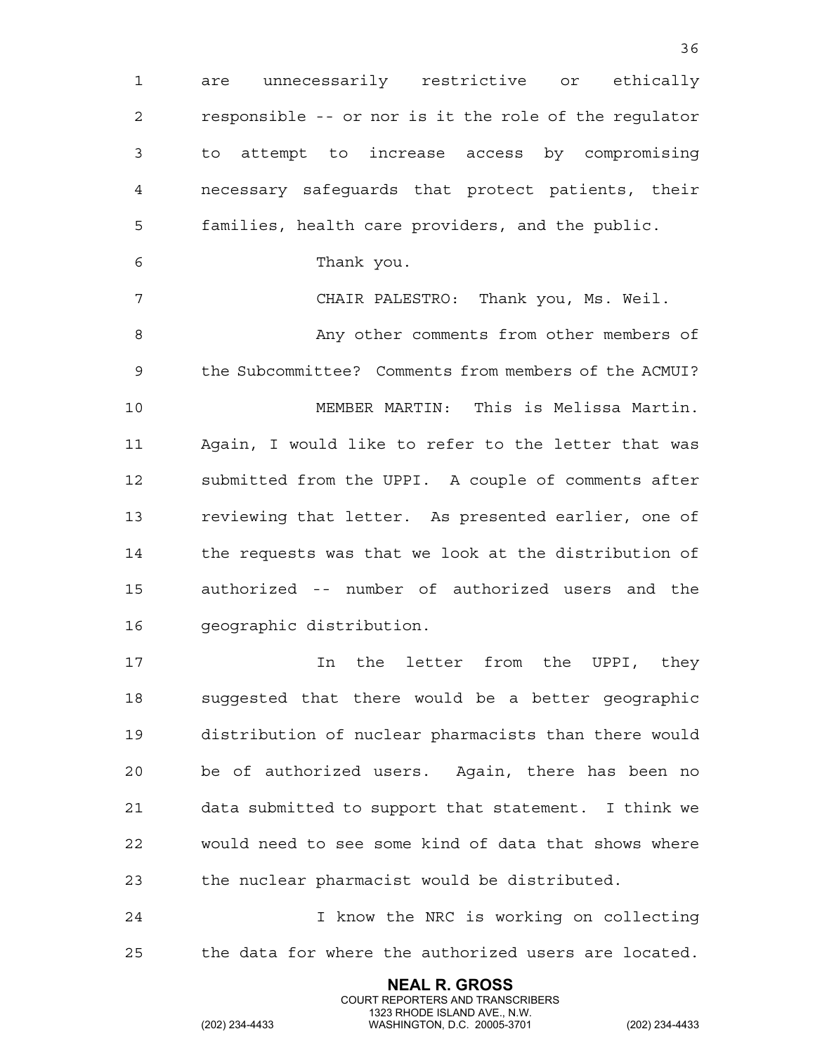are unnecessarily restrictive or ethically responsible -- or nor is it the role of the regulator to attempt to increase access by compromising necessary safeguards that protect patients, their families, health care providers, and the public.

Thank you.

CHAIR PALESTRO: Thank you, Ms. Weil.

Any other comments from other members of the Subcommittee? Comments from members of the ACMUI?

MEMBER MARTIN: This is Melissa Martin. Again, I would like to refer to the letter that was submitted from the UPPI. A couple of comments after reviewing that letter. As presented earlier, one of the requests was that we look at the distribution of authorized -- number of authorized users and the geographic distribution.

In the letter from the UPPI, they suggested that there would be a better geographic distribution of nuclear pharmacists than there would be of authorized users. Again, there has been no data submitted to support that statement. I think we would need to see some kind of data that shows where the nuclear pharmacist would be distributed.

I know the NRC is working on collecting the data for where the authorized users are located.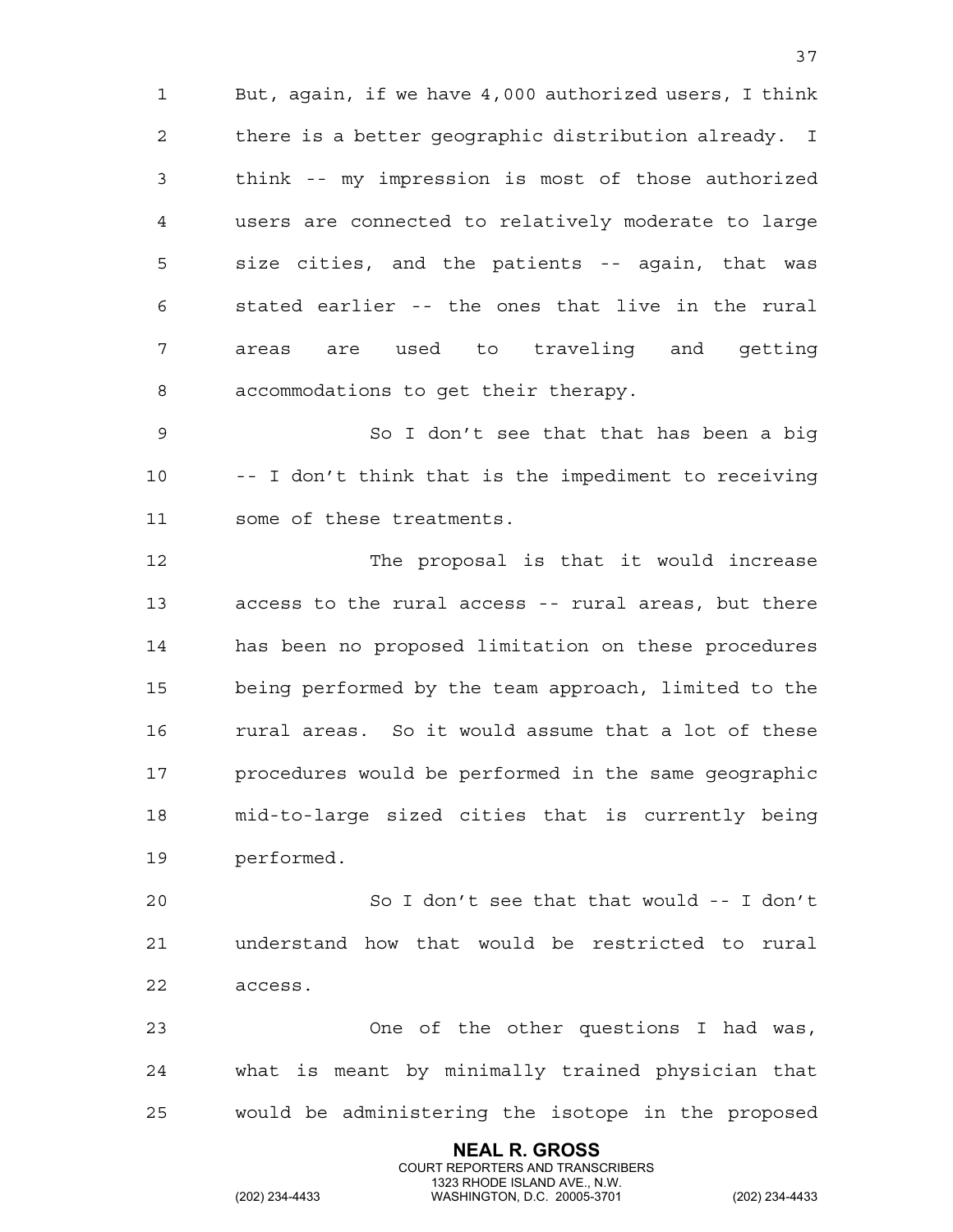But, again, if we have 4,000 authorized users, I think there is a better geographic distribution already. I think -- my impression is most of those authorized users are connected to relatively moderate to large size cities, and the patients -- again, that was stated earlier -- the ones that live in the rural areas are used to traveling and getting accommodations to get their therapy.

So I don't see that that has been a big -- I don't think that is the impediment to receiving some of these treatments.

The proposal is that it would increase access to the rural access -- rural areas, but there has been no proposed limitation on these procedures being performed by the team approach, limited to the rural areas. So it would assume that a lot of these procedures would be performed in the same geographic mid-to-large sized cities that is currently being performed.

So I don't see that that would -- I don't understand how that would be restricted to rural access.

One of the other questions I had was, what is meant by minimally trained physician that would be administering the isotope in the proposed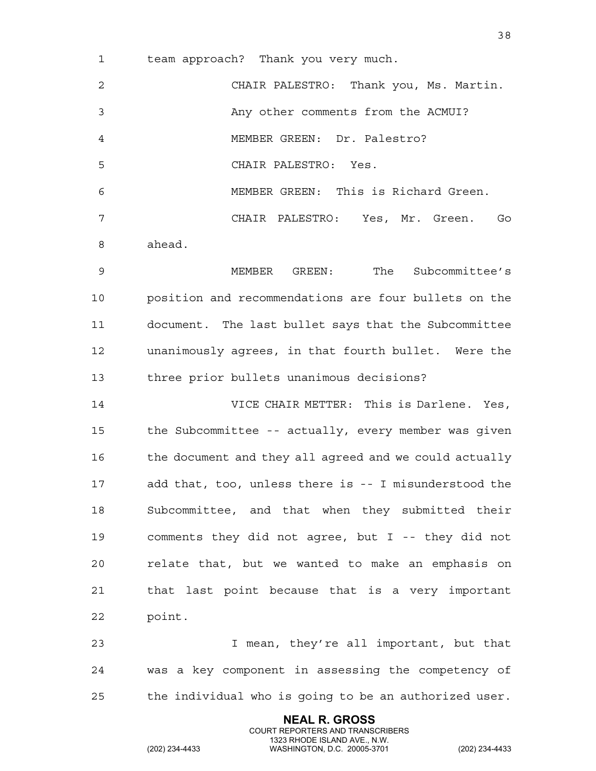team approach? Thank you very much.

CHAIR PALESTRO: Thank you, Ms. Martin.

Any other comments from the ACMUI?

MEMBER GREEN: Dr. Palestro?

CHAIR PALESTRO: Yes.

MEMBER GREEN: This is Richard Green.

CHAIR PALESTRO: Yes, Mr. Green. Go ahead.

MEMBER GREEN: The Subcommittee's position and recommendations are four bullets on the document. The last bullet says that the Subcommittee unanimously agrees, in that fourth bullet. Were the three prior bullets unanimous decisions?

VICE CHAIR METTER: This is Darlene. Yes, the Subcommittee -- actually, every member was given the document and they all agreed and we could actually add that, too, unless there is -- I misunderstood the Subcommittee, and that when they submitted their comments they did not agree, but I -- they did not relate that, but we wanted to make an emphasis on that last point because that is a very important point.

I mean, they're all important, but that was a key component in assessing the competency of the individual who is going to be an authorized user.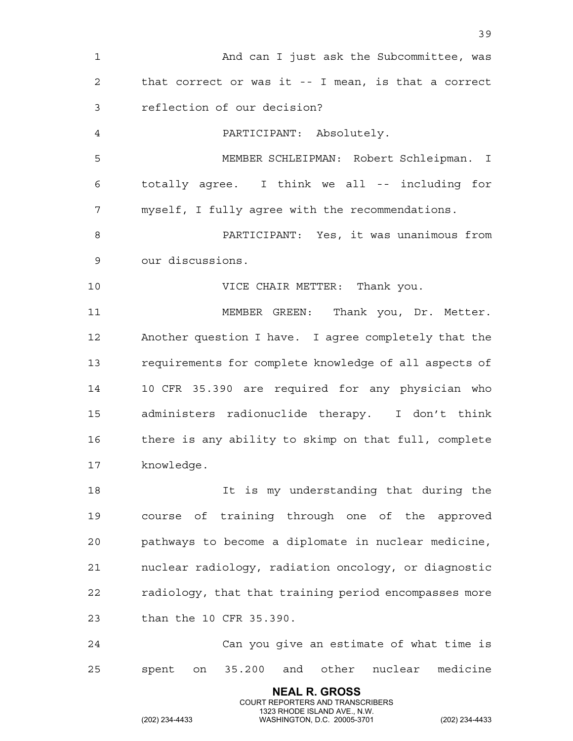And can I just ask the Subcommittee, was that correct or was it -- I mean, is that a correct reflection of our decision?

PARTICIPANT: Absolutely.

MEMBER SCHLEIPMAN: Robert Schleipman. I totally agree. I think we all -- including for myself, I fully agree with the recommendations.

PARTICIPANT: Yes, it was unanimous from our discussions.

VICE CHAIR METTER: Thank you.

MEMBER GREEN: Thank you, Dr. Metter. Another question I have. I agree completely that the requirements for complete knowledge of all aspects of 10 CFR 35.390 are required for any physician who administers radionuclide therapy. I don't think there is any ability to skimp on that full, complete knowledge.

It is my understanding that during the course of training through one of the approved pathways to become a diplomate in nuclear medicine, nuclear radiology, radiation oncology, or diagnostic radiology, that that training period encompasses more than the 10 CFR 35.390.

Can you give an estimate of what time is spent on 35.200 and other nuclear medicine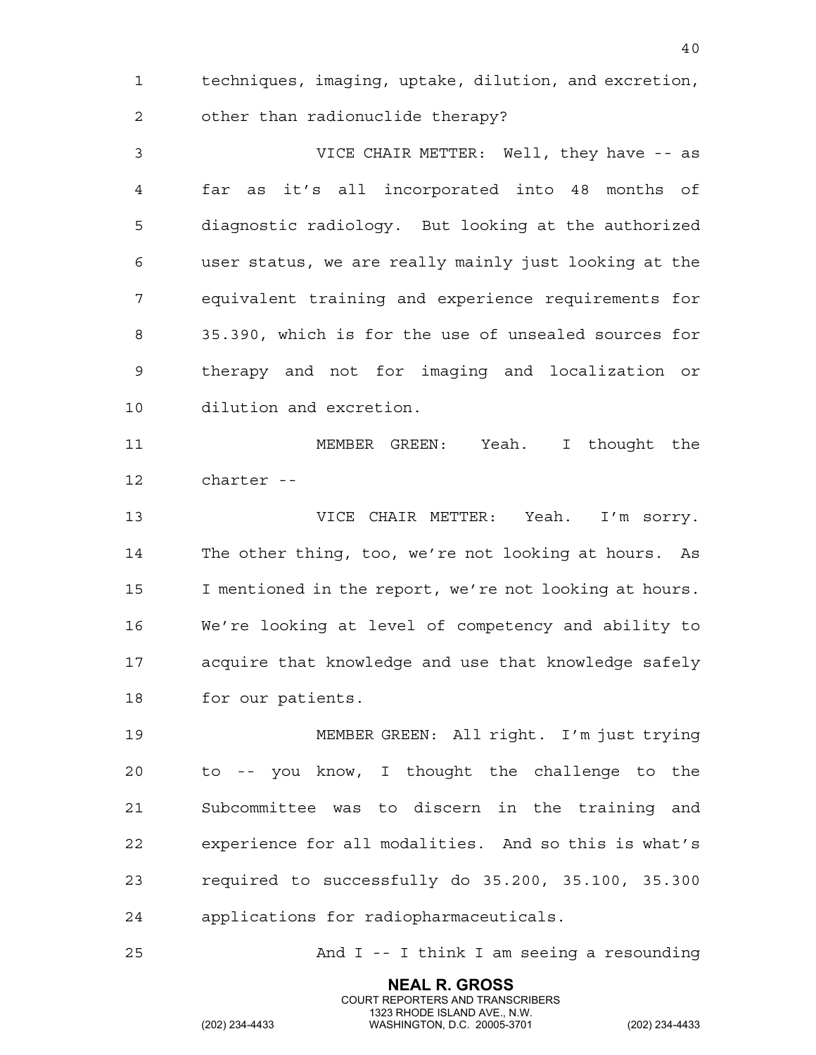techniques, imaging, uptake, dilution, and excretion, other than radionuclide therapy?

VICE CHAIR METTER: Well, they have -- as far as it's all incorporated into 48 months of diagnostic radiology. But looking at the authorized user status, we are really mainly just looking at the equivalent training and experience requirements for 35.390, which is for the use of unsealed sources for therapy and not for imaging and localization or dilution and excretion.

MEMBER GREEN: Yeah. I thought the charter --

VICE CHAIR METTER: Yeah. I'm sorry. The other thing, too, we're not looking at hours. As I mentioned in the report, we're not looking at hours. We're looking at level of competency and ability to acquire that knowledge and use that knowledge safely for our patients.

MEMBER GREEN: All right. I'm just trying to -- you know, I thought the challenge to the Subcommittee was to discern in the training and experience for all modalities. And so this is what's required to successfully do 35.200, 35.100, 35.300 applications for radiopharmaceuticals.

And I -- I think I am seeing a resounding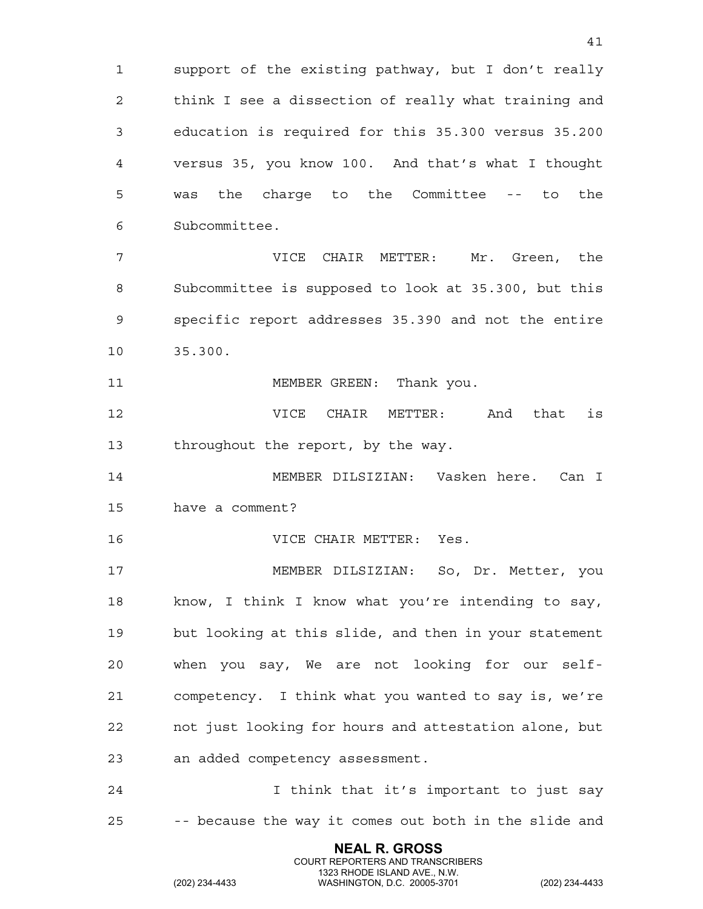support of the existing pathway, but I don't really think I see a dissection of really what training and education is required for this 35.300 versus 35.200 versus 35, you know 100. And that's what I thought was the charge to the Committee -- to the Subcommittee.

VICE CHAIR METTER: Mr. Green, the Subcommittee is supposed to look at 35.300, but this specific report addresses 35.390 and not the entire 35.300.

MEMBER GREEN: Thank you.

VICE CHAIR METTER: And that is throughout the report, by the way.

MEMBER DILSIZIAN: Vasken here. Can I have a comment?

VICE CHAIR METTER: Yes.

MEMBER DILSIZIAN: So, Dr. Metter, you know, I think I know what you're intending to say, but looking at this slide, and then in your statement when you say, We are not looking for our self-competency. I think what you wanted to say is, we're not just looking for hours and attestation alone, but an added competency assessment.

I think that it's important to just say -- because the way it comes out both in the slide and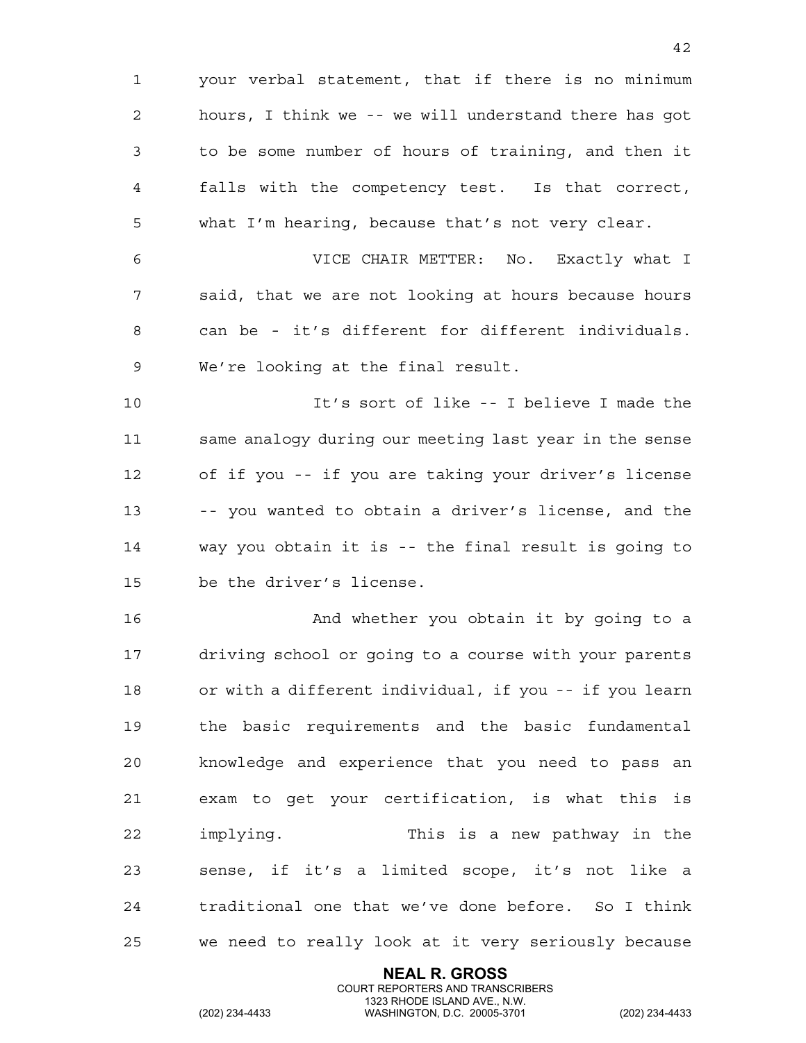your verbal statement, that if there is no minimum hours, I think we -- we will understand there has got to be some number of hours of training, and then it falls with the competency test. Is that correct, what I'm hearing, because that's not very clear.

VICE CHAIR METTER: No. Exactly what I said, that we are not looking at hours because hours can be - it's different for different individuals. We're looking at the final result.

It's sort of like -- I believe I made the same analogy during our meeting last year in the sense of if you -- if you are taking your driver's license -- you wanted to obtain a driver's license, and the way you obtain it is -- the final result is going to be the driver's license.

And whether you obtain it by going to a driving school or going to a course with your parents or with a different individual, if you -- if you learn the basic requirements and the basic fundamental knowledge and experience that you need to pass an exam to get your certification, is what this is implying. This is a new pathway in the sense, if it's a limited scope, it's not like a traditional one that we've done before. So I think we need to really look at it very seriously because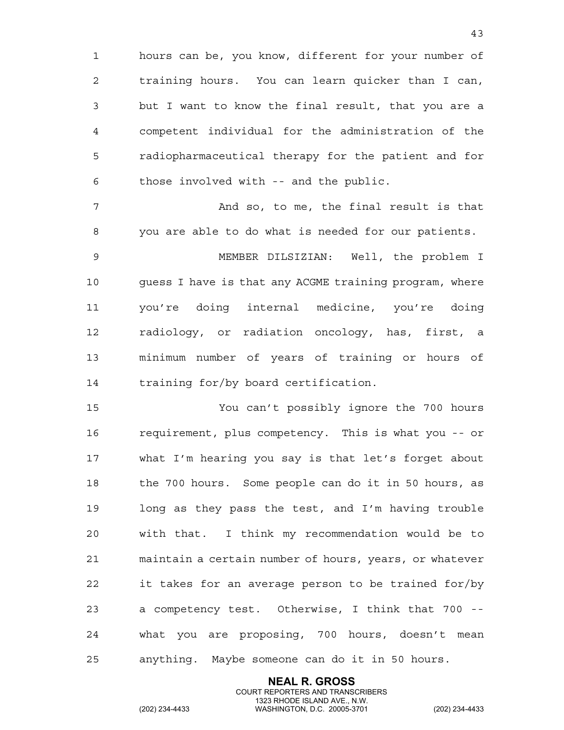hours can be, you know, different for your number of training hours. You can learn quicker than I can, but I want to know the final result, that you are a competent individual for the administration of the radiopharmaceutical therapy for the patient and for those involved with -- and the public.

And so, to me, the final result is that you are able to do what is needed for our patients.

MEMBER DILSIZIAN: Well, the problem I guess I have is that any ACGME training program, where you're doing internal medicine, you're doing radiology, or radiation oncology, has, first, a minimum number of years of training or hours of training for/by board certification.

You can't possibly ignore the 700 hours requirement, plus competency. This is what you -- or what I'm hearing you say is that let's forget about the 700 hours. Some people can do it in 50 hours, as long as they pass the test, and I'm having trouble with that. I think my recommendation would be to maintain a certain number of hours, years, or whatever it takes for an average person to be trained for/by a competency test. Otherwise, I think that 700 -- what you are proposing, 700 hours, doesn't mean anything. Maybe someone can do it in 50 hours.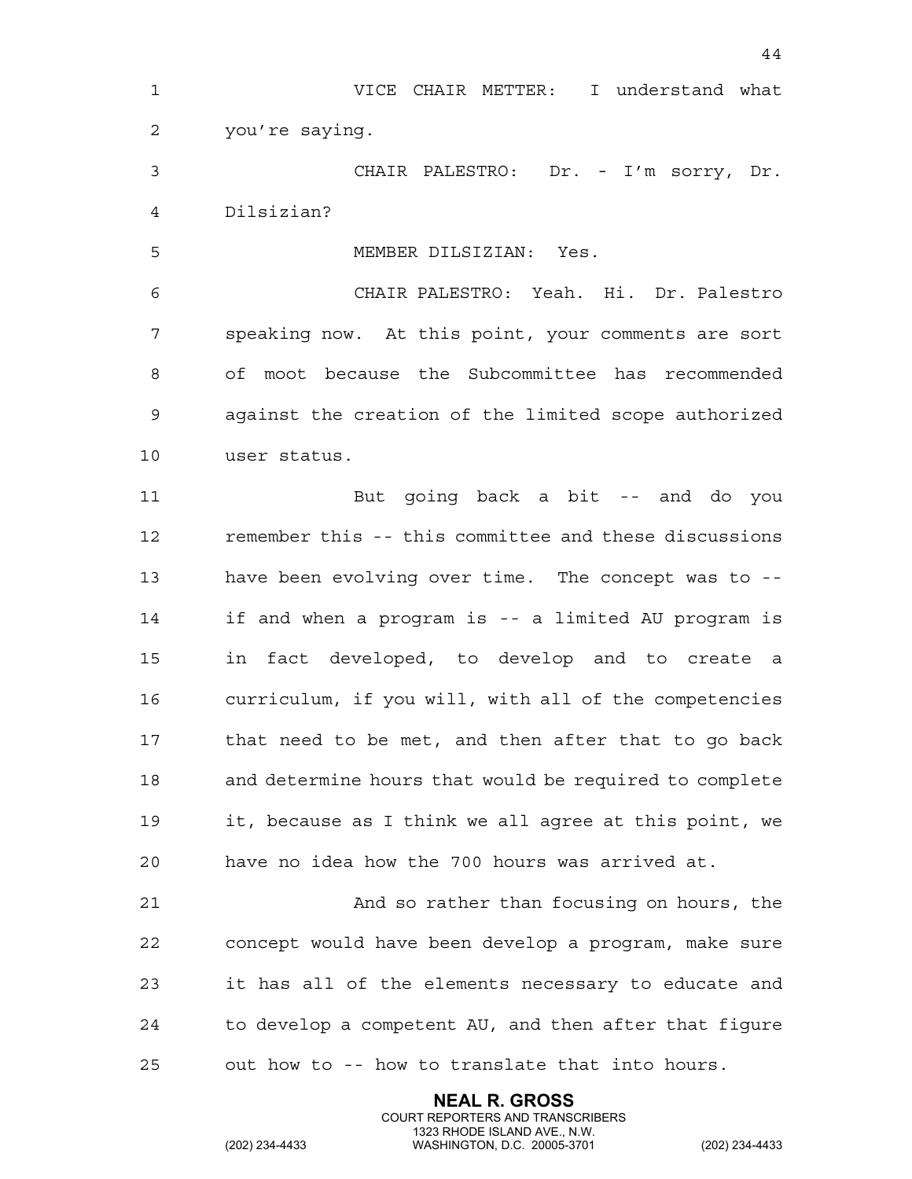VICE CHAIR METTER: I understand what you're saying.

CHAIR PALESTRO: Dr. - I'm sorry, Dr. Dilsizian?

MEMBER DILSIZIAN: Yes.

CHAIR PALESTRO: Yeah. Hi. Dr. Palestro speaking now. At this point, your comments are sort of moot because the Subcommittee has recommended against the creation of the limited scope authorized user status.

But going back a bit -- and do you remember this -- this committee and these discussions have been evolving over time. The concept was to -- if and when a program is -- a limited AU program is in fact developed, to develop and to create a curriculum, if you will, with all of the competencies that need to be met, and then after that to go back and determine hours that would be required to complete it, because as I think we all agree at this point, we have no idea how the 700 hours was arrived at.

And so rather than focusing on hours, the concept would have been develop a program, make sure it has all of the elements necessary to educate and to develop a competent AU, and then after that figure out how to -- how to translate that into hours.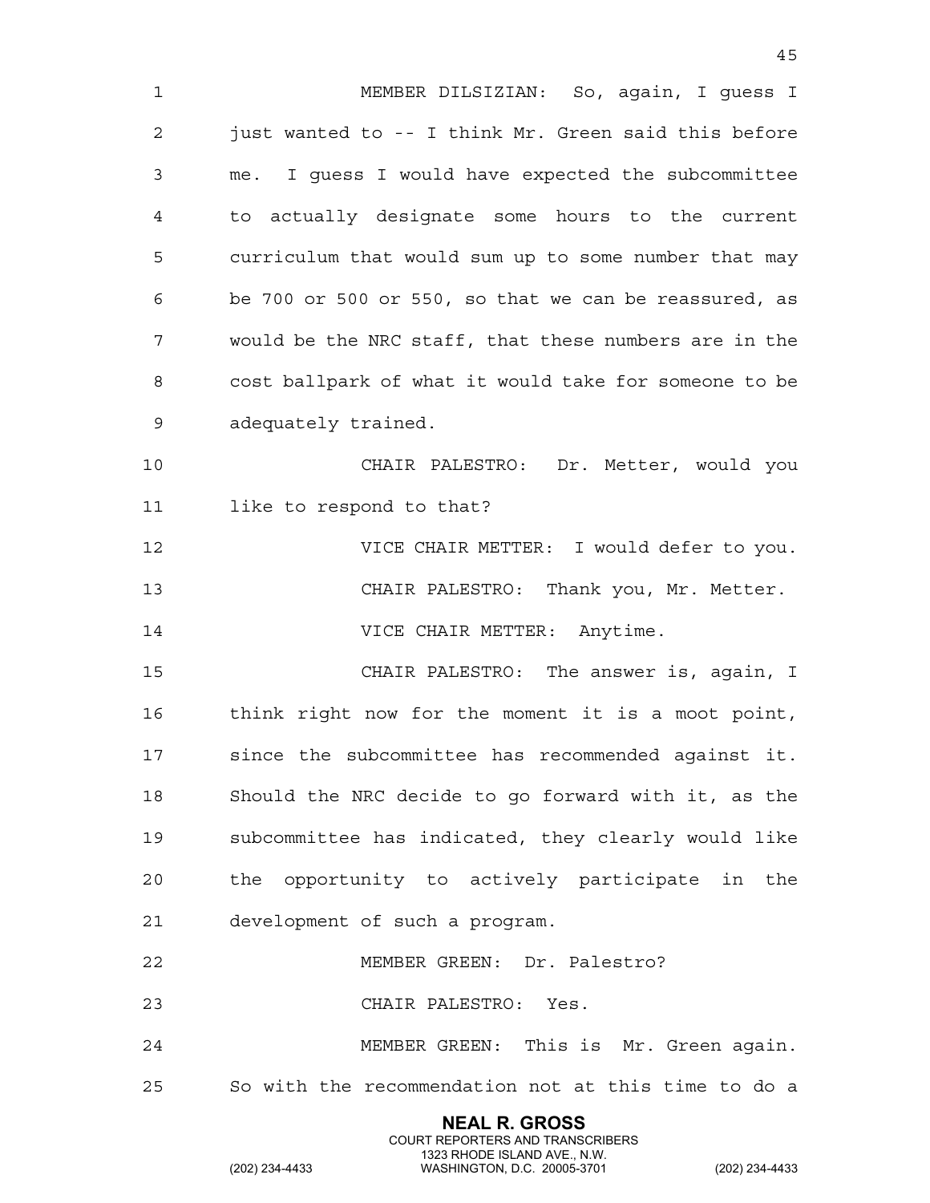MEMBER DILSIZIAN: So, again, I guess I just wanted to -- I think Mr. Green said this before me. I guess I would have expected the subcommittee to actually designate some hours to the current curriculum that would sum up to some number that may be 700 or 500 or 550, so that we can be reassured, as would be the NRC staff, that these numbers are in the cost ballpark of what it would take for someone to be adequately trained.

CHAIR PALESTRO: Dr. Metter, would you like to respond to that?

VICE CHAIR METTER: I would defer to you.

CHAIR PALESTRO: Thank you, Mr. Metter.

VICE CHAIR METTER: Anytime.

CHAIR PALESTRO: The answer is, again, I think right now for the moment it is a moot point, since the subcommittee has recommended against it. Should the NRC decide to go forward with it, as the subcommittee has indicated, they clearly would like the opportunity to actively participate in the development of such a program.

MEMBER GREEN: Dr. Palestro?

CHAIR PALESTRO: Yes.

MEMBER GREEN: This is Mr. Green again. So with the recommendation not at this time to do a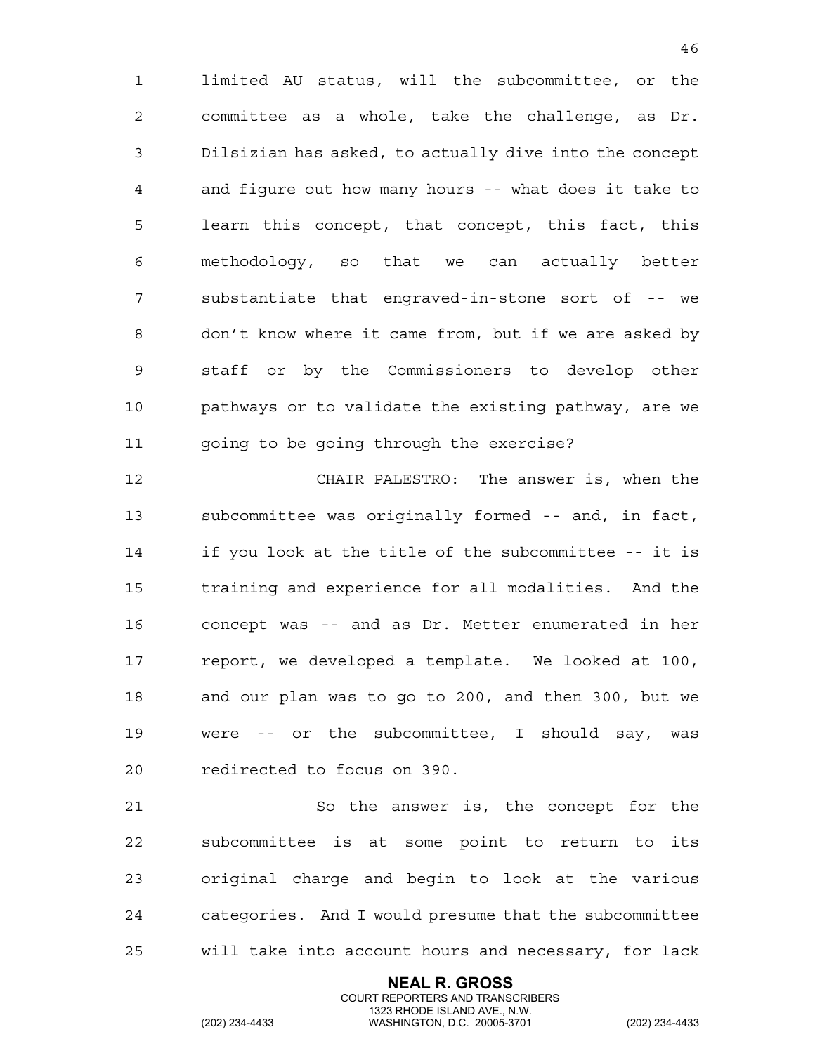limited AU status, will the subcommittee, or the committee as a whole, take the challenge, as Dr. Dilsizian has asked, to actually dive into the concept and figure out how many hours -- what does it take to learn this concept, that concept, this fact, this methodology, so that we can actually better substantiate that engraved-in-stone sort of -- we don't know where it came from, but if we are asked by staff or by the Commissioners to develop other pathways or to validate the existing pathway, are we going to be going through the exercise?

CHAIR PALESTRO: The answer is, when the subcommittee was originally formed -- and, in fact, if you look at the title of the subcommittee -- it is training and experience for all modalities. And the concept was -- and as Dr. Metter enumerated in her report, we developed a template. We looked at 100, and our plan was to go to 200, and then 300, but we were -- or the subcommittee, I should say, was redirected to focus on 390.

So the answer is, the concept for the subcommittee is at some point to return to its original charge and begin to look at the various categories. And I would presume that the subcommittee will take into account hours and necessary, for lack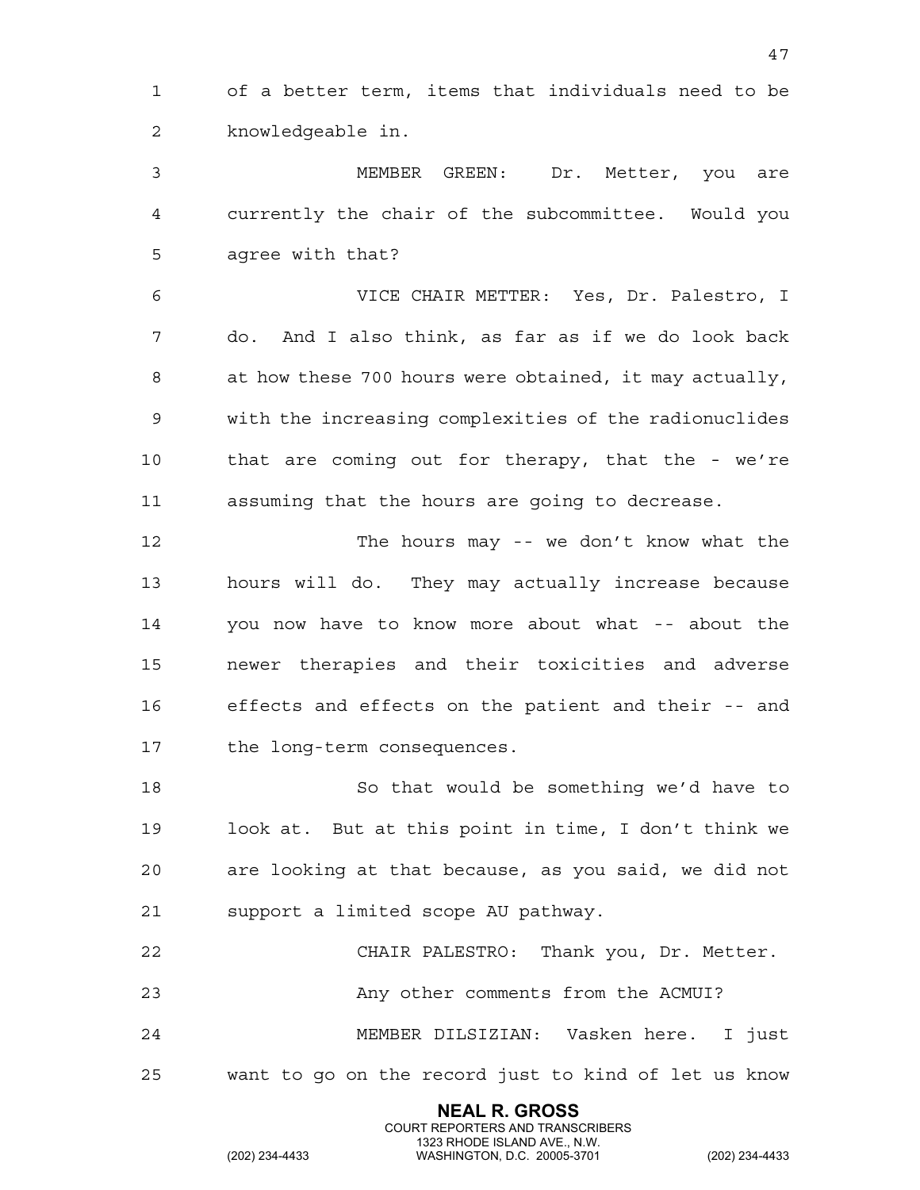of a better term, items that individuals need to be knowledgeable in.

MEMBER GREEN: Dr. Metter, you are currently the chair of the subcommittee. Would you agree with that?

VICE CHAIR METTER: Yes, Dr. Palestro, I do. And I also think, as far as if we do look back at how these 700 hours were obtained, it may actually, with the increasing complexities of the radionuclides that are coming out for therapy, that the - we're assuming that the hours are going to decrease.

The hours may -- we don't know what the hours will do. They may actually increase because you now have to know more about what -- about the newer therapies and their toxicities and adverse effects and effects on the patient and their -- and the long-term consequences.

So that would be something we'd have to look at. But at this point in time, I don't think we are looking at that because, as you said, we did not support a limited scope AU pathway.

CHAIR PALESTRO: Thank you, Dr. Metter.

Any other comments from the ACMUI?

MEMBER DILSIZIAN: Vasken here. I just want to go on the record just to kind of let us know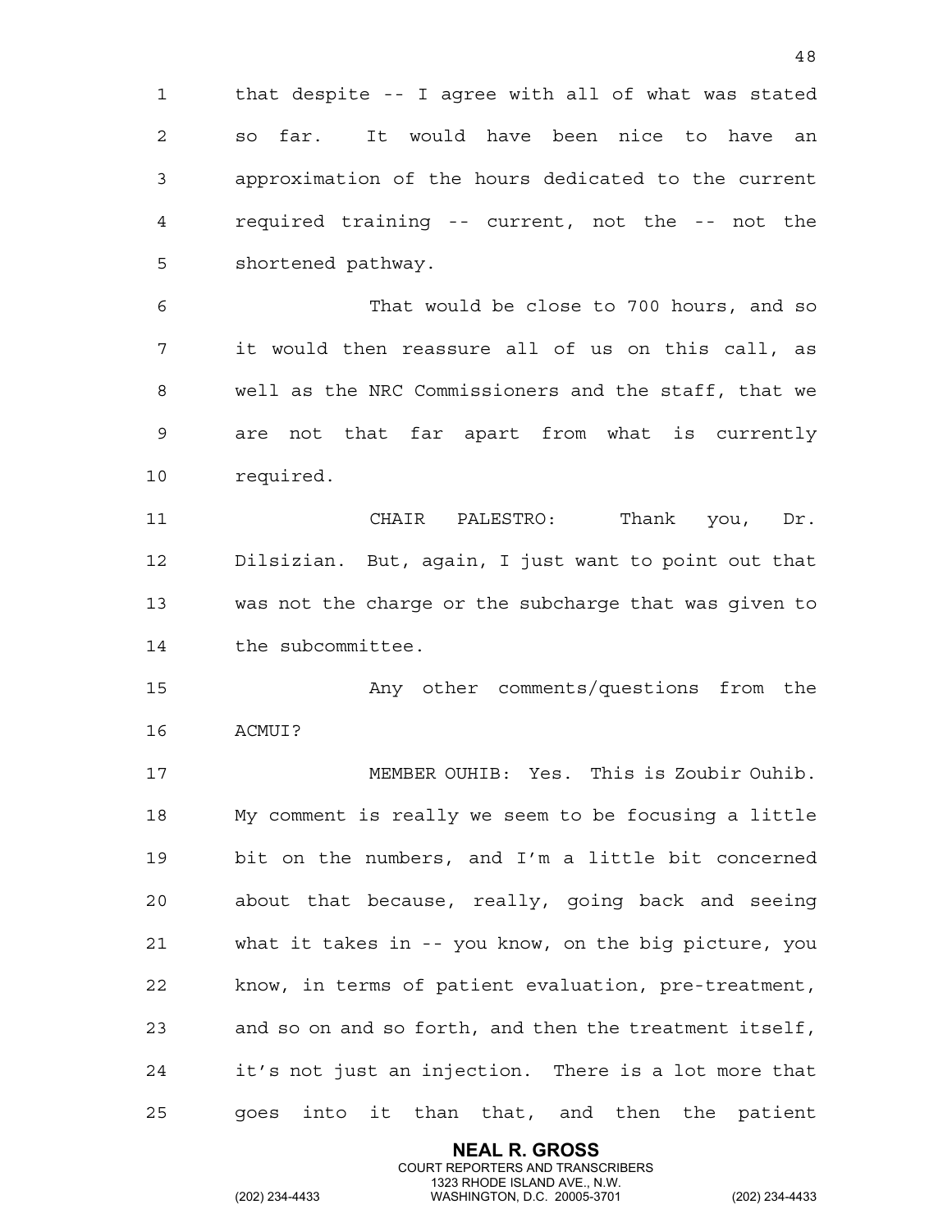that despite -- I agree with all of what was stated so far. It would have been nice to have an approximation of the hours dedicated to the current required training -- current, not the -- not the shortened pathway.

That would be close to 700 hours, and so it would then reassure all of us on this call, as well as the NRC Commissioners and the staff, that we are not that far apart from what is currently required.

CHAIR PALESTRO: Thank you, Dr. Dilsizian. But, again, I just want to point out that was not the charge or the subcharge that was given to the subcommittee.

Any other comments/questions from the ACMUI?

MEMBER OUHIB: Yes. This is Zoubir Ouhib. My comment is really we seem to be focusing a little bit on the numbers, and I'm a little bit concerned about that because, really, going back and seeing what it takes in -- you know, on the big picture, you know, in terms of patient evaluation, pre-treatment, and so on and so forth, and then the treatment itself, it's not just an injection. There is a lot more that goes into it than that, and then the patient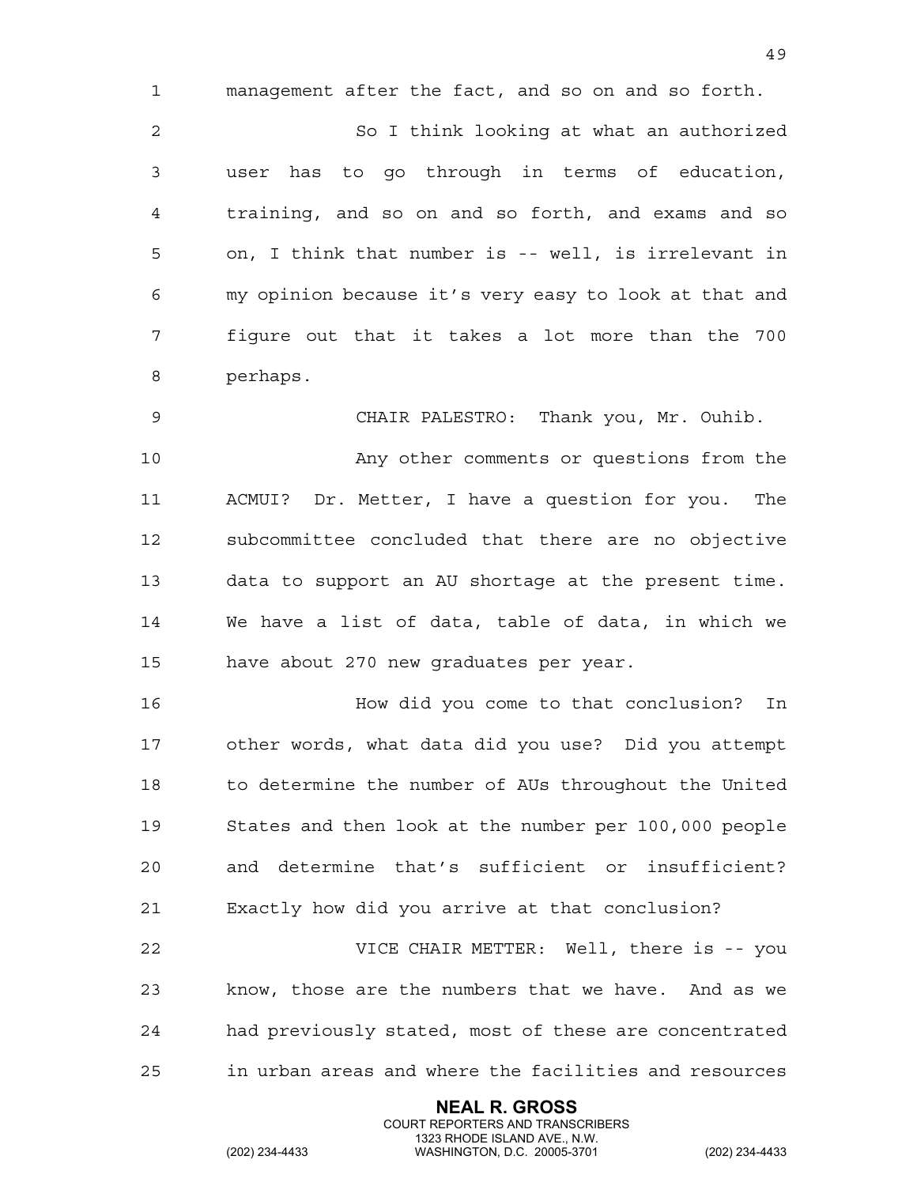management after the fact, and so on and so forth.

So I think looking at what an authorized user has to go through in terms of education, training, and so on and so forth, and exams and so on, I think that number is -- well, is irrelevant in my opinion because it's very easy to look at that and figure out that it takes a lot more than the 700 perhaps.

CHAIR PALESTRO: Thank you, Mr. Ouhib.

Any other comments or questions from the ACMUI? Dr. Metter, I have a question for you. The subcommittee concluded that there are no objective data to support an AU shortage at the present time. We have a list of data, table of data, in which we have about 270 new graduates per year.

How did you come to that conclusion? In other words, what data did you use? Did you attempt to determine the number of AUs throughout the United States and then look at the number per 100,000 people and determine that's sufficient or insufficient? Exactly how did you arrive at that conclusion?

VICE CHAIR METTER: Well, there is -- you know, those are the numbers that we have. And as we had previously stated, most of these are concentrated in urban areas and where the facilities and resources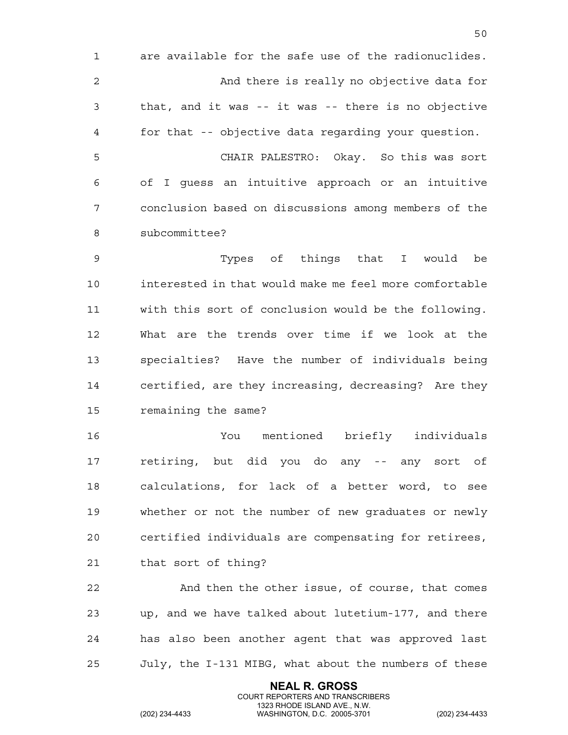are available for the safe use of the radionuclides.

And there is really no objective data for that, and it was -- it was -- there is no objective for that -- objective data regarding your question.

CHAIR PALESTRO: Okay. So this was sort of I guess an intuitive approach or an intuitive conclusion based on discussions among members of the subcommittee?

Types of things that I would be interested in that would make me feel more comfortable with this sort of conclusion would be the following. What are the trends over time if we look at the specialties? Have the number of individuals being certified, are they increasing, decreasing? Are they remaining the same?

You mentioned briefly individuals retiring, but did you do any -- any sort of calculations, for lack of a better word, to see whether or not the number of new graduates or newly certified individuals are compensating for retirees, that sort of thing?

And then the other issue, of course, that comes up, and we have talked about lutetium-177, and there has also been another agent that was approved last July, the I-131 MIBG, what about the numbers of these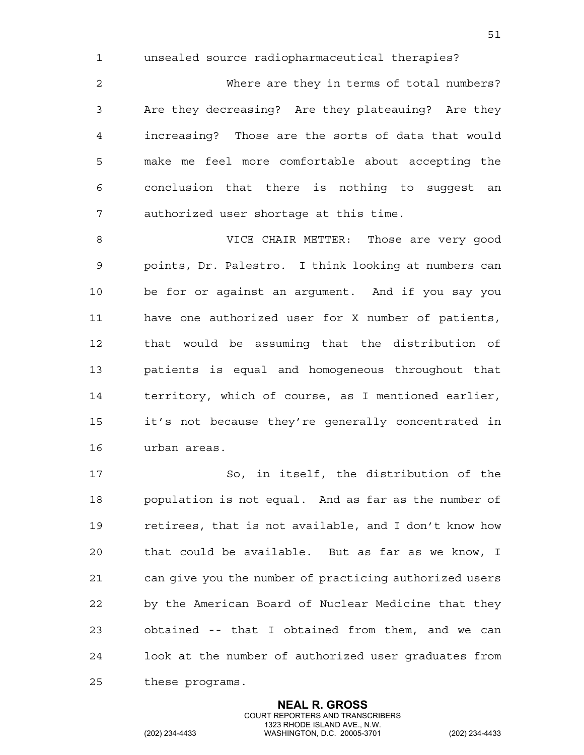unsealed source radiopharmaceutical therapies?

Where are they in terms of total numbers? Are they decreasing? Are they plateauing? Are they increasing? Those are the sorts of data that would make me feel more comfortable about accepting the conclusion that there is nothing to suggest an authorized user shortage at this time.

VICE CHAIR METTER: Those are very good points, Dr. Palestro. I think looking at numbers can be for or against an argument. And if you say you have one authorized user for X number of patients, that would be assuming that the distribution of patients is equal and homogeneous throughout that territory, which of course, as I mentioned earlier, it's not because they're generally concentrated in urban areas.

So, in itself, the distribution of the population is not equal. And as far as the number of retirees, that is not available, and I don't know how that could be available. But as far as we know, I can give you the number of practicing authorized users by the American Board of Nuclear Medicine that they obtained -- that I obtained from them, and we can look at the number of authorized user graduates from these programs.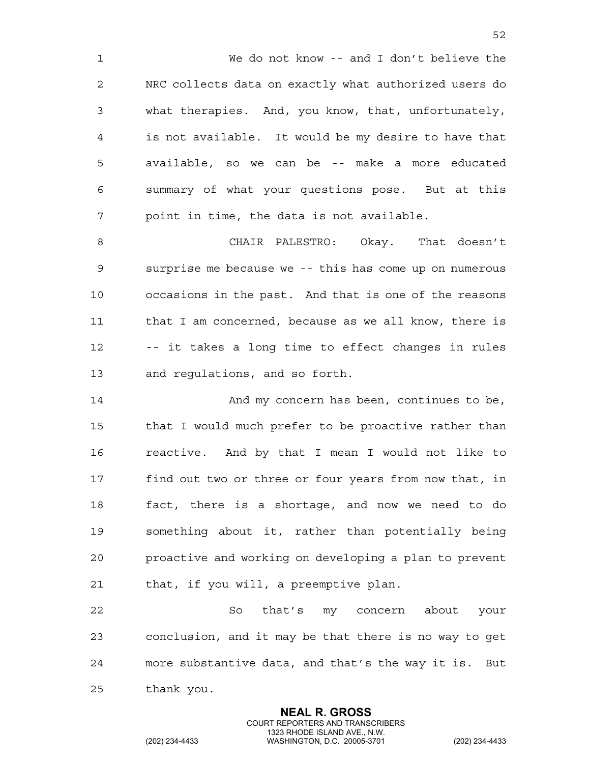We do not know -- and I don't believe the NRC collects data on exactly what authorized users do what therapies. And, you know, that, unfortunately, is not available. It would be my desire to have that available, so we can be -- make a more educated summary of what your questions pose. But at this point in time, the data is not available.

CHAIR PALESTRO: Okay. That doesn't surprise me because we -- this has come up on numerous occasions in the past. And that is one of the reasons that I am concerned, because as we all know, there is -- it takes a long time to effect changes in rules and regulations, and so forth.

And my concern has been, continues to be, that I would much prefer to be proactive rather than reactive. And by that I mean I would not like to find out two or three or four years from now that, in fact, there is a shortage, and now we need to do something about it, rather than potentially being proactive and working on developing a plan to prevent that, if you will, a preemptive plan.

So that's my concern about your conclusion, and it may be that there is no way to get more substantive data, and that's the way it is. But thank you.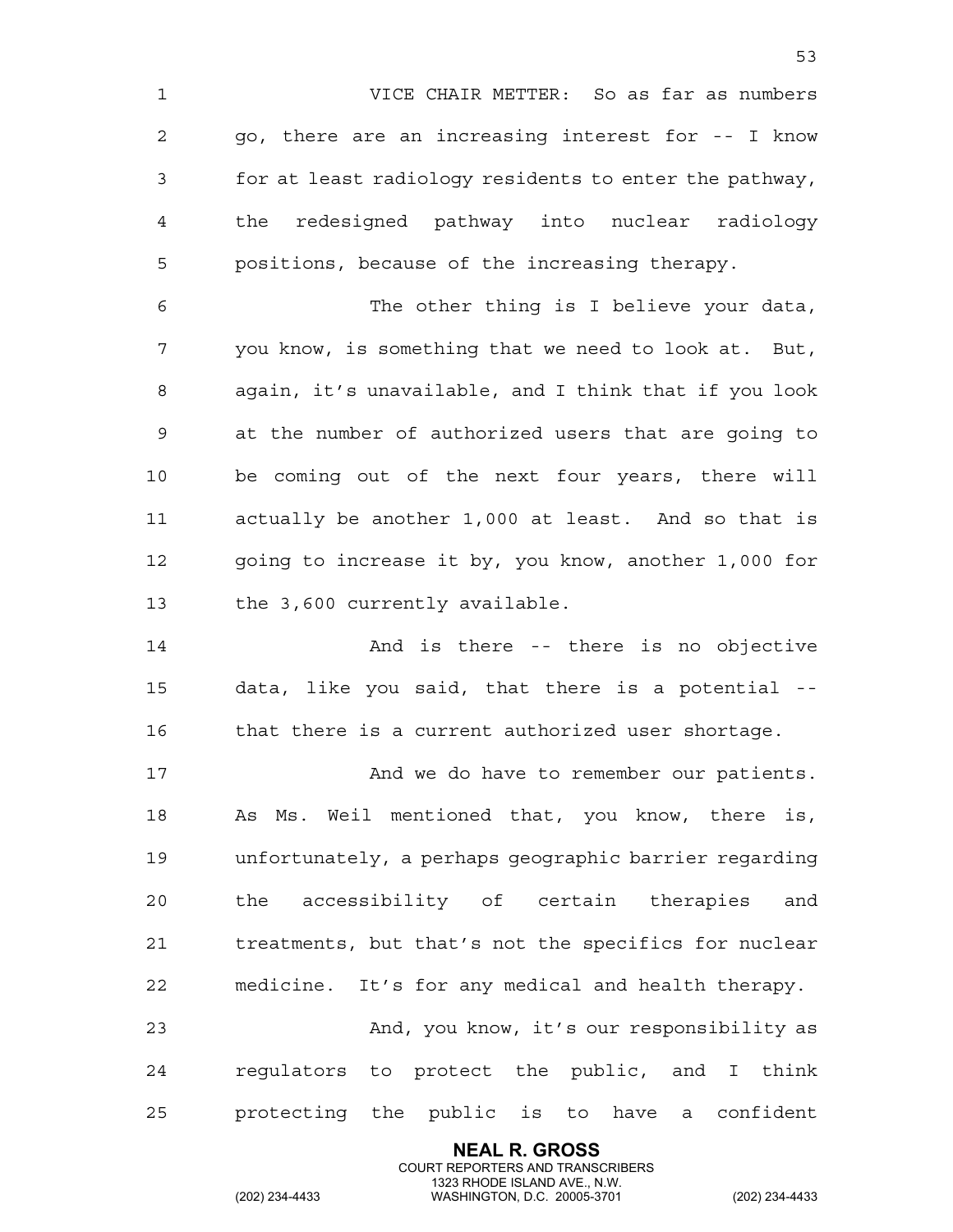VICE CHAIR METTER: So as far as numbers go, there are an increasing interest for -- I know for at least radiology residents to enter the pathway, the redesigned pathway into nuclear radiology positions, because of the increasing therapy.

The other thing is I believe your data, you know, is something that we need to look at. But, again, it's unavailable, and I think that if you look at the number of authorized users that are going to be coming out of the next four years, there will actually be another 1,000 at least. And so that is going to increase it by, you know, another 1,000 for the 3,600 currently available.

And is there -- there is no objective data, like you said, that there is a potential -- that there is a current authorized user shortage.

And we do have to remember our patients. As Ms. Weil mentioned that, you know, there is, unfortunately, a perhaps geographic barrier regarding the accessibility of certain therapies and treatments, but that's not the specifics for nuclear medicine. It's for any medical and health therapy.

And, you know, it's our responsibility as regulators to protect the public, and I think protecting the public is to have a confident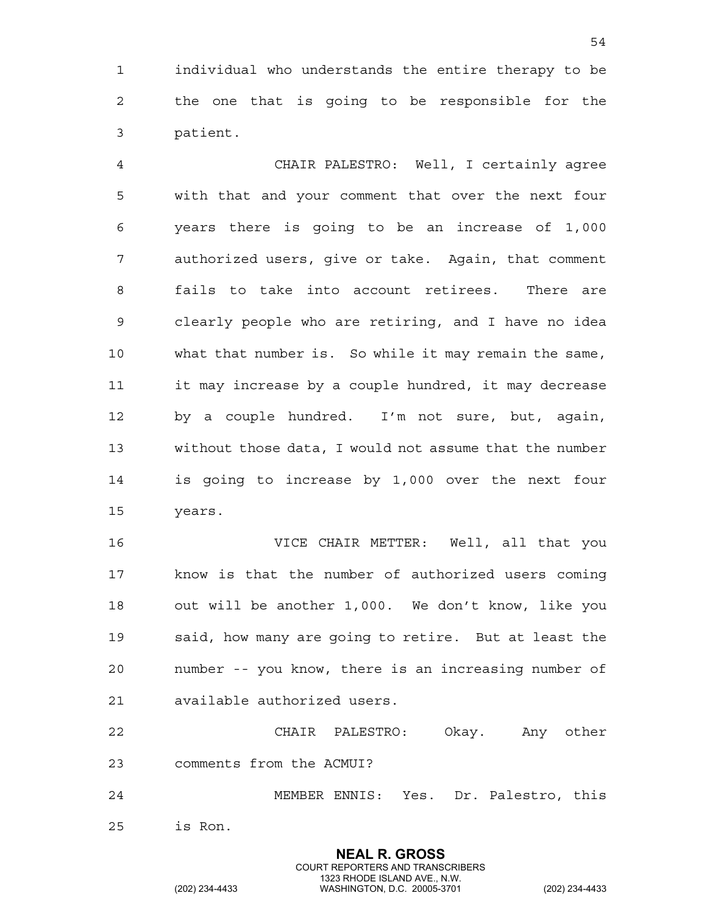individual who understands the entire therapy to be the one that is going to be responsible for the patient.

CHAIR PALESTRO: Well, I certainly agree with that and your comment that over the next four years there is going to be an increase of 1,000 authorized users, give or take. Again, that comment fails to take into account retirees. There are clearly people who are retiring, and I have no idea what that number is. So while it may remain the same, it may increase by a couple hundred, it may decrease by a couple hundred. I'm not sure, but, again, without those data, I would not assume that the number is going to increase by 1,000 over the next four years.

VICE CHAIR METTER: Well, all that you know is that the number of authorized users coming out will be another 1,000. We don't know, like you said, how many are going to retire. But at least the number -- you know, there is an increasing number of available authorized users.

CHAIR PALESTRO: Okay. Any other comments from the ACMUI?

MEMBER ENNIS: Yes. Dr. Palestro, this is Ron.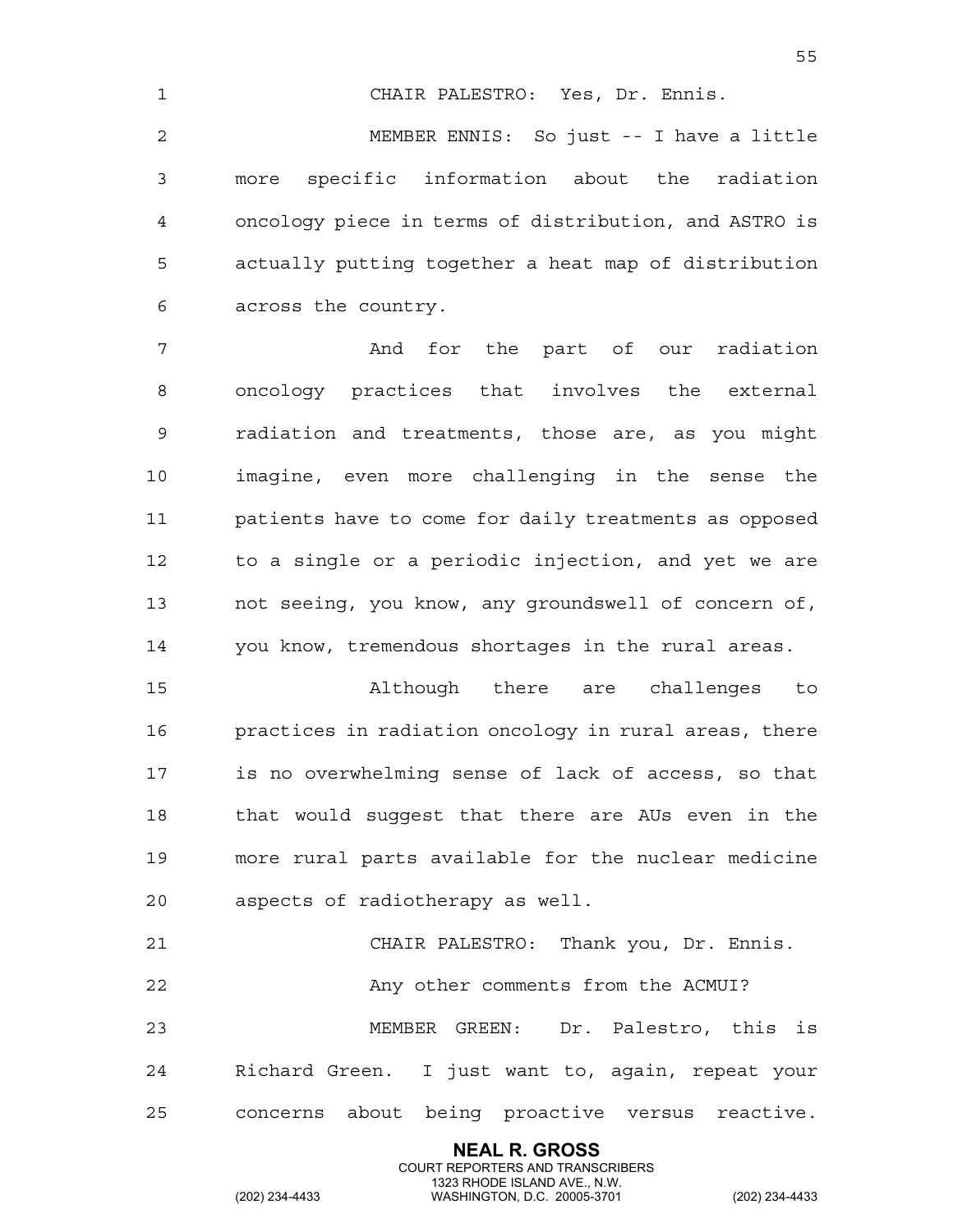CHAIR PALESTRO: Yes, Dr. Ennis.

MEMBER ENNIS: So just -- I have a little more specific information about the radiation oncology piece in terms of distribution, and ASTRO is actually putting together a heat map of distribution across the country.

And for the part of our radiation oncology practices that involves the external radiation and treatments, those are, as you might imagine, even more challenging in the sense the patients have to come for daily treatments as opposed to a single or a periodic injection, and yet we are not seeing, you know, any groundswell of concern of, you know, tremendous shortages in the rural areas.

Although there are challenges to practices in radiation oncology in rural areas, there is no overwhelming sense of lack of access, so that that would suggest that there are AUs even in the more rural parts available for the nuclear medicine aspects of radiotherapy as well.

CHAIR PALESTRO: Thank you, Dr. Ennis.

Any other comments from the ACMUI?

MEMBER GREEN: Dr. Palestro, this is Richard Green. I just want to, again, repeat your concerns about being proactive versus reactive.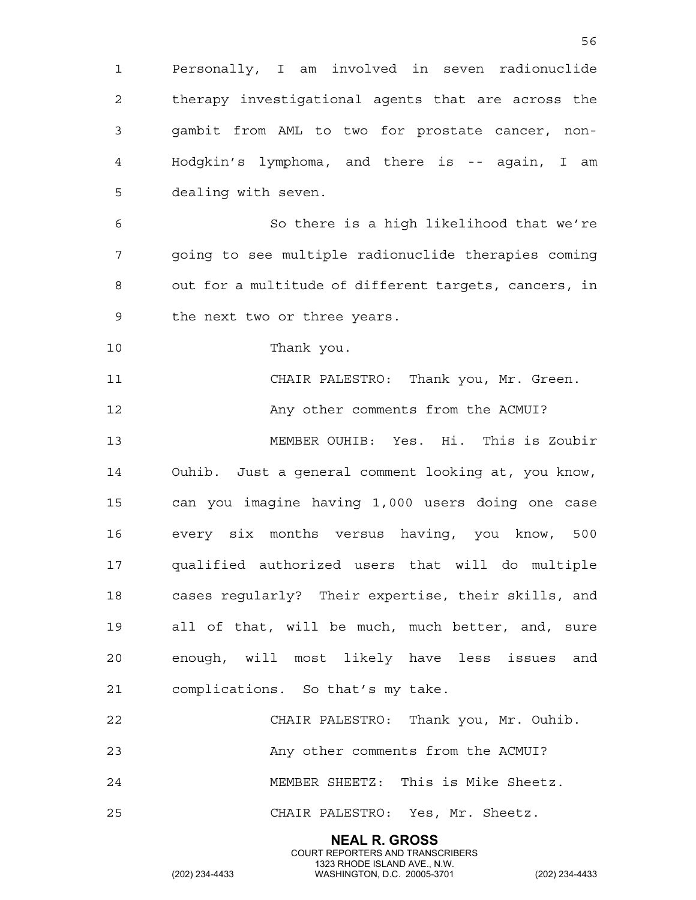Personally, I am involved in seven radionuclide therapy investigational agents that are across the gambit from AML to two for prostate cancer, non-Hodgkin's lymphoma, and there is -- again, I am dealing with seven.

So there is a high likelihood that we're going to see multiple radionuclide therapies coming out for a multitude of different targets, cancers, in the next two or three years.

Thank you.

CHAIR PALESTRO: Thank you, Mr. Green.

Any other comments from the ACMUI?

MEMBER OUHIB: Yes. Hi. This is Zoubir Ouhib. Just a general comment looking at, you know, can you imagine having 1,000 users doing one case every six months versus having, you know, 500 qualified authorized users that will do multiple cases regularly? Their expertise, their skills, and all of that, will be much, much better, and, sure enough, will most likely have less issues and complications. So that's my take.

CHAIR PALESTRO: Thank you, Mr. Ouhib.

Any other comments from the ACMUI?

MEMBER SHEETZ: This is Mike Sheetz.

CHAIR PALESTRO: Yes, Mr. Sheetz.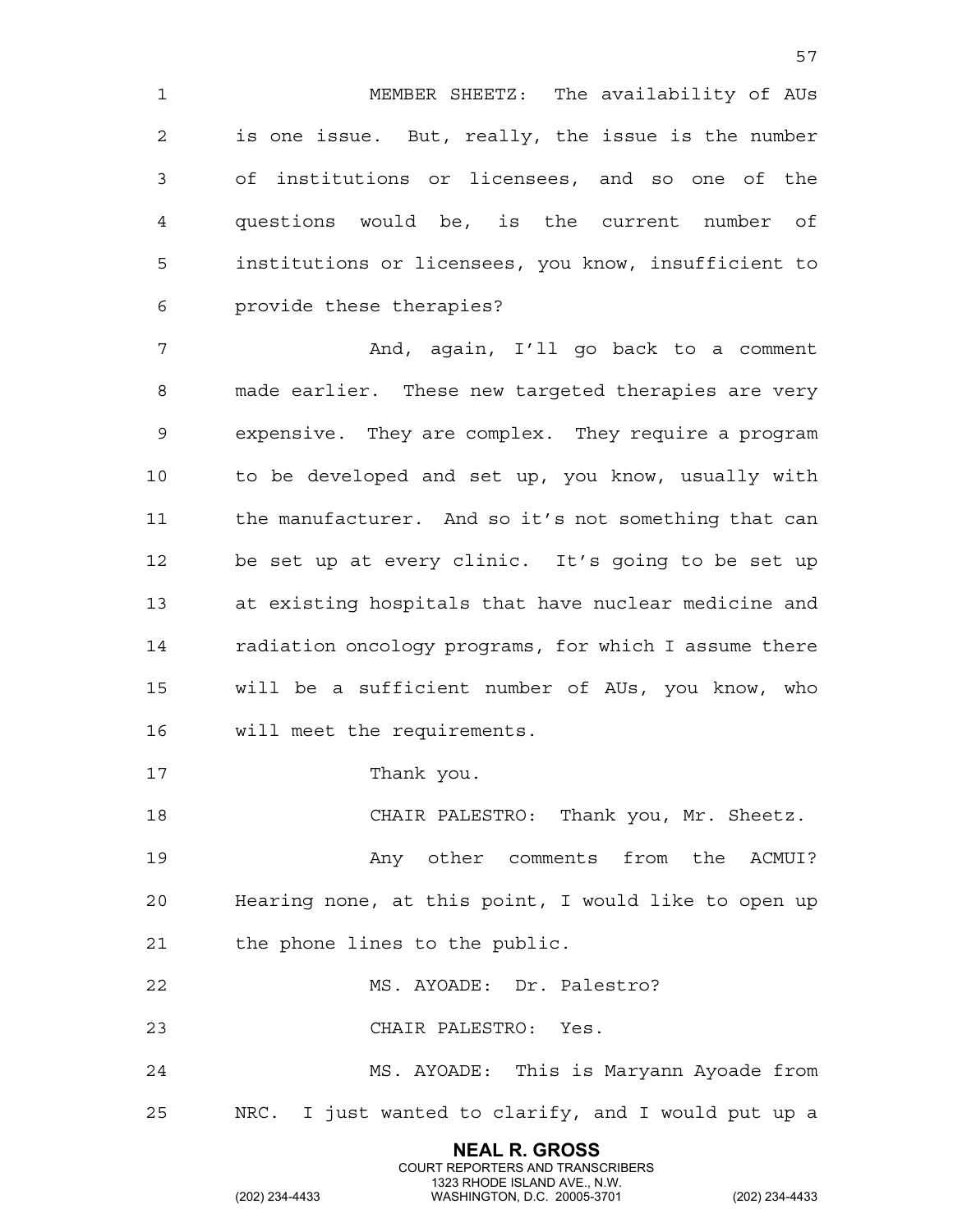MEMBER SHEETZ: The availability of AUs is one issue. But, really, the issue is the number of institutions or licensees, and so one of the questions would be, is the current number of institutions or licensees, you know, insufficient to provide these therapies?

And, again, I'll go back to a comment made earlier. These new targeted therapies are very expensive. They are complex. They require a program to be developed and set up, you know, usually with the manufacturer. And so it's not something that can be set up at every clinic. It's going to be set up at existing hospitals that have nuclear medicine and radiation oncology programs, for which I assume there will be a sufficient number of AUs, you know, who will meet the requirements.

Thank you.

CHAIR PALESTRO: Thank you, Mr. Sheetz.

Any other comments from the ACMUI? Hearing none, at this point, I would like to open up the phone lines to the public.

MS. AYOADE: Dr. Palestro?

CHAIR PALESTRO: Yes.

MS. AYOADE: This is Maryann Ayoade from NRC. I just wanted to clarify, and I would put up a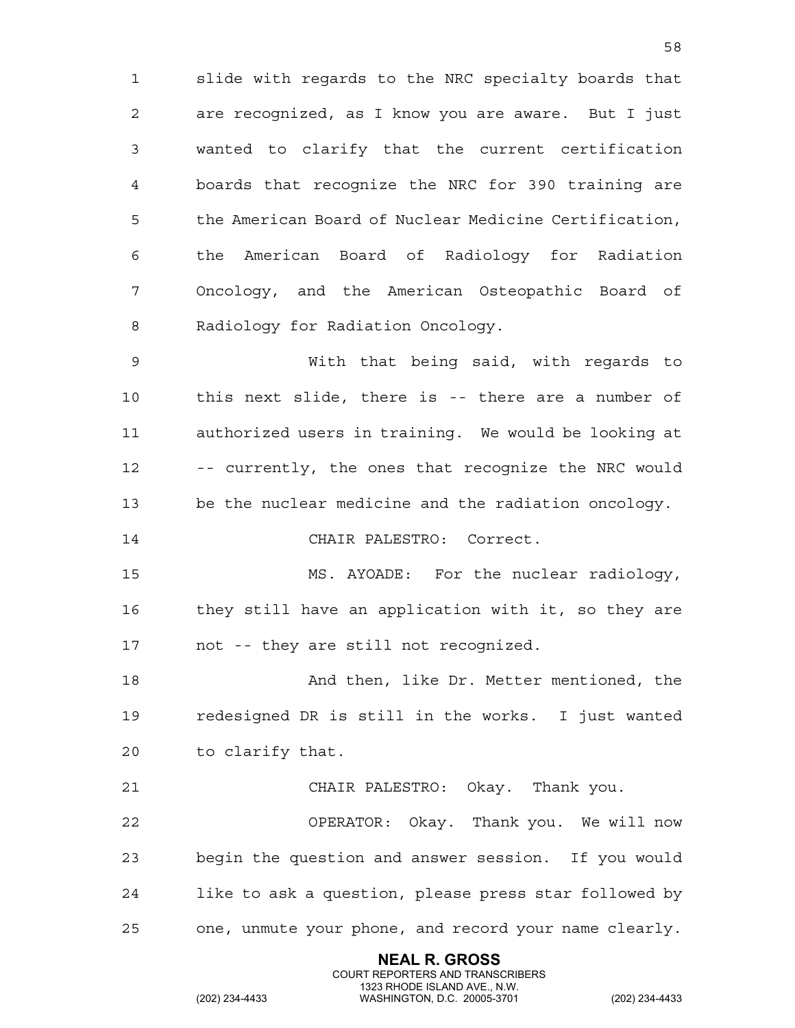slide with regards to the NRC specialty boards that are recognized, as I know you are aware. But I just wanted to clarify that the current certification boards that recognize the NRC for 390 training are the American Board of Nuclear Medicine Certification, the American Board of Radiology for Radiation Oncology, and the American Osteopathic Board of Radiology for Radiation Oncology.

With that being said, with regards to this next slide, there is -- there are a number of authorized users in training. We would be looking at -- currently, the ones that recognize the NRC would be the nuclear medicine and the radiation oncology.

CHAIR PALESTRO: Correct.

MS. AYOADE: For the nuclear radiology, they still have an application with it, so they are not -- they are still not recognized.

And then, like Dr. Metter mentioned, the redesigned DR is still in the works. I just wanted to clarify that.

CHAIR PALESTRO: Okay. Thank you.

OPERATOR: Okay. Thank you. We will now begin the question and answer session. If you would like to ask a question, please press star followed by one, unmute your phone, and record your name clearly.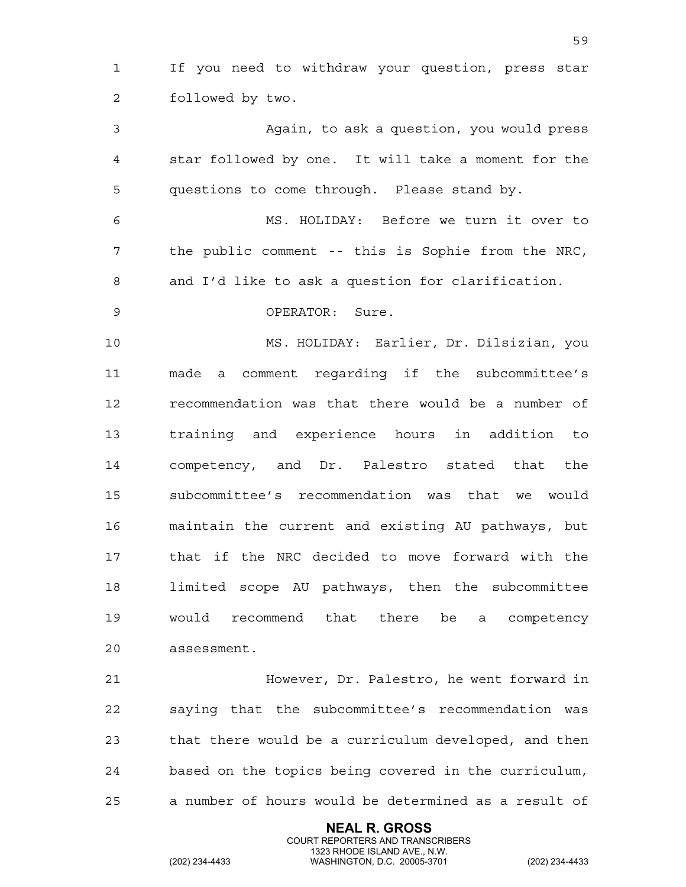If you need to withdraw your question, press star followed by two.

Again, to ask a question, you would press star followed by one. It will take a moment for the questions to come through. Please stand by.

MS. HOLIDAY: Before we turn it over to the public comment -- this is Sophie from the NRC, and I'd like to ask a question for clarification.

OPERATOR: Sure.

MS. HOLIDAY: Earlier, Dr. Dilsizian, you made a comment regarding if the subcommittee's recommendation was that there would be a number of training and experience hours in addition to competency, and Dr. Palestro stated that the subcommittee's recommendation was that we would maintain the current and existing AU pathways, but that if the NRC decided to move forward with the limited scope AU pathways, then the subcommittee would recommend that there be a competency assessment.

However, Dr. Palestro, he went forward in saying that the subcommittee's recommendation was that there would be a curriculum developed, and then based on the topics being covered in the curriculum, a number of hours would be determined as a result of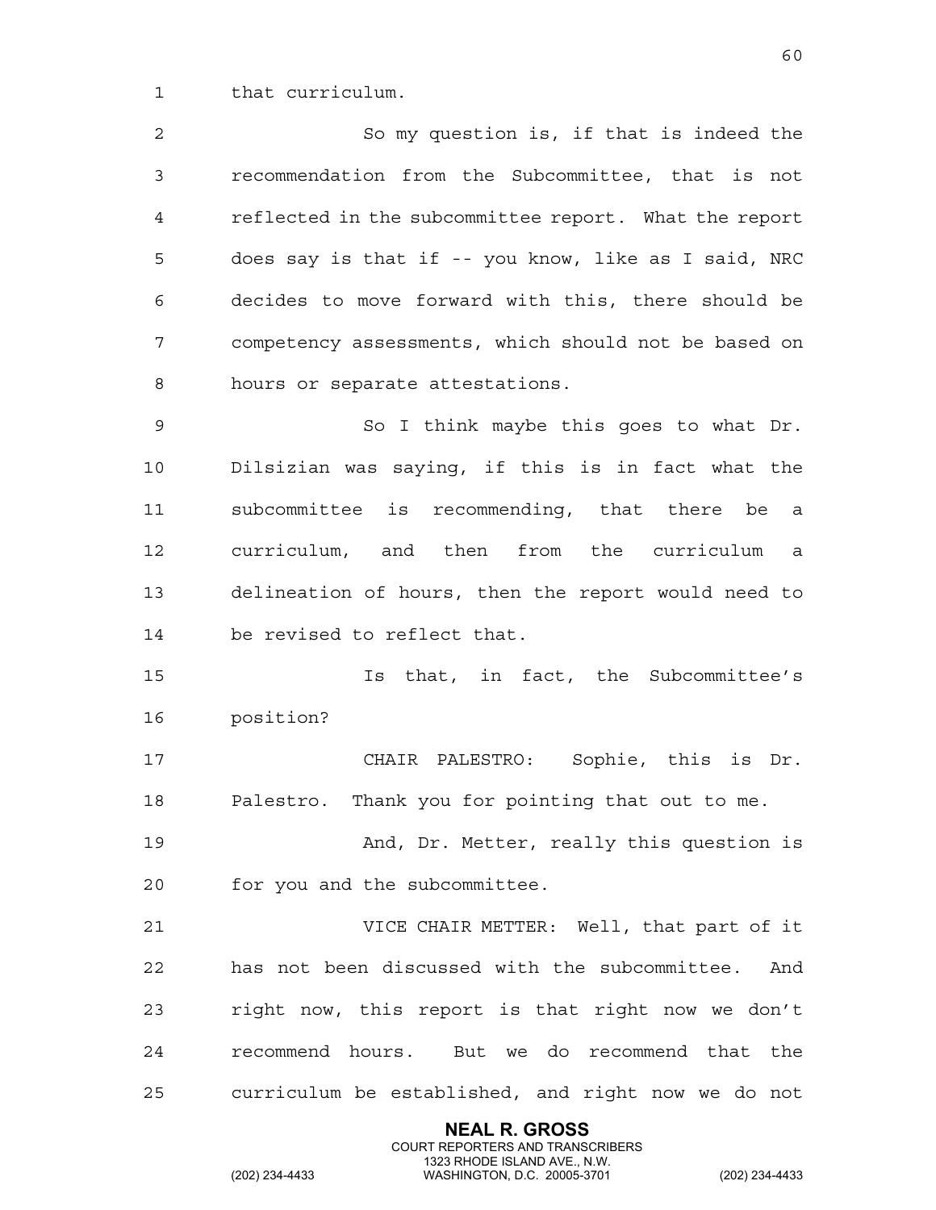that curriculum.

So my question is, if that is indeed the recommendation from the Subcommittee, that is not reflected in the subcommittee report. What the report does say is that if -- you know, like as I said, NRC decides to move forward with this, there should be competency assessments, which should not be based on hours or separate attestations.

So I think maybe this goes to what Dr. Dilsizian was saying, if this is in fact what the subcommittee is recommending, that there be a curriculum, and then from the curriculum a delineation of hours, then the report would need to be revised to reflect that.

Is that, in fact, the Subcommittee's position?

CHAIR PALESTRO: Sophie, this is Dr. Palestro. Thank you for pointing that out to me.

And, Dr. Metter, really this question is for you and the subcommittee.

VICE CHAIR METTER: Well, that part of it has not been discussed with the subcommittee. And right now, this report is that right now we don't recommend hours. But we do recommend that the curriculum be established, and right now we do not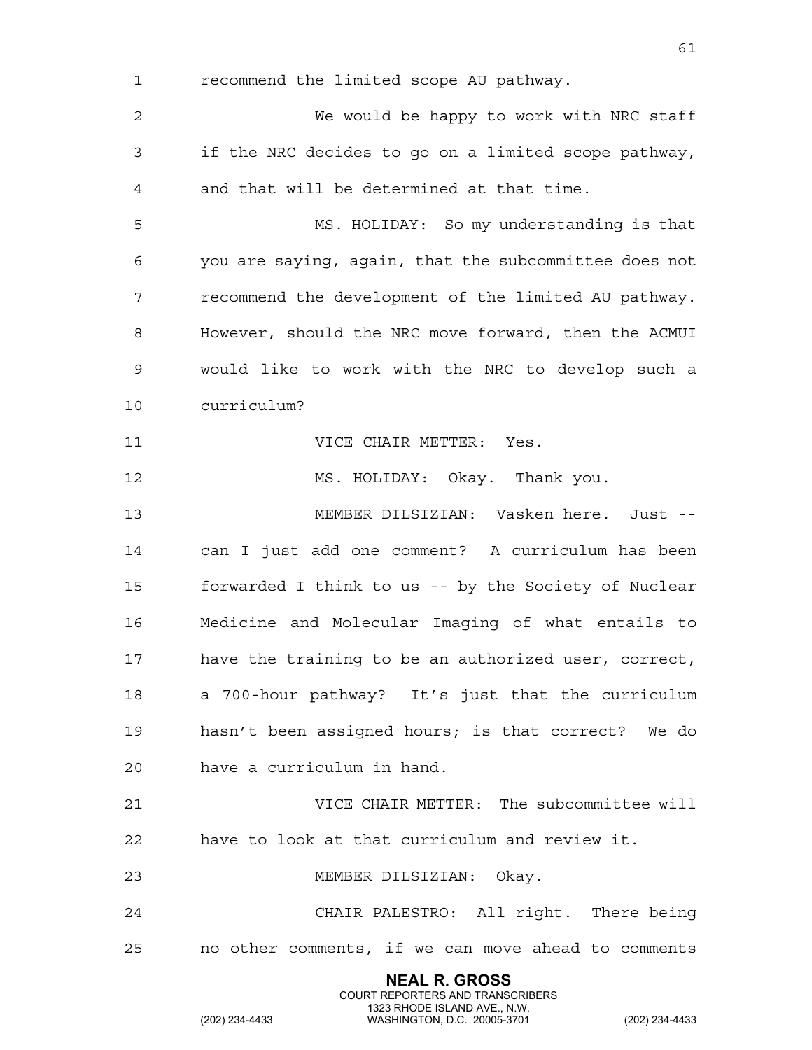recommend the limited scope AU pathway.

We would be happy to work with NRC staff if the NRC decides to go on a limited scope pathway, and that will be determined at that time.

MS. HOLIDAY: So my understanding is that you are saying, again, that the subcommittee does not recommend the development of the limited AU pathway. However, should the NRC move forward, then the ACMUI would like to work with the NRC to develop such a curriculum?

VICE CHAIR METTER: Yes.

MS. HOLIDAY: Okay. Thank you.

MEMBER DILSIZIAN: Vasken here. Just -- can I just add one comment? A curriculum has been forwarded I think to us -- by the Society of Nuclear Medicine and Molecular Imaging of what entails to have the training to be an authorized user, correct, a 700-hour pathway? It's just that the curriculum hasn't been assigned hours; is that correct? We do have a curriculum in hand.

VICE CHAIR METTER: The subcommittee will have to look at that curriculum and review it.

MEMBER DILSIZIAN: Okay.

CHAIR PALESTRO: All right. There being no other comments, if we can move ahead to comments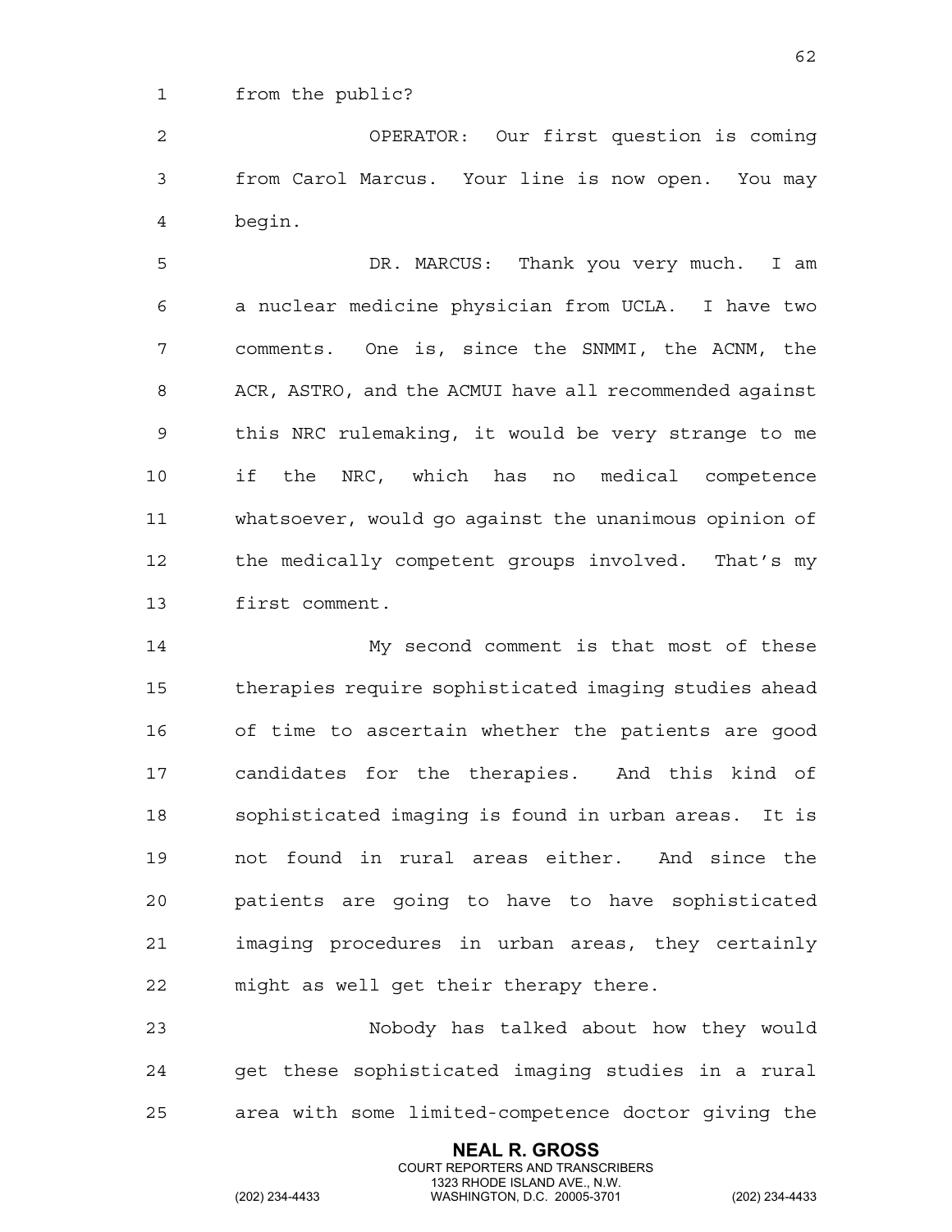from the public?

OPERATOR: Our first question is coming from Carol Marcus. Your line is now open. You may begin.

DR. MARCUS: Thank you very much. I am a nuclear medicine physician from UCLA. I have two comments. One is, since the SNMMI, the ACNM, the ACR, ASTRO, and the ACMUI have all recommended against this NRC rulemaking, it would be very strange to me if the NRC, which has no medical competence whatsoever, would go against the unanimous opinion of the medically competent groups involved. That's my first comment.

My second comment is that most of these therapies require sophisticated imaging studies ahead of time to ascertain whether the patients are good candidates for the therapies. And this kind of sophisticated imaging is found in urban areas. It is not found in rural areas either. And since the patients are going to have to have sophisticated imaging procedures in urban areas, they certainly might as well get their therapy there.

Nobody has talked about how they would get these sophisticated imaging studies in a rural area with some limited-competence doctor giving the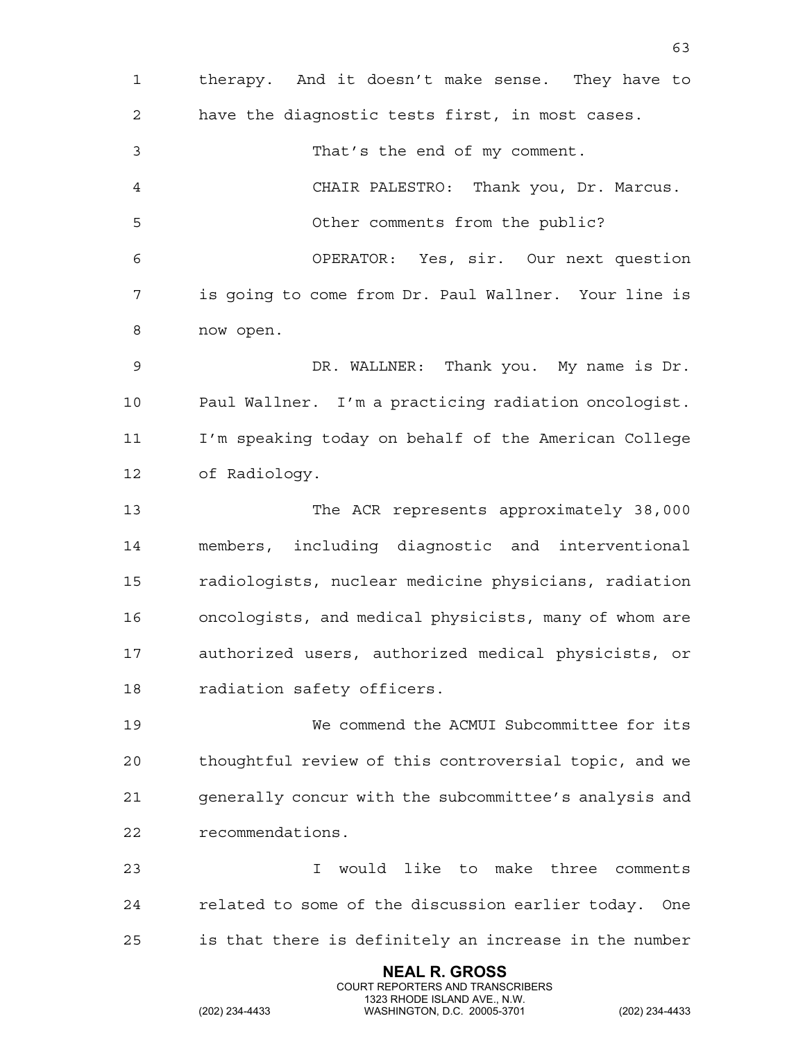therapy. And it doesn't make sense. They have to have the diagnostic tests first, in most cases.

That's the end of my comment.

CHAIR PALESTRO: Thank you, Dr. Marcus.

Other comments from the public?

OPERATOR: Yes, sir. Our next question is going to come from Dr. Paul Wallner. Your line is now open.

DR. WALLNER: Thank you. My name is Dr. Paul Wallner. I'm a practicing radiation oncologist. I'm speaking today on behalf of the American College of Radiology.

The ACR represents approximately 38,000 members, including diagnostic and interventional radiologists, nuclear medicine physicians, radiation oncologists, and medical physicists, many of whom are authorized users, authorized medical physicists, or radiation safety officers.

We commend the ACMUI Subcommittee for its thoughtful review of this controversial topic, and we generally concur with the subcommittee's analysis and recommendations.

I would like to make three comments related to some of the discussion earlier today. One is that there is definitely an increase in the number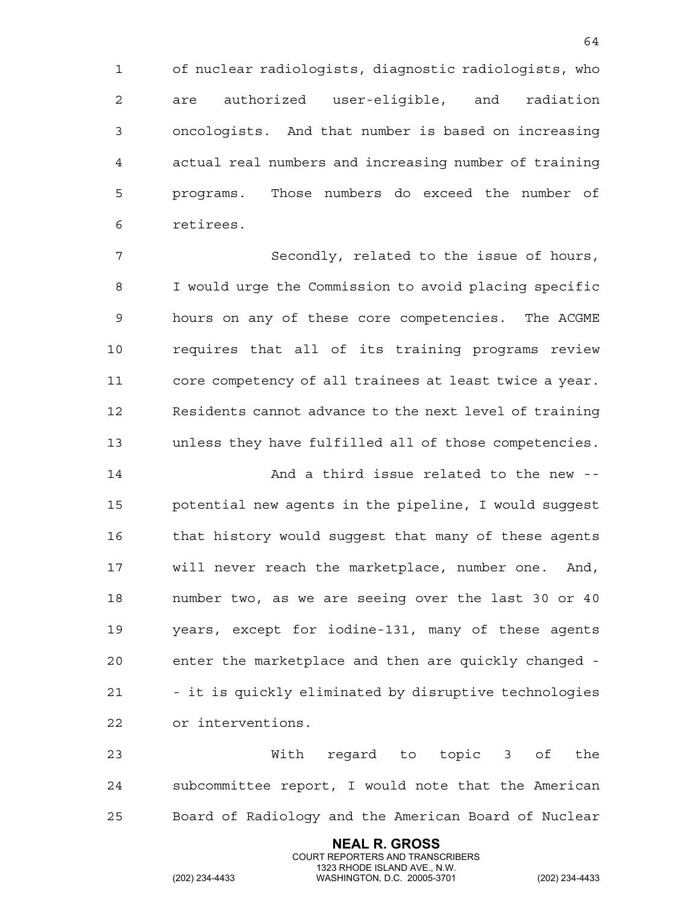of nuclear radiologists, diagnostic radiologists, who are authorized user-eligible, and radiation oncologists. And that number is based on increasing actual real numbers and increasing number of training programs. Those numbers do exceed the number of retirees.

Secondly, related to the issue of hours, I would urge the Commission to avoid placing specific hours on any of these core competencies. The ACGME requires that all of its training programs review core competency of all trainees at least twice a year. Residents cannot advance to the next level of training unless they have fulfilled all of those competencies.

And a third issue related to the new -- potential new agents in the pipeline, I would suggest that history would suggest that many of these agents will never reach the marketplace, number one. And, number two, as we are seeing over the last 30 or 40 years, except for iodine-131, many of these agents enter the marketplace and then are quickly changed -- it is quickly eliminated by disruptive technologies or interventions.

With regard to topic 3 of the subcommittee report, I would note that the American Board of Radiology and the American Board of Nuclear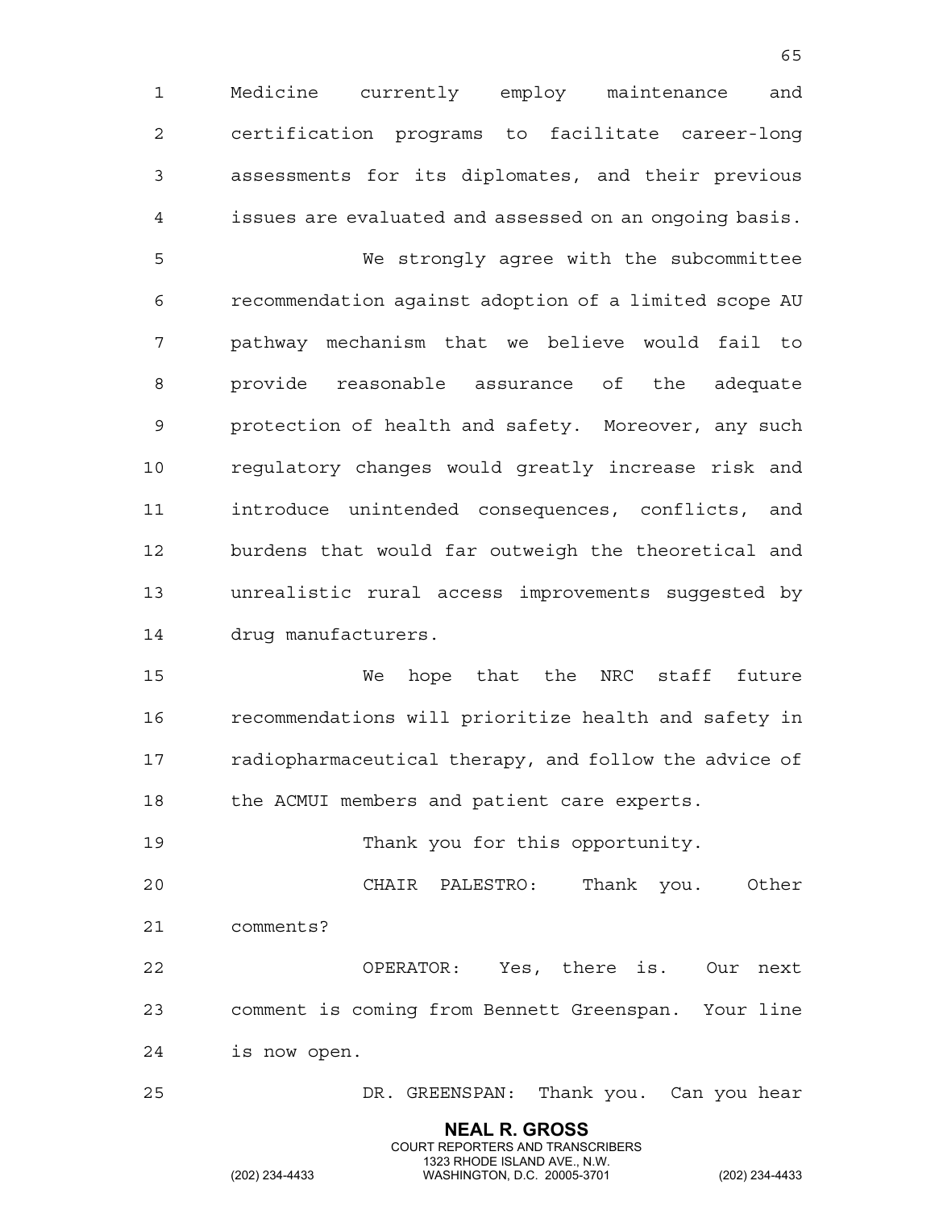Medicine currently employ maintenance and certification programs to facilitate career-long assessments for its diplomates, and their previous issues are evaluated and assessed on an ongoing basis.

We strongly agree with the subcommittee recommendation against adoption of a limited scope AU pathway mechanism that we believe would fail to provide reasonable assurance of the adequate protection of health and safety. Moreover, any such regulatory changes would greatly increase risk and introduce unintended consequences, conflicts, and burdens that would far outweigh the theoretical and unrealistic rural access improvements suggested by drug manufacturers.

We hope that the NRC staff future recommendations will prioritize health and safety in radiopharmaceutical therapy, and follow the advice of the ACMUI members and patient care experts.

Thank you for this opportunity.

CHAIR PALESTRO: Thank you. Other comments?

OPERATOR: Yes, there is. Our next comment is coming from Bennett Greenspan. Your line is now open.

DR. GREENSPAN: Thank you. Can you hear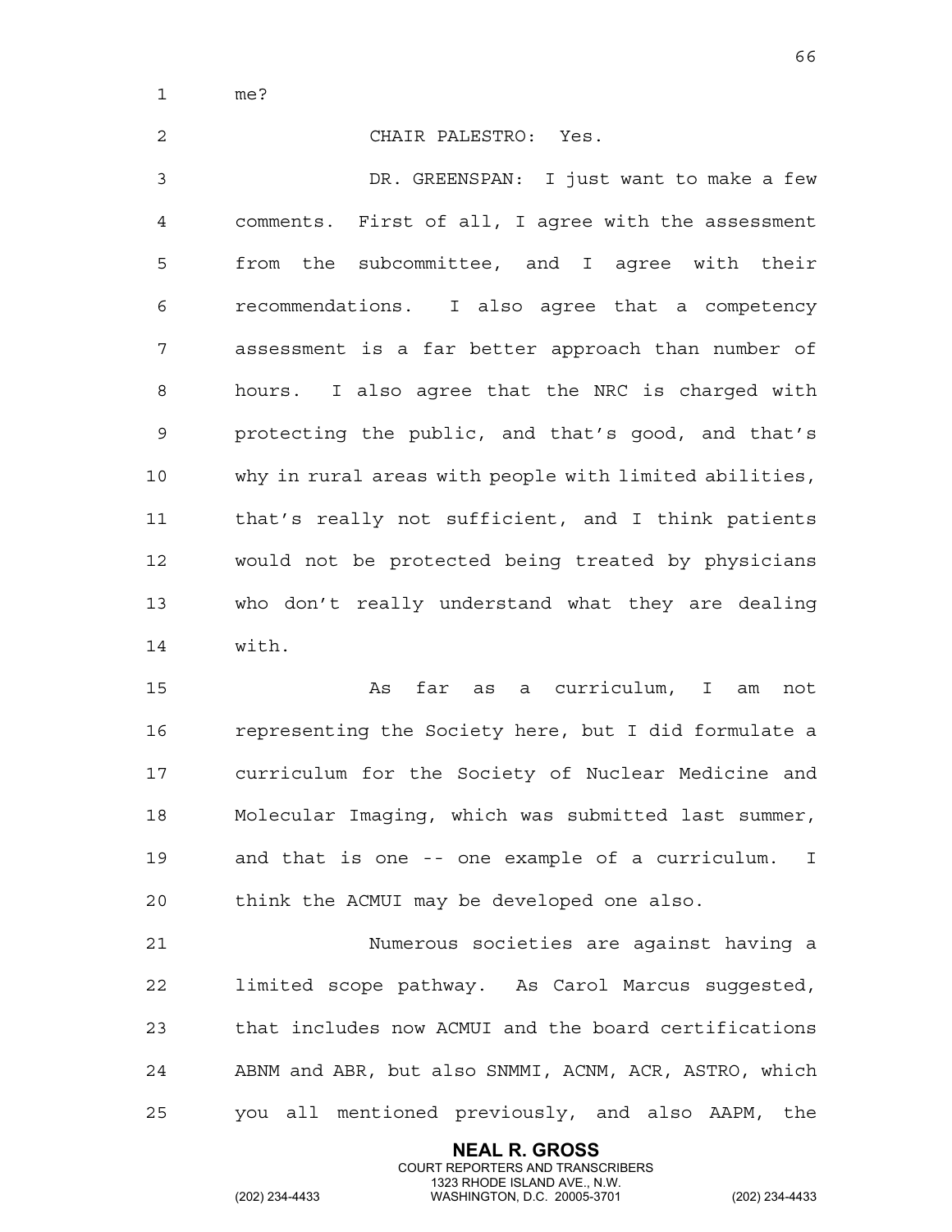me?

CHAIR PALESTRO: Yes.

DR. GREENSPAN: I just want to make a few comments. First of all, I agree with the assessment from the subcommittee, and I agree with their recommendations. I also agree that a competency assessment is a far better approach than number of hours. I also agree that the NRC is charged with protecting the public, and that's good, and that's why in rural areas with people with limited abilities, that's really not sufficient, and I think patients would not be protected being treated by physicians who don't really understand what they are dealing with.

As far as a curriculum, I am not representing the Society here, but I did formulate a curriculum for the Society of Nuclear Medicine and Molecular Imaging, which was submitted last summer, and that is one -- one example of a curriculum. I think the ACMUI may be developed one also.

Numerous societies are against having a limited scope pathway. As Carol Marcus suggested, that includes now ACMUI and the board certifications ABNM and ABR, but also SNMMI, ACNM, ACR, ASTRO, which you all mentioned previously, and also AAPM, the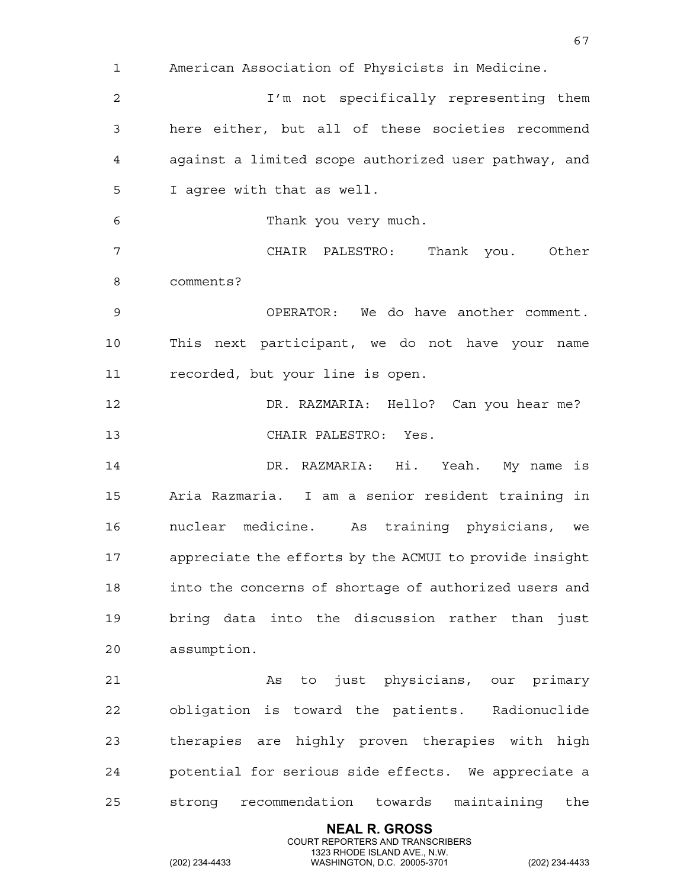American Association of Physicists in Medicine.

I'm not specifically representing them here either, but all of these societies recommend against a limited scope authorized user pathway, and I agree with that as well.

Thank you very much.

CHAIR PALESTRO: Thank you. Other comments?

OPERATOR: We do have another comment. This next participant, we do not have your name recorded, but your line is open.

DR. RAZMARIA: Hello? Can you hear me?

CHAIR PALESTRO: Yes.

DR. RAZMARIA: Hi. Yeah. My name is Aria Razmaria. I am a senior resident training in nuclear medicine. As training physicians, we appreciate the efforts by the ACMUI to provide insight into the concerns of shortage of authorized users and bring data into the discussion rather than just assumption.

As to just physicians, our primary obligation is toward the patients. Radionuclide therapies are highly proven therapies with high potential for serious side effects. We appreciate a strong recommendation towards maintaining the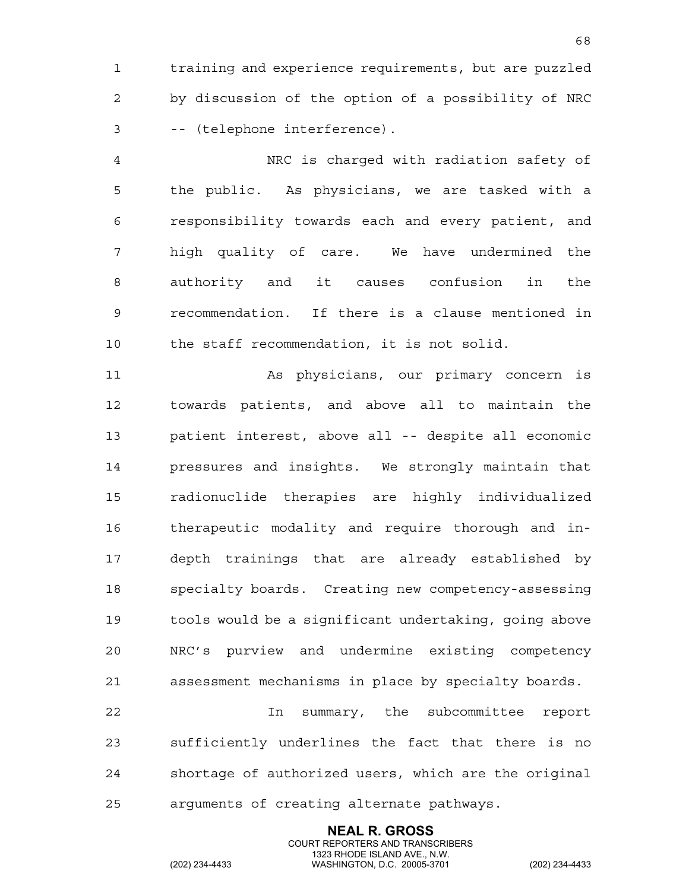training and experience requirements, but are puzzled by discussion of the option of a possibility of NRC -- (telephone interference).

NRC is charged with radiation safety of the public. As physicians, we are tasked with a responsibility towards each and every patient, and high quality of care. We have undermined the authority and it causes confusion in the recommendation. If there is a clause mentioned in the staff recommendation, it is not solid.

As physicians, our primary concern is towards patients, and above all to maintain the patient interest, above all -- despite all economic pressures and insights. We strongly maintain that radionuclide therapies are highly individualized therapeutic modality and require thorough and in-depth trainings that are already established by specialty boards. Creating new competency-assessing tools would be a significant undertaking, going above NRC's purview and undermine existing competency assessment mechanisms in place by specialty boards.

In summary, the subcommittee report sufficiently underlines the fact that there is no shortage of authorized users, which are the original arguments of creating alternate pathways.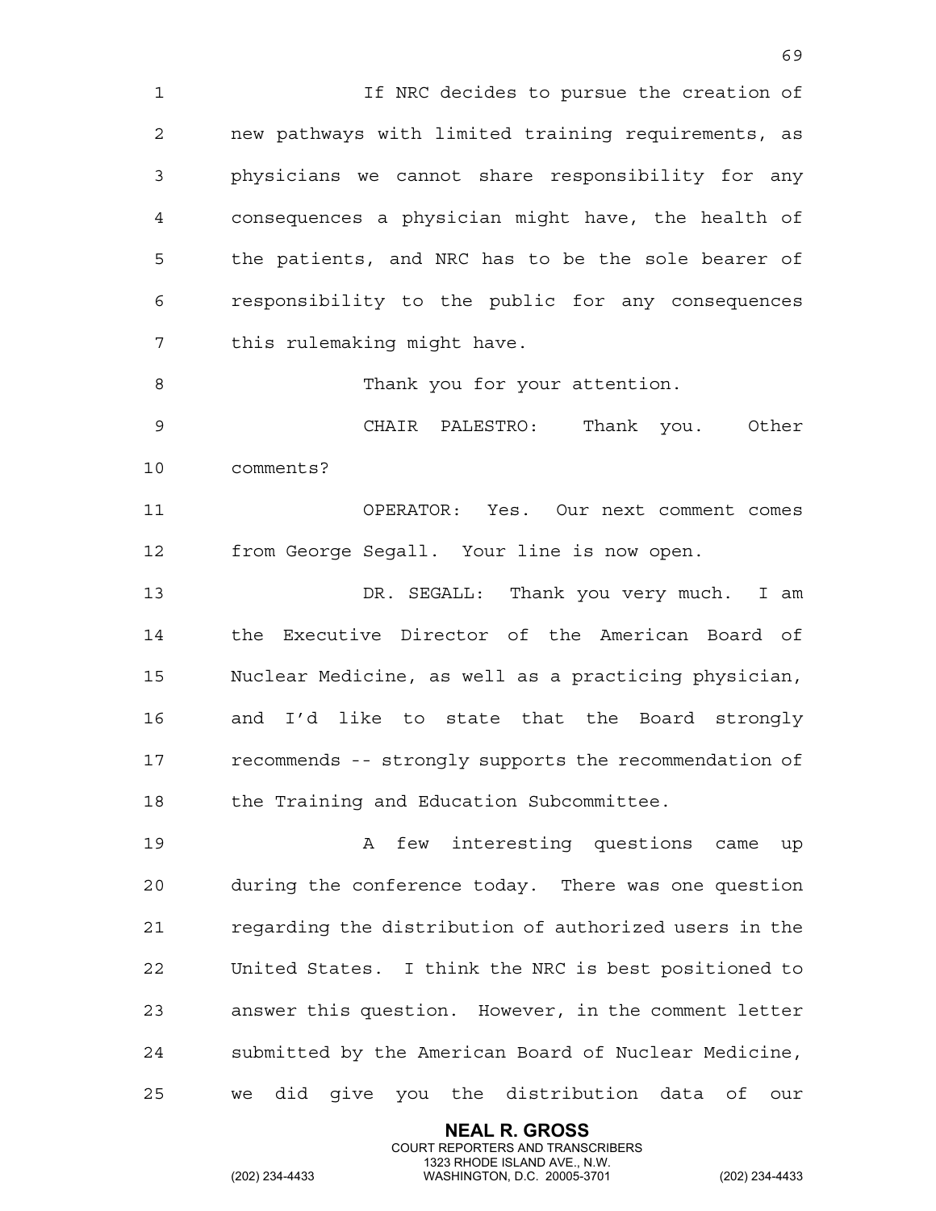If NRC decides to pursue the creation of new pathways with limited training requirements, as physicians we cannot share responsibility for any consequences a physician might have, the health of the patients, and NRC has to be the sole bearer of responsibility to the public for any consequences this rulemaking might have.

Thank you for your attention.

CHAIR PALESTRO: Thank you. Other comments?

OPERATOR: Yes. Our next comment comes from George Segall. Your line is now open.

DR. SEGALL: Thank you very much. I am the Executive Director of the American Board of Nuclear Medicine, as well as a practicing physician, and I'd like to state that the Board strongly recommends -- strongly supports the recommendation of the Training and Education Subcommittee.

A few interesting questions came up during the conference today. There was one question regarding the distribution of authorized users in the United States. I think the NRC is best positioned to answer this question. However, in the comment letter submitted by the American Board of Nuclear Medicine, we did give you the distribution data of our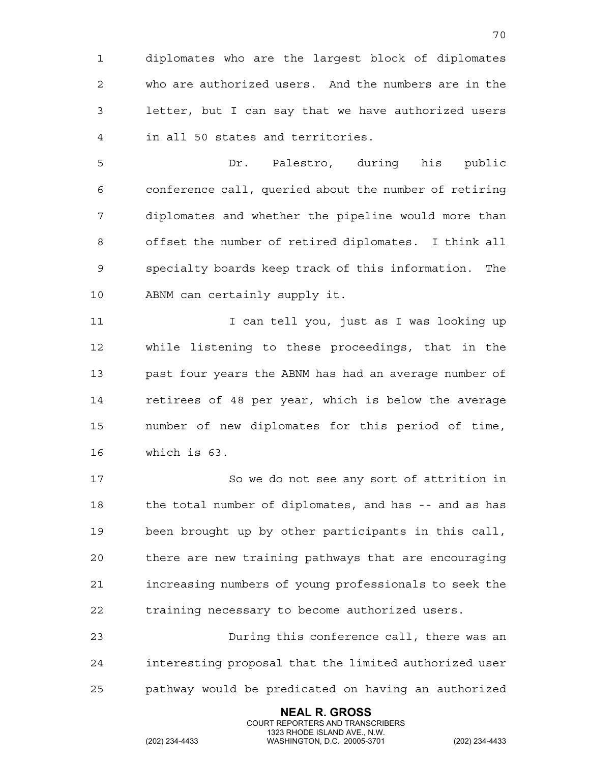diplomates who are the largest block of diplomates who are authorized users. And the numbers are in the letter, but I can say that we have authorized users in all 50 states and territories.

Dr. Palestro, during his public conference call, queried about the number of retiring diplomates and whether the pipeline would more than offset the number of retired diplomates. I think all specialty boards keep track of this information. The ABNM can certainly supply it.

I can tell you, just as I was looking up while listening to these proceedings, that in the past four years the ABNM has had an average number of retirees of 48 per year, which is below the average number of new diplomates for this period of time, which is 63.

So we do not see any sort of attrition in the total number of diplomates, and has -- and as has been brought up by other participants in this call, there are new training pathways that are encouraging increasing numbers of young professionals to seek the training necessary to become authorized users.

During this conference call, there was an interesting proposal that the limited authorized user pathway would be predicated on having an authorized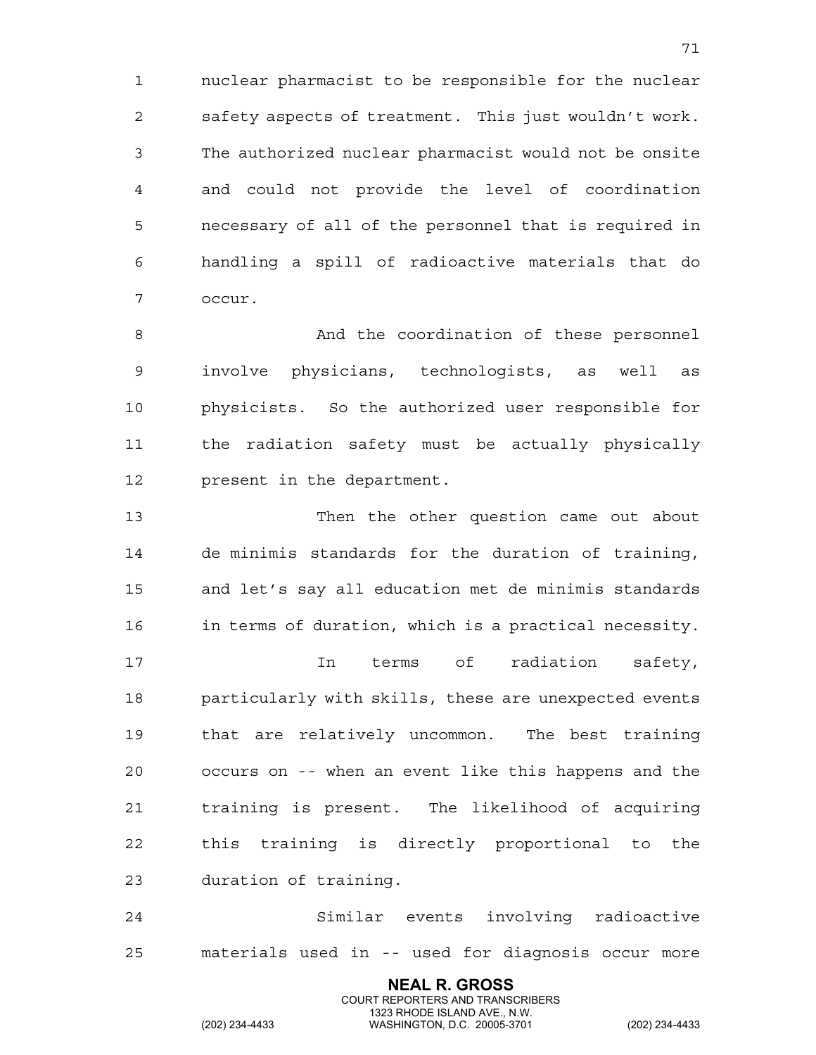nuclear pharmacist to be responsible for the nuclear safety aspects of treatment. This just wouldn't work. The authorized nuclear pharmacist would not be onsite and could not provide the level of coordination necessary of all of the personnel that is required in handling a spill of radioactive materials that do occur.

And the coordination of these personnel involve physicians, technologists, as well as physicists. So the authorized user responsible for the radiation safety must be actually physically present in the department.

Then the other question came out about de minimis standards for the duration of training, and let's say all education met de minimis standards in terms of duration, which is a practical necessity.

In terms of radiation safety, particularly with skills, these are unexpected events that are relatively uncommon. The best training occurs on -- when an event like this happens and the training is present. The likelihood of acquiring this training is directly proportional to the duration of training.

Similar events involving radioactive materials used in -- used for diagnosis occur more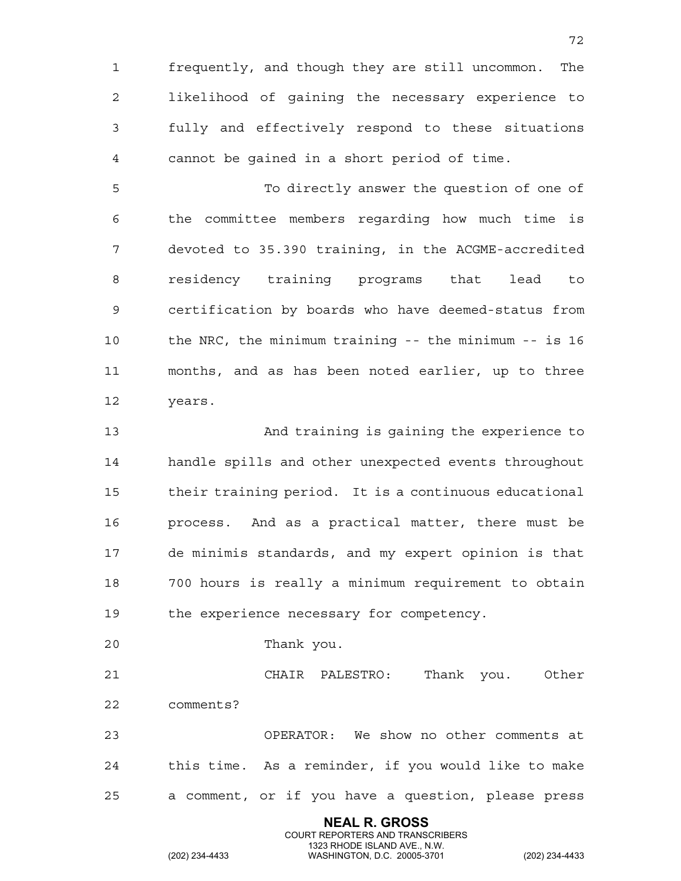frequently, and though they are still uncommon. The likelihood of gaining the necessary experience to fully and effectively respond to these situations cannot be gained in a short period of time.

To directly answer the question of one of the committee members regarding how much time is devoted to 35.390 training, in the ACGME-accredited residency training programs that lead to certification by boards who have deemed-status from the NRC, the minimum training -- the minimum -- is 16 months, and as has been noted earlier, up to three years.

And training is gaining the experience to handle spills and other unexpected events throughout their training period. It is a continuous educational process. And as a practical matter, there must be de minimis standards, and my expert opinion is that 700 hours is really a minimum requirement to obtain the experience necessary for competency.

Thank you.

CHAIR PALESTRO: Thank you. Other comments?

OPERATOR: We show no other comments at this time. As a reminder, if you would like to make a comment, or if you have a question, please press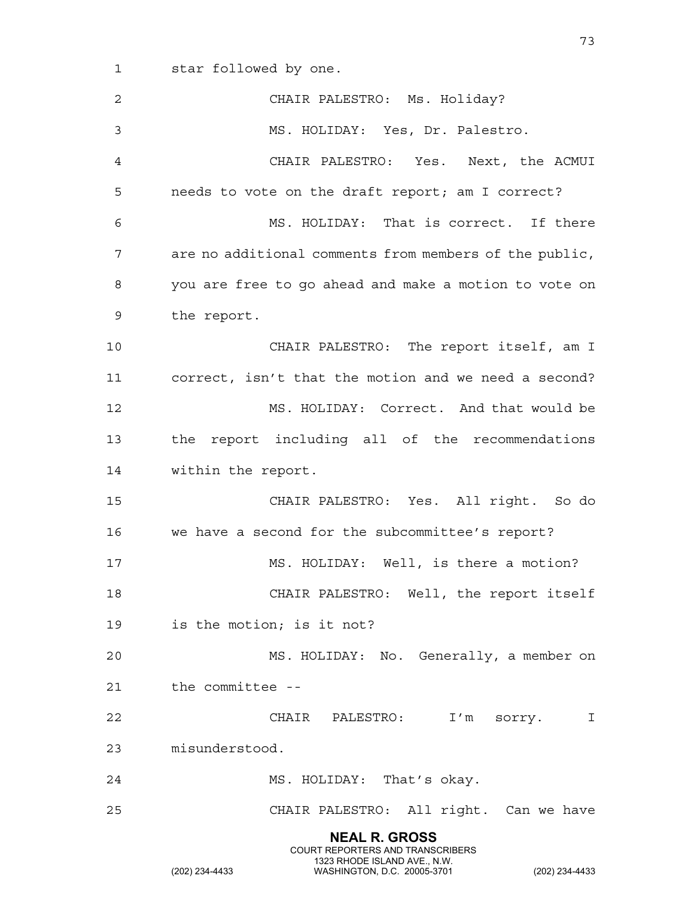star followed by one.

CHAIR PALESTRO: Ms. Holiday?

MS. HOLIDAY: Yes, Dr. Palestro.

CHAIR PALESTRO: Yes. Next, the ACMUI needs to vote on the draft report; am I correct?

MS. HOLIDAY: That is correct. If there are no additional comments from members of the public, you are free to go ahead and make a motion to vote on the report.

CHAIR PALESTRO: The report itself, am I correct, isn't that the motion and we need a second?

MS. HOLIDAY: Correct. And that would be the report including all of the recommendations within the report.

CHAIR PALESTRO: Yes. All right. So do we have a second for the subcommittee's report?

MS. HOLIDAY: Well, is there a motion?

CHAIR PALESTRO: Well, the report itself is the motion; is it not?

MS. HOLIDAY: No. Generally, a member on the committee --

CHAIR PALESTRO: I'm sorry. I misunderstood.

MS. HOLIDAY: That's okay.

CHAIR PALESTRO: All right. Can we have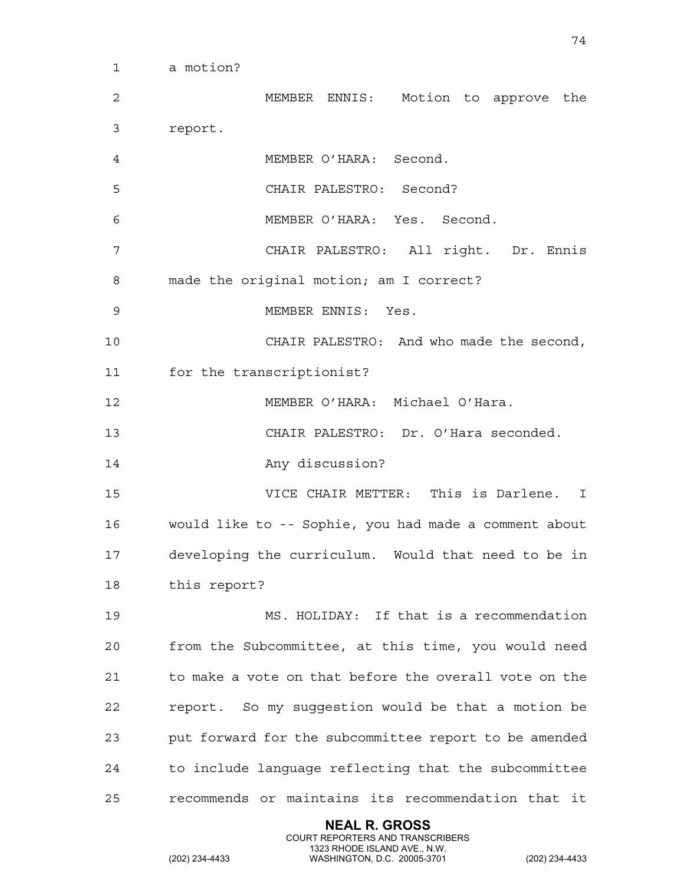a motion?

MEMBER ENNIS: Motion to approve the report.

MEMBER O'HARA: Second.

CHAIR PALESTRO: Second?

MEMBER O'HARA: Yes. Second.

CHAIR PALESTRO: All right. Dr. Ennis made the original motion; am I correct?

MEMBER ENNIS: Yes.

CHAIR PALESTRO: And who made the second, for the transcriptionist?

MEMBER O'HARA: Michael O'Hara.

CHAIR PALESTRO: Dr. O'Hara seconded.

Any discussion?

VICE CHAIR METTER: This is Darlene. I would like to -- Sophie, you had made a comment about developing the curriculum. Would that need to be in this report?

MS. HOLIDAY: If that is a recommendation from the Subcommittee, at this time, you would need to make a vote on that before the overall vote on the report. So my suggestion would be that a motion be put forward for the subcommittee report to be amended to include language reflecting that the subcommittee recommends or maintains its recommendation that it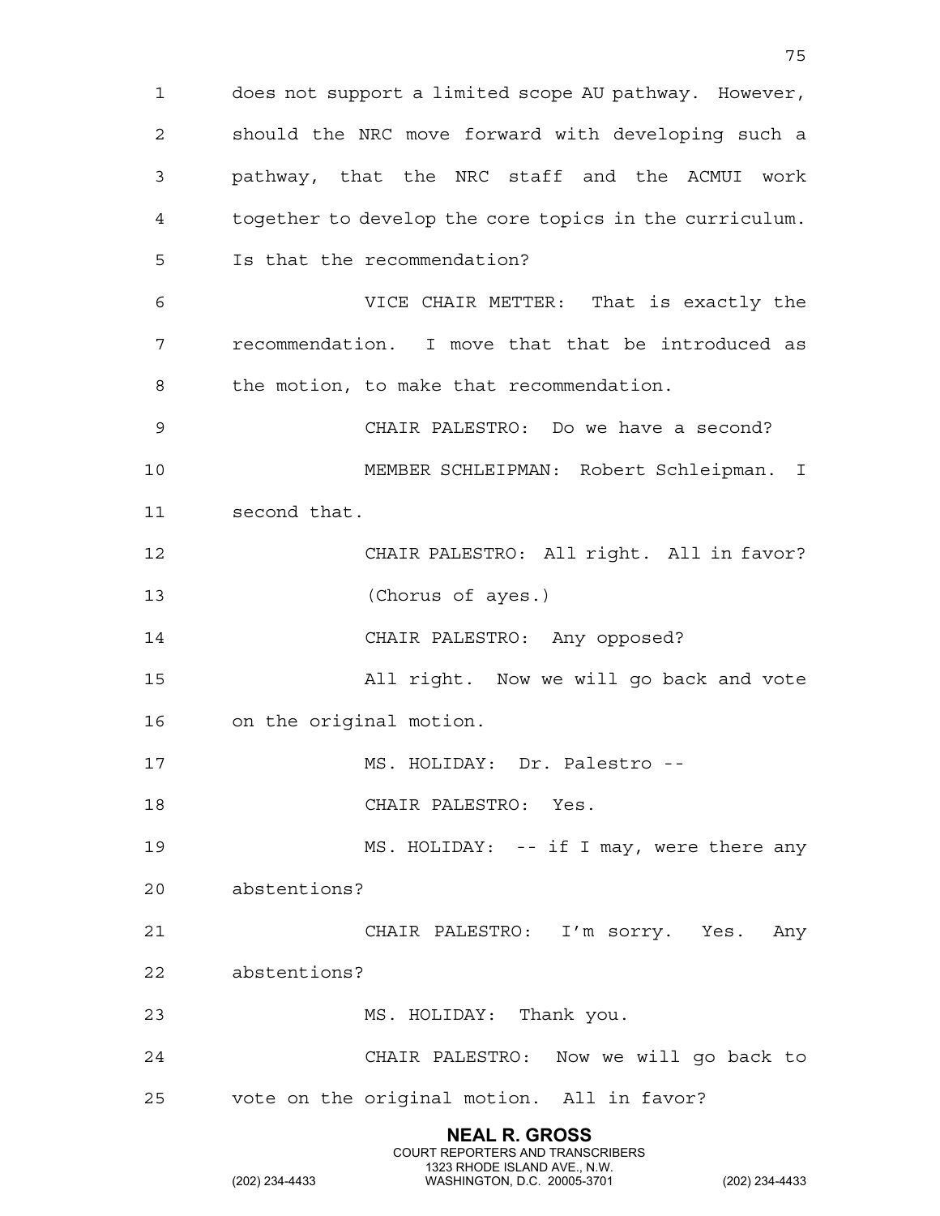does not support a limited scope AU pathway. However, should the NRC move forward with developing such a pathway, that the NRC staff and the ACMUI work together to develop the core topics in the curriculum. Is that the recommendation?

VICE CHAIR METTER: That is exactly the recommendation. I move that that be introduced as the motion, to make that recommendation.

CHAIR PALESTRO: Do we have a second?

MEMBER SCHLEIPMAN: Robert Schleipman. I second that.

CHAIR PALESTRO: All right. All in favor?

(Chorus of ayes.)

CHAIR PALESTRO: Any opposed?

All right. Now we will go back and vote on the original motion.

MS. HOLIDAY: Dr. Palestro --

CHAIR PALESTRO: Yes.

MS. HOLIDAY: -- if I may, were there any abstentions?

CHAIR PALESTRO: I'm sorry. Yes. Any abstentions?

MS. HOLIDAY: Thank you.

CHAIR PALESTRO: Now we will go back to vote on the original motion. All in favor?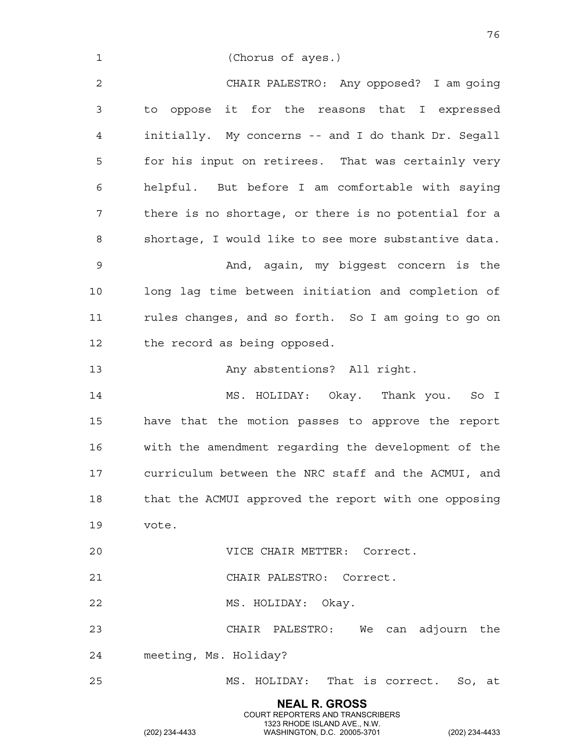(Chorus of ayes.)

CHAIR PALESTRO: Any opposed? I am going to oppose it for the reasons that I expressed initially. My concerns -- and I do thank Dr. Segall for his input on retirees. That was certainly very helpful. But before I am comfortable with saying there is no shortage, or there is no potential for a shortage, I would like to see more substantive data.

And, again, my biggest concern is the long lag time between initiation and completion of rules changes, and so forth. So I am going to go on the record as being opposed.

Any abstentions? All right.

MS. HOLIDAY: Okay. Thank you. So I have that the motion passes to approve the report with the amendment regarding the development of the curriculum between the NRC staff and the ACMUI, and that the ACMUI approved the report with one opposing vote.

VICE CHAIR METTER: Correct.

CHAIR PALESTRO: Correct.

MS. HOLIDAY: Okay.

CHAIR PALESTRO: We can adjourn the meeting, Ms. Holiday?

MS. HOLIDAY: That is correct. So, at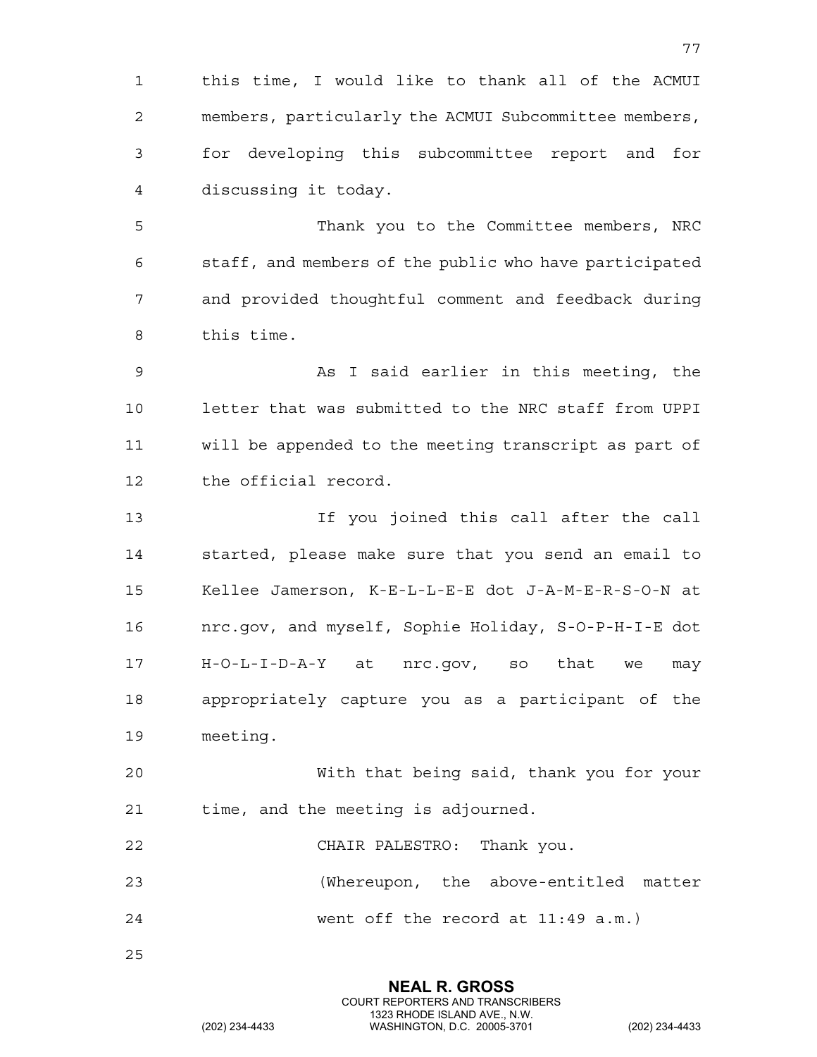this time, I would like to thank all of the ACMUI members, particularly the ACMUI Subcommittee members, for developing this subcommittee report and for discussing it today.

Thank you to the Committee members, NRC staff, and members of the public who have participated and provided thoughtful comment and feedback during this time.

As I said earlier in this meeting, the letter that was submitted to the NRC staff from UPPI will be appended to the meeting transcript as part of the official record.

If you joined this call after the call started, please make sure that you send an email to Kellee Jamerson, K-E-L-L-E-E dot J-A-M-E-R-S-O-N at nrc.gov, and myself, Sophie Holiday, S-O-P-H-I-E dot H-O-L-I-D-A-Y at nrc.gov, so that we may appropriately capture you as a participant of the meeting.

With that being said, thank you for your time, and the meeting is adjourned.

CHAIR PALESTRO: Thank you.

(Whereupon, the above-entitled matter went off the record at 11:49 a.m.)